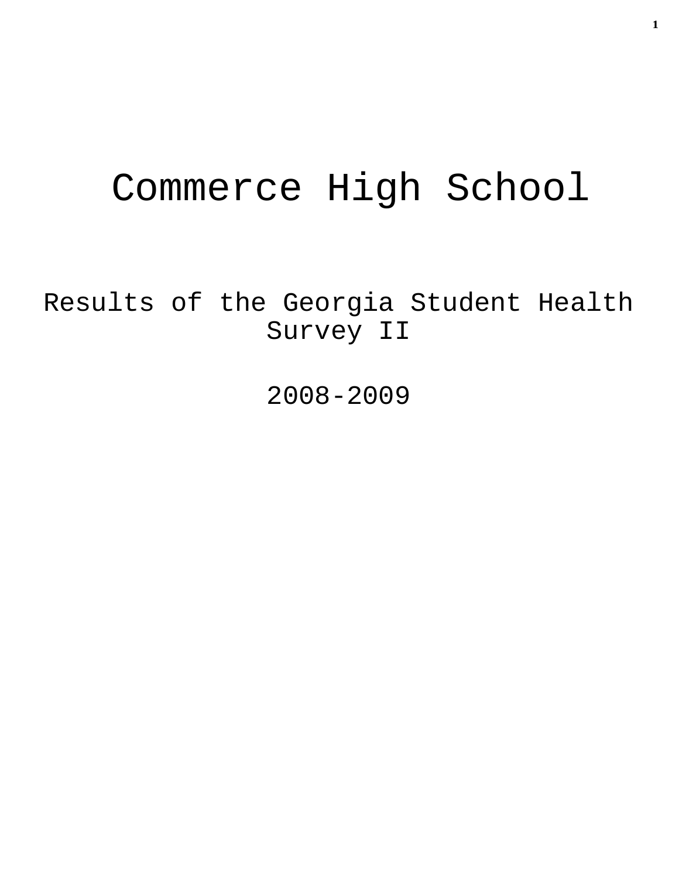# Commerce High School

## Results of the Georgia Student Health Survey II

## 2008-2009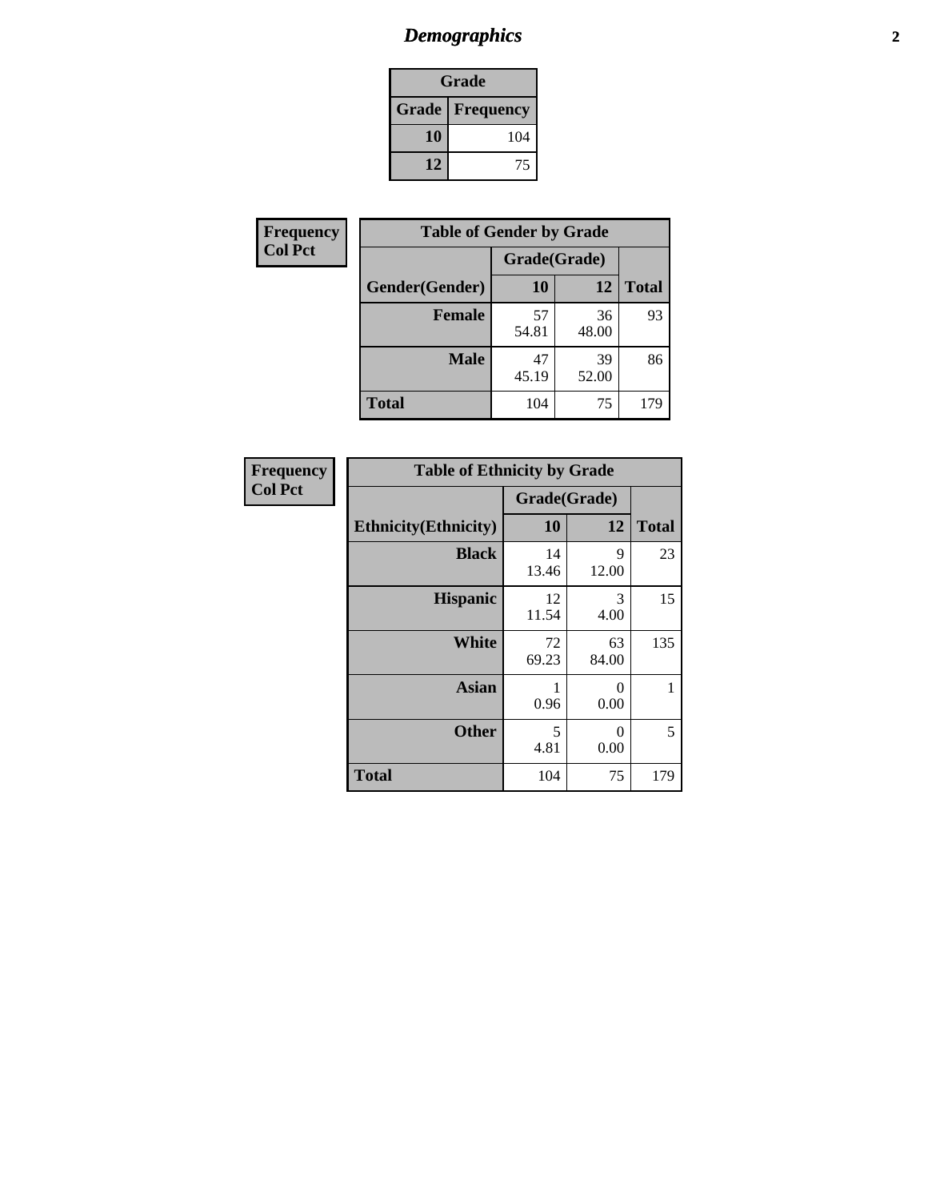# Demographics

| Grade | |
|---|---|
| **Grade** | **Frequency** |
| **10** | 104 |
| **12** | 75 |

**Frequency**
**Col Pct**

| Table of Gender by Grade | | | |
|---|---|---|---|
| | Grade(Grade) | | |
| **Gender(Gender)** | **10** | **12** | **Total** |
| **Female** | 57<br>54.81 | 36<br>48.00 | 93 |
| **Male** | 47<br>45.19 | 39<br>52.00 | 86 |
| **Total** | 104 | 75 | 179 |

**Frequency**
**Col Pct**

| Table of Ethnicity by Grade | | | |
|---|---|---|---|
| | Grade(Grade) | | |
| **Ethnicity(Ethnicity)** | **10** | **12** | **Total** |
| **Black** | 14<br>13.46 | 9<br>12.00 | 23 |
| **Hispanic** | 12<br>11.54 | 3<br>4.00 | 15 |
| **White** | 72<br>69.23 | 63<br>84.00 | 135 |
| **Asian** | 1<br>0.96 | 0<br>0.00 | 1 |
| **Other** | 5<br>4.81 | 0<br>0.00 | 5 |
| **Total** | 104 | 75 | 179 |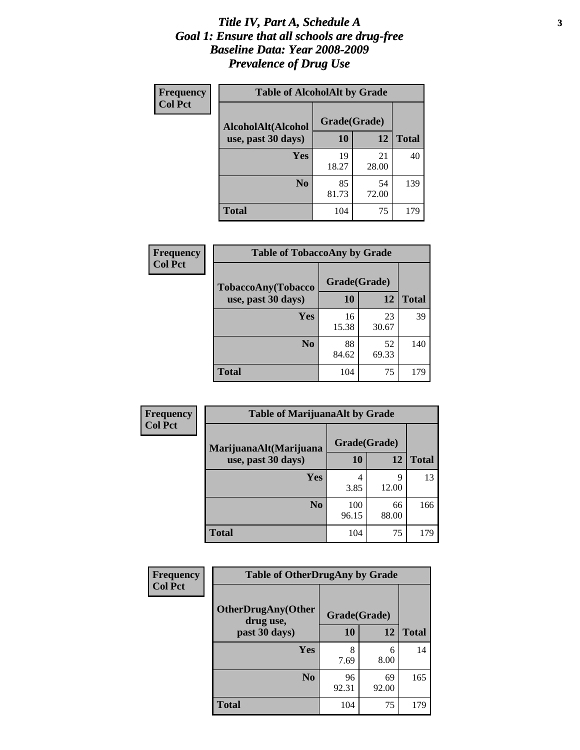# *Title IV, Part A, Schedule A*
# *Goal 1: Ensure that all schools are drug-free*
# *Baseline Data: Year 2008-2009*
# *Prevalence of Drug Use*

**Frequency**
**Col Pct**

| Table of AlcoholAlt by Grade | | | |
|---|---|---|---|
| AlcoholAlt(Alcohol use, past 30 days) | Grade(Grade) | | |
| | 10 | 12 | Total |
| Yes | 19<br>18.27 | 21<br>28.00 | 40 |
| No | 85<br>81.73 | 54<br>72.00 | 139 |
| Total | 104 | 75 | 179 |

**Frequency**
**Col Pct**

| Table of TobaccoAny by Grade | | | |
|---|---|---|---|
| TobaccoAny(Tobacco use, past 30 days) | Grade(Grade) | | |
| | 10 | 12 | Total |
| Yes | 16<br>15.38 | 23<br>30.67 | 39 |
| No | 88<br>84.62 | 52<br>69.33 | 140 |
| Total | 104 | 75 | 179 |

**Frequency**
**Col Pct**

| Table of MarijuanaAlt by Grade | | | |
|---|---|---|---|
| MarijuanaAlt(Marijuana use, past 30 days) | Grade(Grade) | | |
| | 10 | 12 | Total |
| Yes | 4<br>3.85 | 9<br>12.00 | 13 |
| No | 100<br>96.15 | 66<br>88.00 | 166 |
| Total | 104 | 75 | 179 |

**Frequency**
**Col Pct**

| Table of OtherDrugAny by Grade | | | |
|---|---|---|---|
| OtherDrugAny(Other drug use, past 30 days) | Grade(Grade) | | |
| | 10 | 12 | Total |
| Yes | 8<br>7.69 | 6<br>8.00 | 14 |
| No | 96<br>92.31 | 69<br>92.00 | 165 |
| Total | 104 | 75 | 179 |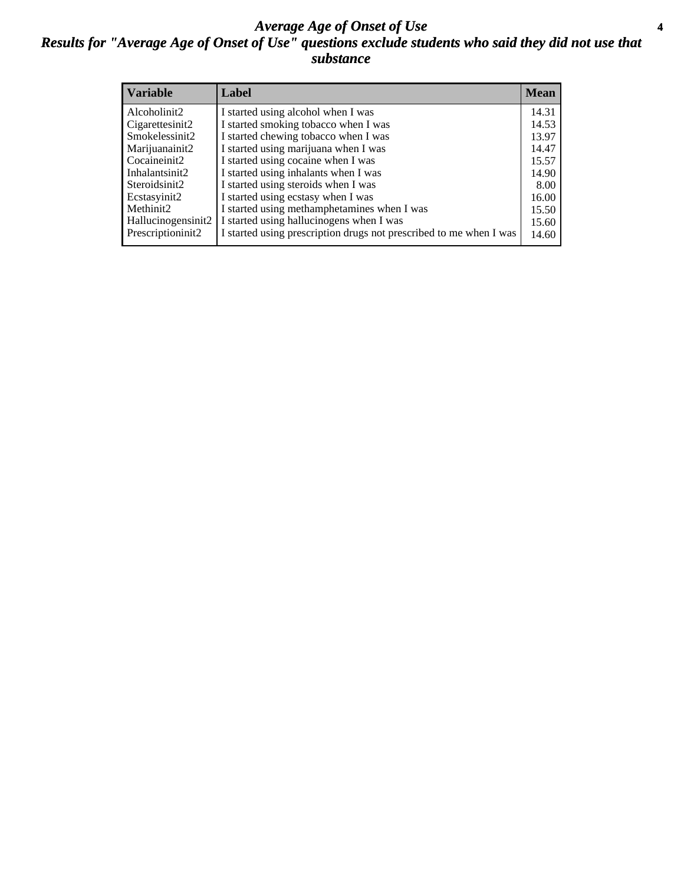# *Average Age of Onset of Use*

## *Results for "Average Age of Onset of Use" questions exclude students who said they did not use that substance*

| Variable | Label | Mean |
|---|---|---|
| Alcoholinit2 | I started using alcohol when I was | 14.31 |
| Cigarettesinit2 | I started smoking tobacco when I was | 14.53 |
| Smokelessinit2 | I started chewing tobacco when I was | 13.97 |
| Marijuanainit2 | I started using marijuana when I was | 14.47 |
| Cocaineinit2 | I started using cocaine when I was | 15.57 |
| Inhalantsinit2 | I started using inhalants when I was | 14.90 |
| Steroidsinit2 | I started using steroids when I was | 8.00 |
| Ecstasyinit2 | I started using ecstasy when I was | 16.00 |
| Methinit2 | I started using methamphetamines when I was | 15.50 |
| Hallucinogensinit2 | I started using hallucinogens when I was | 15.60 |
| Prescriptioninit2 | I started using prescription drugs not prescribed to me when I was | 14.60 |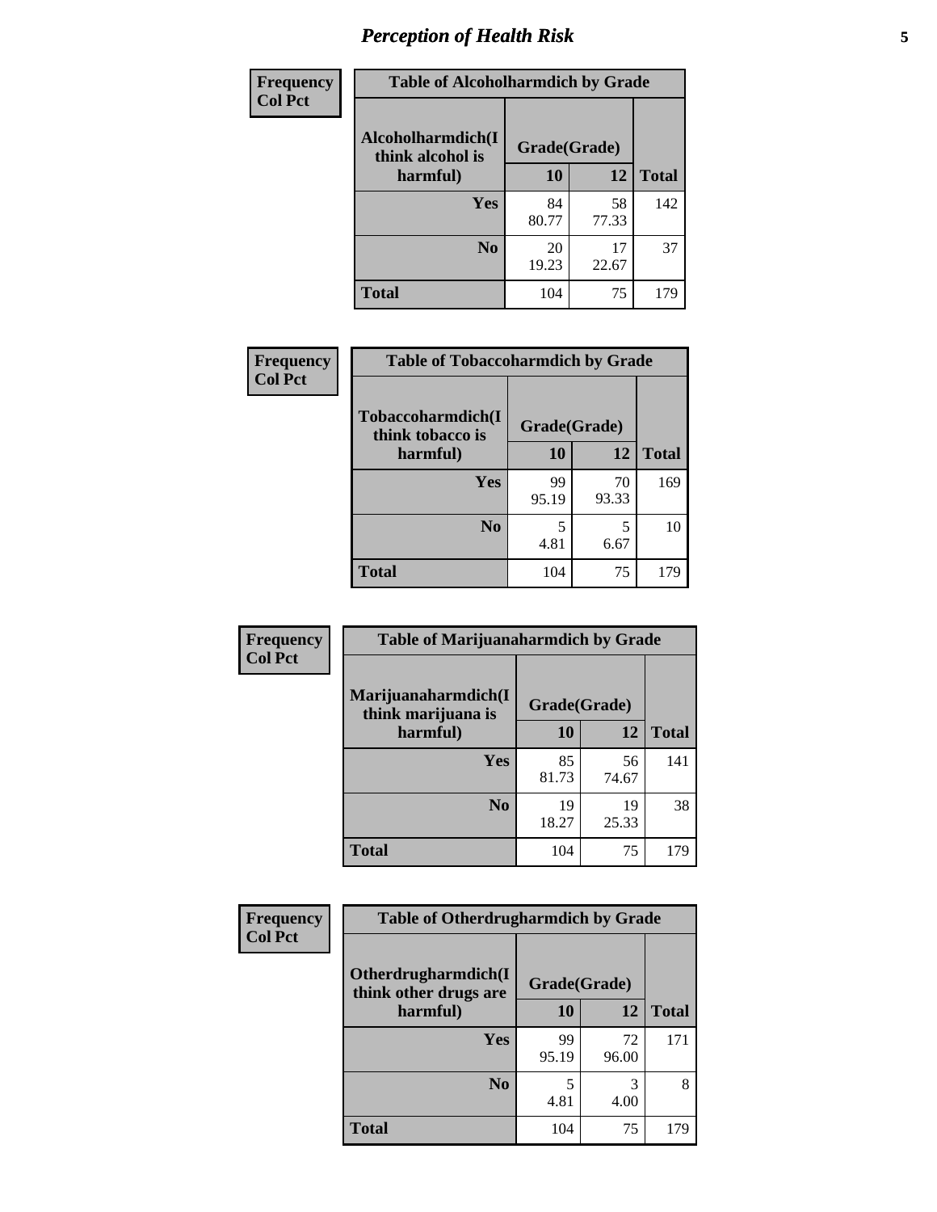# Perception of Health Risk

**Frequency**
**Col Pct**

| Table of Alcoholharmdich by Grade | | | |
|---|---|---|---|
| Alcoholharmdich(I think alcohol is harmful) | Grade(Grade) | | |
| | 10 | 12 | Total |
| Yes | 84<br>80.77 | 58<br>77.33 | 142 |
| No | 20<br>19.23 | 17<br>22.67 | 37 |
| Total | 104 | 75 | 179 |

**Frequency**
**Col Pct**

| Table of Tobaccoharmdich by Grade | | | |
|---|---|---|---|
| Tobaccoharmdich(I think tobacco is harmful) | Grade(Grade) | | |
| | 10 | 12 | Total |
| Yes | 99<br>95.19 | 70<br>93.33 | 169 |
| No | 5<br>4.81 | 5<br>6.67 | 10 |
| Total | 104 | 75 | 179 |

**Frequency**
**Col Pct**

| Table of Marijuanaharmdich by Grade | | | |
|---|---|---|---|
| Marijuanaharmdich(I think marijuana is harmful) | Grade(Grade) | | |
| | 10 | 12 | Total |
| Yes | 85<br>81.73 | 56<br>74.67 | 141 |
| No | 19<br>18.27 | 19<br>25.33 | 38 |
| Total | 104 | 75 | 179 |

**Frequency**
**Col Pct**

| Table of Otherdrugharmdich by Grade | | | |
|---|---|---|---|
| Otherdrugharmdich(I think other drugs are harmful) | Grade(Grade) | | |
| | 10 | 12 | Total |
| Yes | 99<br>95.19 | 72<br>96.00 | 171 |
| No | 5<br>4.81 | 3<br>4.00 | 8 |
| Total | 104 | 75 | 179 |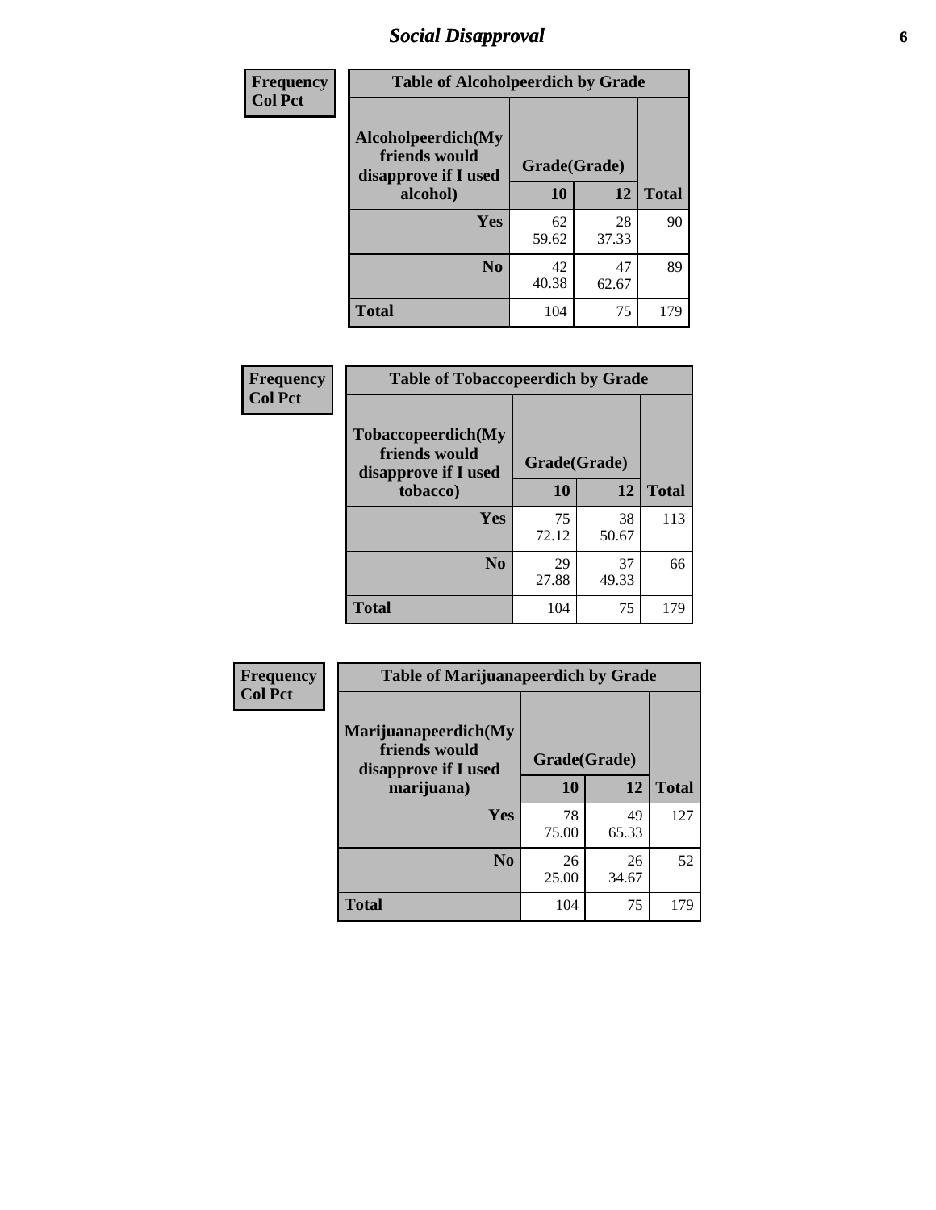## Social Disapproval

**Frequency**
**Col Pct**

| Table of Alcoholpeerdich by Grade | | | |
|---|---|---|---|
| Alcoholpeerdich(My friends would disapprove if I used alcohol) | Grade(Grade) | | |
| | 10 | 12 | Total |
| Yes | 62<br>59.62 | 28<br>37.33 | 90 |
| No | 42<br>40.38 | 47<br>62.67 | 89 |
| Total | 104 | 75 | 179 |

**Frequency**
**Col Pct**

| Table of Tobaccopeerdich by Grade | | | |
|---|---|---|---|
| Tobaccopeerdich(My friends would disapprove if I used tobacco) | Grade(Grade) | | |
| | 10 | 12 | Total |
| Yes | 75<br>72.12 | 38<br>50.67 | 113 |
| No | 29<br>27.88 | 37<br>49.33 | 66 |
| Total | 104 | 75 | 179 |

**Frequency**
**Col Pct**

| Table of Marijuanapeerdich by Grade | | | |
|---|---|---|---|
| Marijuanapeerdich(My friends would disapprove if I used marijuana) | Grade(Grade) | | |
| | 10 | 12 | Total |
| Yes | 78<br>75.00 | 49<br>65.33 | 127 |
| No | 26<br>25.00 | 26<br>34.67 | 52 |
| Total | 104 | 75 | 179 |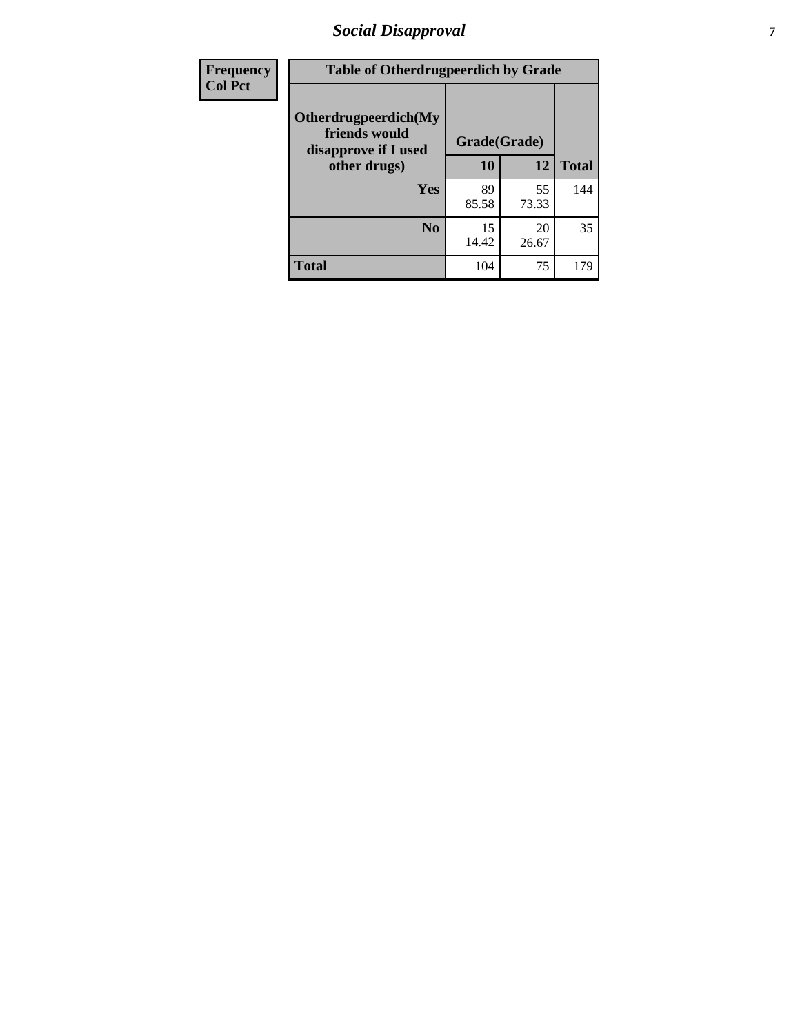# Social Disapproval

| Frequency<br>Col Pct | Table of Otherdrugpeerdich by Grade | | |
|---|---|---|---|
| Otherdrugpeerdich(My friends would disapprove if I used other drugs) | Grade(Grade) | | |
| | 10 | 12 | Total |
| Yes | 89<br>85.58 | 55<br>73.33 | 144 |
| No | 15<br>14.42 | 20<br>26.67 | 35 |
| Total | 104 | 75 | 179 |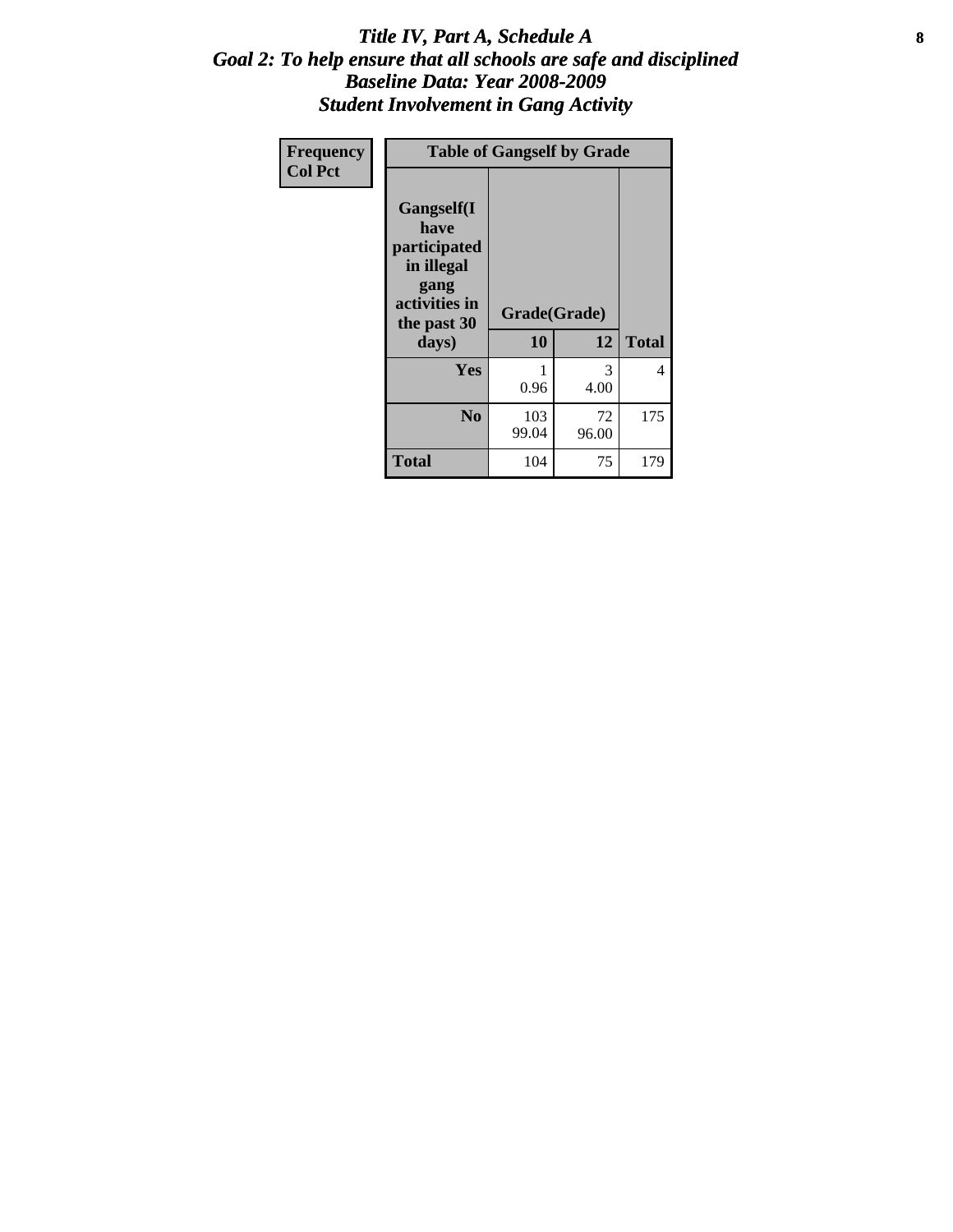# *Title IV, Part A, Schedule A*
## *Goal 2: To help ensure that all schools are safe and disciplined*
## *Baseline Data: Year 2008-2009*
## *Student Involvement in Gang Activity*

| Frequency<br>Col Pct | Table of Gangself by Grade | | |
|---|---|---|---|
| Gangself(I have participated in illegal gang activities in the past 30 days) | Grade(Grade) | | |
| | 10 | 12 | Total |
| Yes | 1<br>0.96 | 3<br>4.00 | 4 |
| No | 103<br>99.04 | 72<br>96.00 | 175 |
| Total | 104 | 75 | 179 |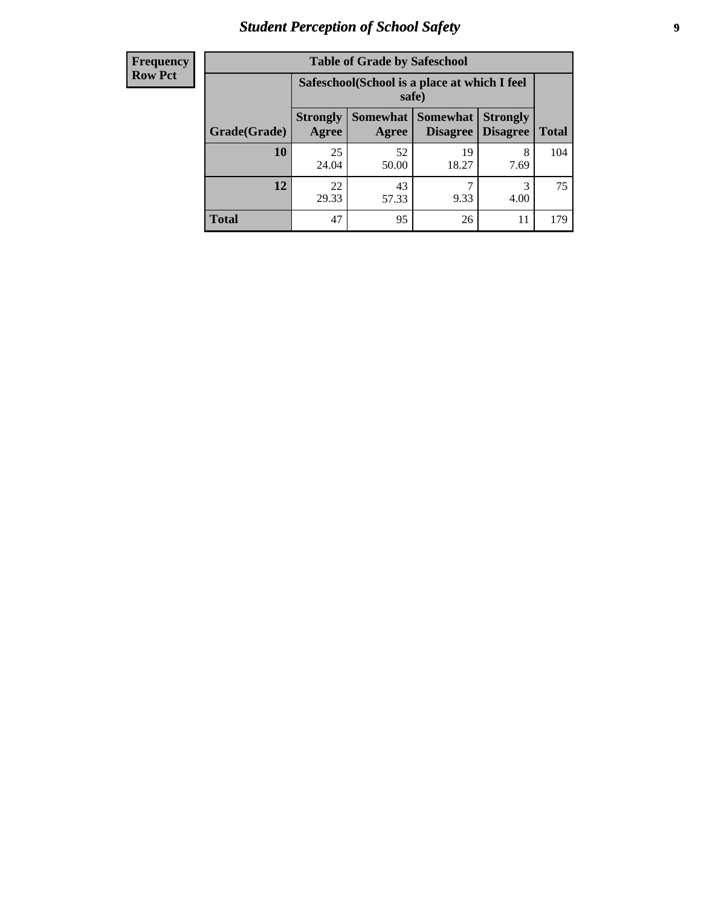| Frequency<br>Row Pct |
| --- |

**Table of Grade by Safeschool**

| Grade(Grade) | Safeschool(School is a place at which I feel safe) | | | | Total |
| --- | --- | --- | --- | --- | --- |
| | Strongly Agree | Somewhat Agree | Somewhat Disagree | Strongly Disagree | |
| **10** | 25<br>24.04 | 52<br>50.00 | 19<br>18.27 | 8<br>7.69 | 104 |
| **12** | 22<br>29.33 | 43<br>57.33 | 7<br>9.33 | 3<br>4.00 | 75 |
| **Total** | 47 | 95 | 26 | 11 | 179 |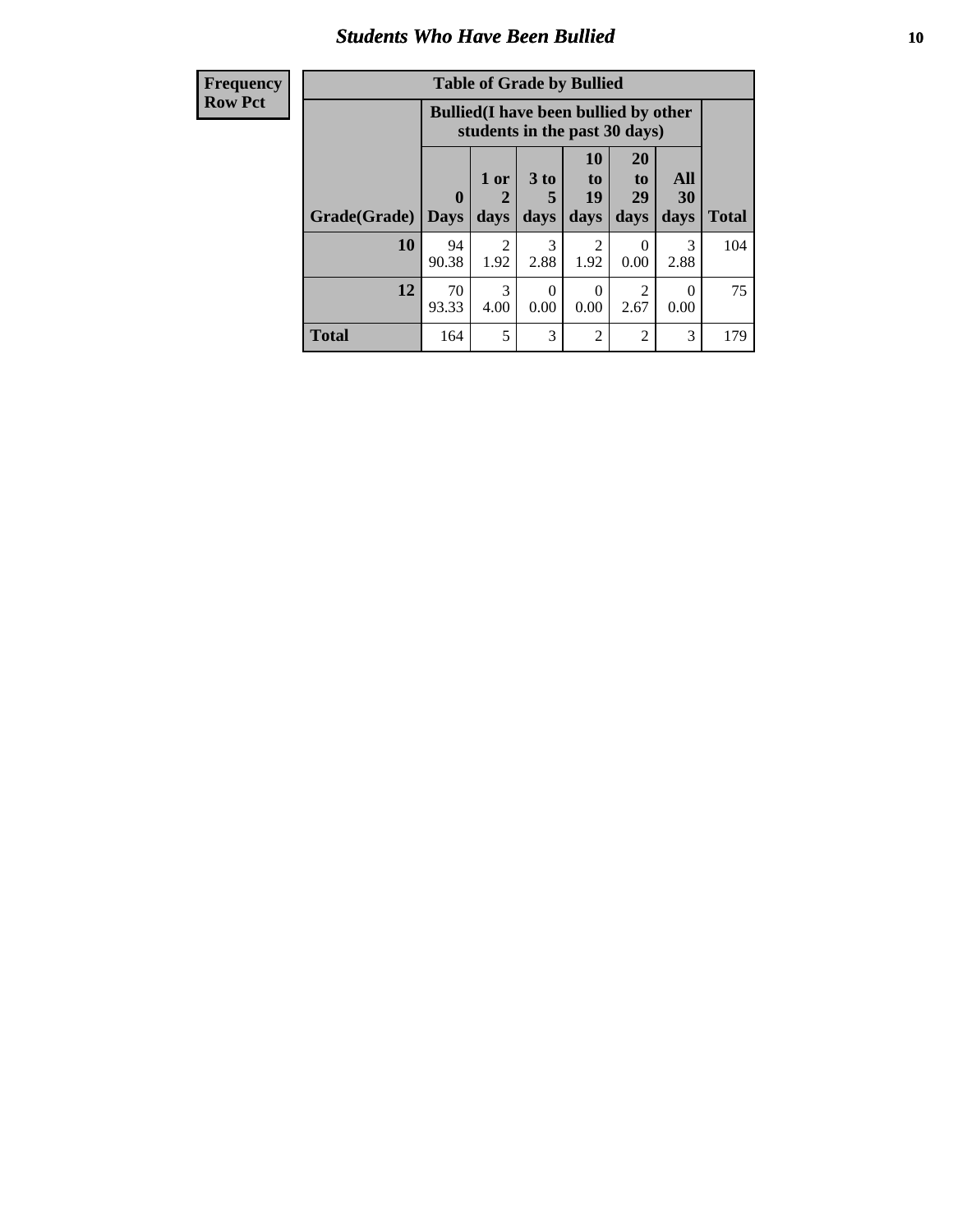# *Students Who Have Been Bullied*

| Frequency Row Pct |
|---|

**Table of Grade by Bullied**

| | Bullied(I have been bullied by other students in the past 30 days) | | | | | | |
|---|---|---|---|---|---|---|---|
| Grade(Grade) | 0 Days | 1 or 2 days | 3 to 5 days | 10 to 19 days | 20 to 29 days | All 30 days | Total |
| **10** | 94<br>90.38 | 2<br>1.92 | 3<br>2.88 | 2<br>1.92 | 0<br>0.00 | 3<br>2.88 | 104 |
| **12** | 70<br>93.33 | 3<br>4.00 | 0<br>0.00 | 0<br>0.00 | 2<br>2.67 | 0<br>0.00 | 75 |
| **Total** | 164 | 5 | 3 | 2 | 2 | 3 | 179 |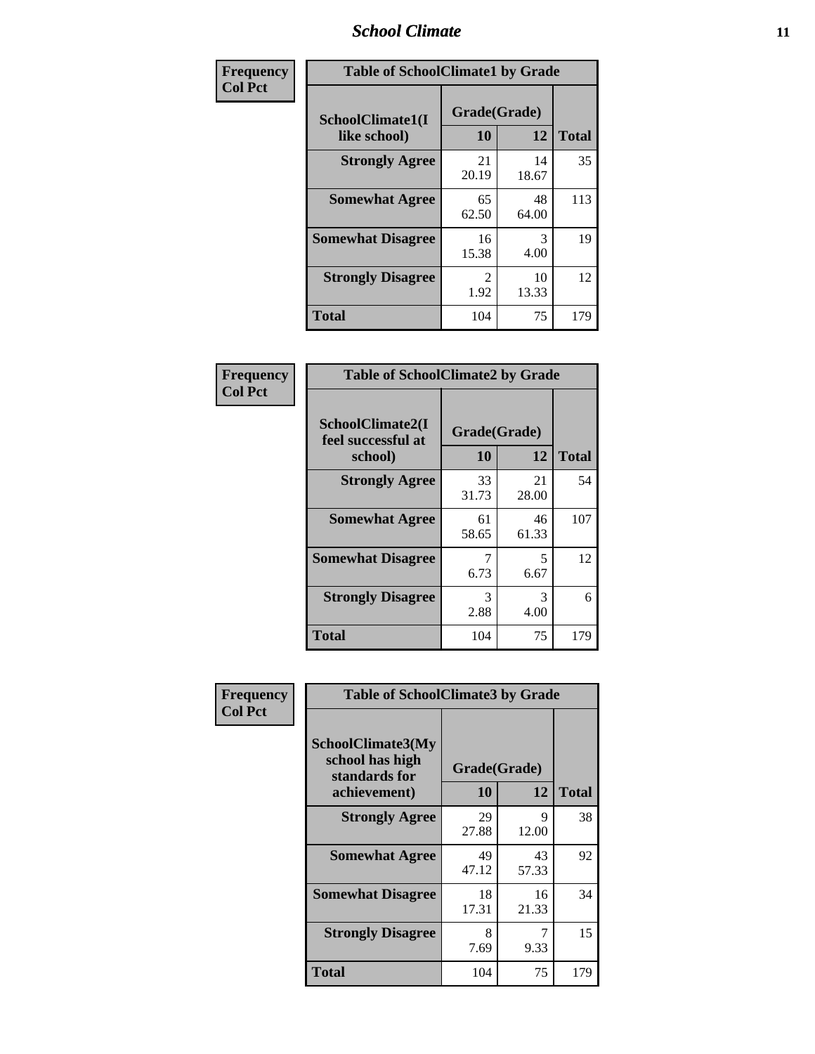| Frequency<br>Col Pct | Table of SchoolClimate1 by Grade | | |
|---|---|---|---|
| SchoolClimate1(I like school) | Grade(Grade) | | |
| | 10 | 12 | Total |
| Strongly Agree | 21<br>20.19 | 14<br>18.67 | 35 |
| Somewhat Agree | 65<br>62.50 | 48<br>64.00 | 113 |
| Somewhat Disagree | 16<br>15.38 | 3<br>4.00 | 19 |
| Strongly Disagree | 2<br>1.92 | 10<br>13.33 | 12 |
| Total | 104 | 75 | 179 |

| Frequency<br>Col Pct | Table of SchoolClimate2 by Grade | | |
|---|---|---|---|
| SchoolClimate2(I feel successful at school) | Grade(Grade) | | |
| | 10 | 12 | Total |
| Strongly Agree | 33<br>31.73 | 21<br>28.00 | 54 |
| Somewhat Agree | 61<br>58.65 | 46<br>61.33 | 107 |
| Somewhat Disagree | 7<br>6.73 | 5<br>6.67 | 12 |
| Strongly Disagree | 3<br>2.88 | 3<br>4.00 | 6 |
| Total | 104 | 75 | 179 |

| Frequency<br>Col Pct | Table of SchoolClimate3 by Grade | | |
|---|---|---|---|
| SchoolClimate3(My school has high standards for achievement) | Grade(Grade) | | |
| | 10 | 12 | Total |
| Strongly Agree | 29<br>27.88 | 9<br>12.00 | 38 |
| Somewhat Agree | 49<br>47.12 | 43<br>57.33 | 92 |
| Somewhat Disagree | 18<br>17.31 | 16<br>21.33 | 34 |
| Strongly Disagree | 8<br>7.69 | 7<br>9.33 | 15 |
| Total | 104 | 75 | 179 |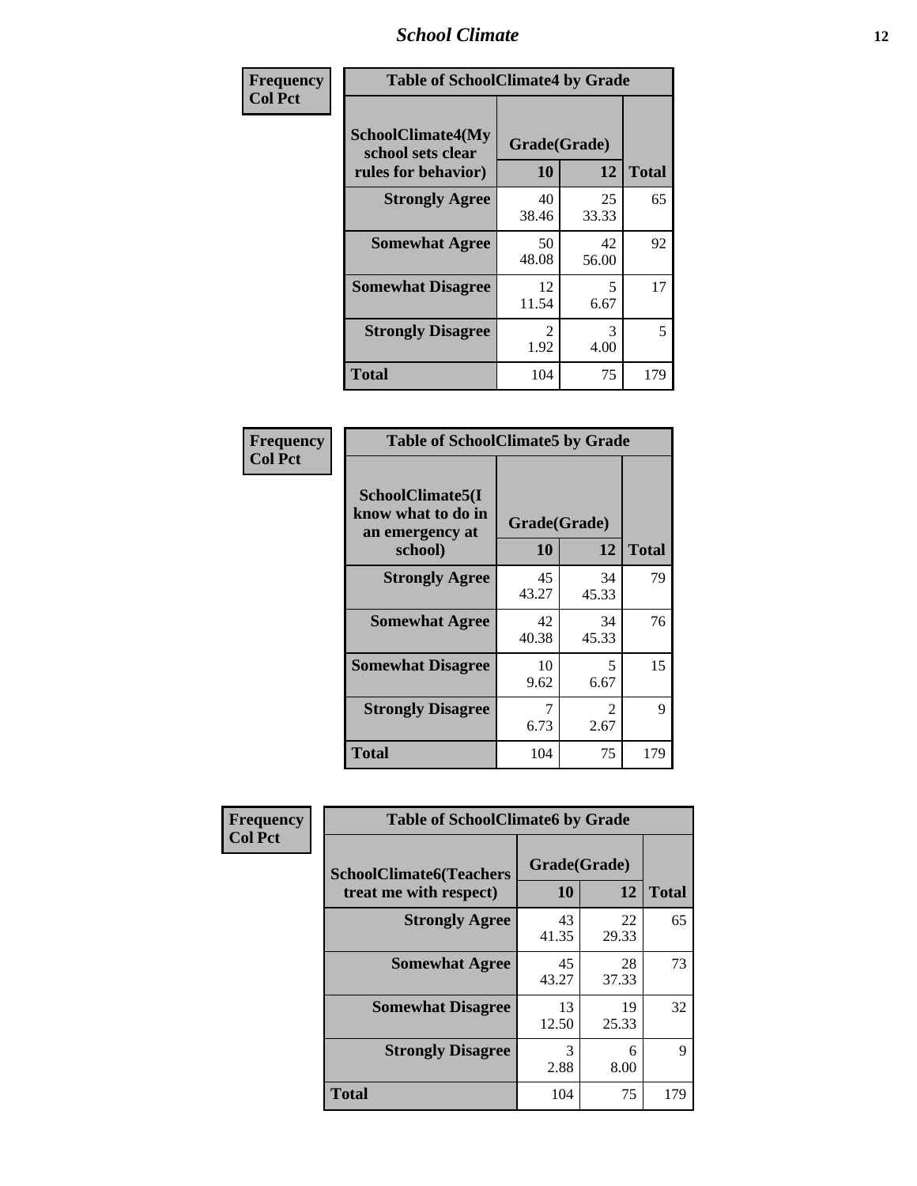| Frequency Col Pct | Table of SchoolClimate4 by Grade | | |
|---|---|---|---|
| SchoolClimate4(My school sets clear rules for behavior) | Grade(Grade) | | |
| | 10 | 12 | Total |
| Strongly Agree | 40<br>38.46 | 25<br>33.33 | 65 |
| Somewhat Agree | 50<br>48.08 | 42<br>56.00 | 92 |
| Somewhat Disagree | 12<br>11.54 | 5<br>6.67 | 17 |
| Strongly Disagree | 2<br>1.92 | 3<br>4.00 | 5 |
| Total | 104 | 75 | 179 |

| Frequency Col Pct | Table of SchoolClimate5 by Grade | | |
|---|---|---|---|
| SchoolClimate5(I know what to do in an emergency at school) | Grade(Grade) | | |
| | 10 | 12 | Total |
| Strongly Agree | 45<br>43.27 | 34<br>45.33 | 79 |
| Somewhat Agree | 42<br>40.38 | 34<br>45.33 | 76 |
| Somewhat Disagree | 10<br>9.62 | 5<br>6.67 | 15 |
| Strongly Disagree | 7<br>6.73 | 2<br>2.67 | 9 |
| Total | 104 | 75 | 179 |

| Frequency Col Pct | Table of SchoolClimate6 by Grade | | |
|---|---|---|---|
| SchoolClimate6(Teachers treat me with respect) | Grade(Grade) | | |
| | 10 | 12 | Total |
| Strongly Agree | 43<br>41.35 | 22<br>29.33 | 65 |
| Somewhat Agree | 45<br>43.27 | 28<br>37.33 | 73 |
| Somewhat Disagree | 13<br>12.50 | 19<br>25.33 | 32 |
| Strongly Disagree | 3<br>2.88 | 6<br>8.00 | 9 |
| Total | 104 | 75 | 179 |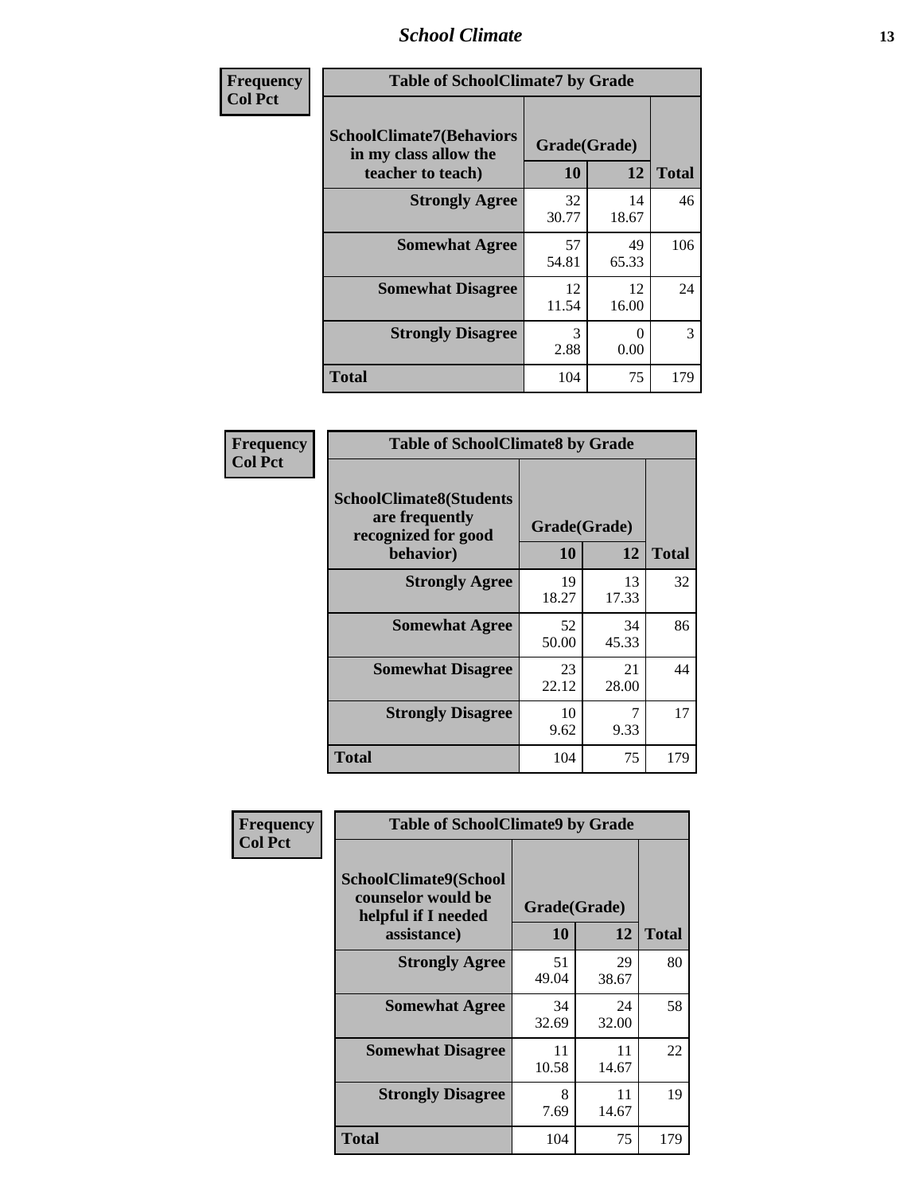| Frequency<br>Col Pct |
|---|

**Table of SchoolClimate7 by Grade**

| SchoolClimate7(Behaviors in my class allow the teacher to teach) | Grade(Grade) | | Total |
|---|---|---|---|
| | 10 | 12 | |
| Strongly Agree | 32<br>30.77 | 14<br>18.67 | 46 |
| Somewhat Agree | 57<br>54.81 | 49<br>65.33 | 106 |
| Somewhat Disagree | 12<br>11.54 | 12<br>16.00 | 24 |
| Strongly Disagree | 3<br>2.88 | 0<br>0.00 | 3 |
| Total | 104 | 75 | 179 |

| Frequency<br>Col Pct |
|---|

**Table of SchoolClimate8 by Grade**

| SchoolClimate8(Students are frequently recognized for good behavior) | Grade(Grade) | | Total |
|---|---|---|---|
| | 10 | 12 | |
| Strongly Agree | 19<br>18.27 | 13<br>17.33 | 32 |
| Somewhat Agree | 52<br>50.00 | 34<br>45.33 | 86 |
| Somewhat Disagree | 23<br>22.12 | 21<br>28.00 | 44 |
| Strongly Disagree | 10<br>9.62 | 7<br>9.33 | 17 |
| Total | 104 | 75 | 179 |

| Frequency<br>Col Pct |
|---|

**Table of SchoolClimate9 by Grade**

| SchoolClimate9(School counselor would be helpful if I needed assistance) | Grade(Grade) | | Total |
|---|---|---|---|
| | 10 | 12 | |
| Strongly Agree | 51<br>49.04 | 29<br>38.67 | 80 |
| Somewhat Agree | 34<br>32.69 | 24<br>32.00 | 58 |
| Somewhat Disagree | 11<br>10.58 | 11<br>14.67 | 22 |
| Strongly Disagree | 8<br>7.69 | 11<br>14.67 | 19 |
| Total | 104 | 75 | 179 |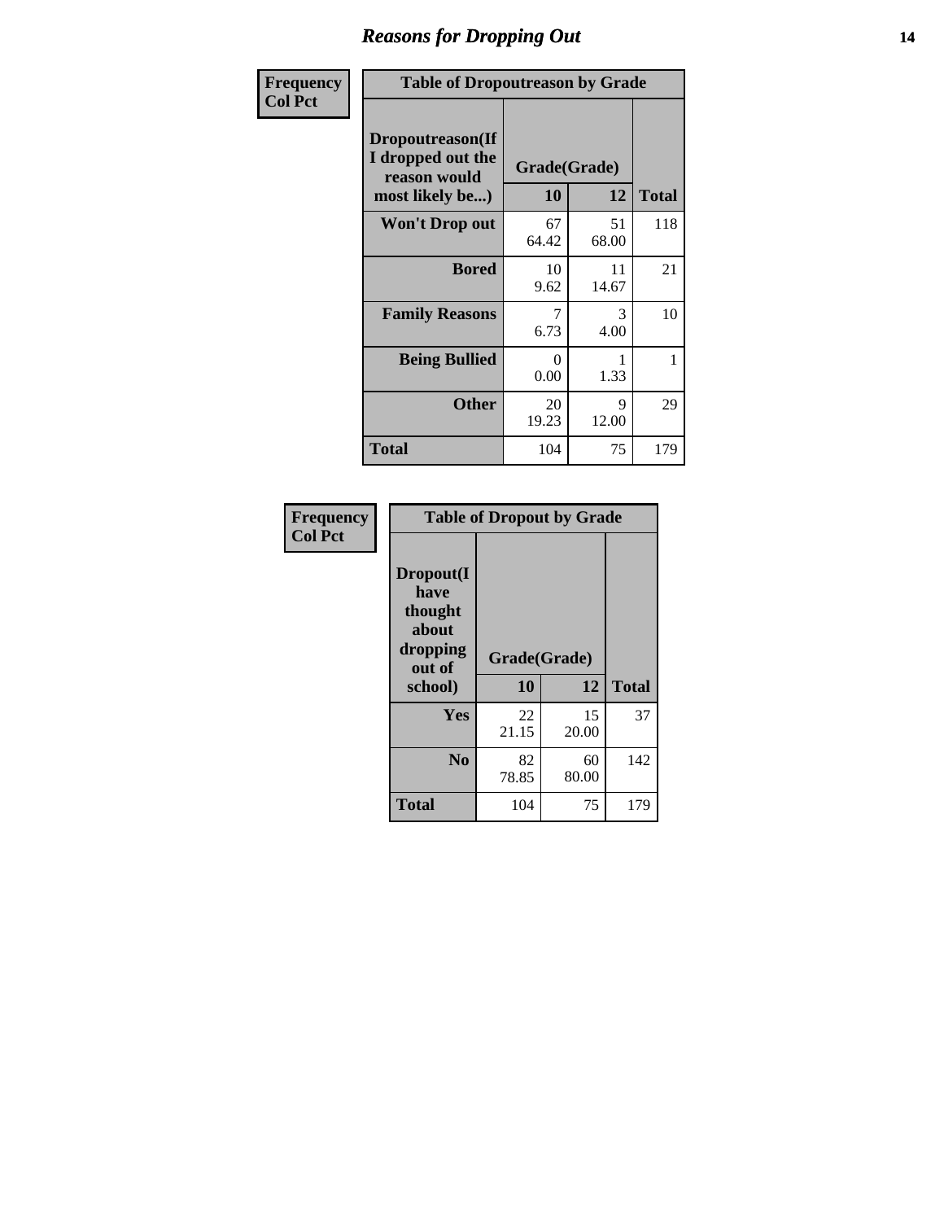# Reasons for Dropping Out

| Frequency Col Pct | Table of Dropoutreason by Grade | | |
|---|---|---|---|
| Dropoutreason(If I dropped out the reason would most likely be...) | Grade(Grade) | | |
| | 10 | 12 | Total |
| Won't Drop out | 67<br>64.42 | 51<br>68.00 | 118 |
| Bored | 10<br>9.62 | 11<br>14.67 | 21 |
| Family Reasons | 7<br>6.73 | 3<br>4.00 | 10 |
| Being Bullied | 0<br>0.00 | 1<br>1.33 | 1 |
| Other | 20<br>19.23 | 9<br>12.00 | 29 |
| Total | 104 | 75 | 179 |

| Frequency Col Pct | Table of Dropout by Grade | | |
|---|---|---|---|
| Dropout(I have thought about dropping out of school) | Grade(Grade) | | |
| | 10 | 12 | Total |
| Yes | 22<br>21.15 | 15<br>20.00 | 37 |
| No | 82<br>78.85 | 60<br>80.00 | 142 |
| Total | 104 | 75 | 179 |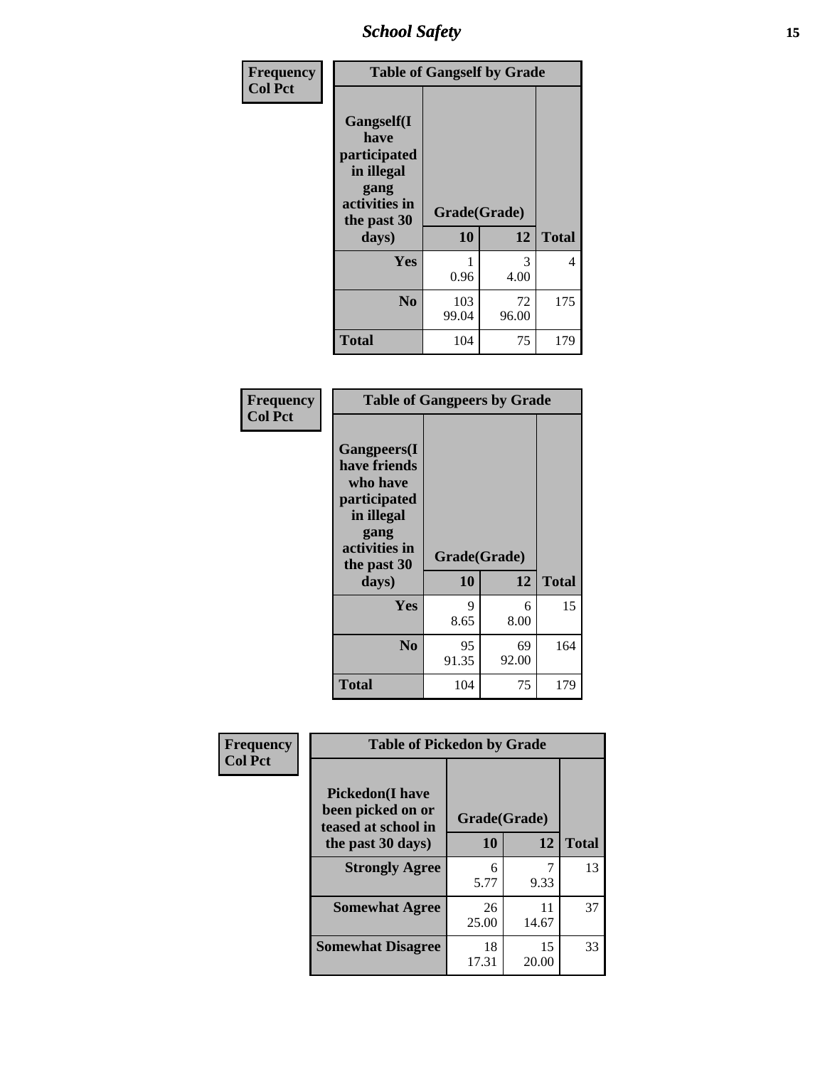| Frequency<br>Col Pct | Table of Gangself by Grade | | |
|---|---|---|---|
| Gangself(I have participated in illegal gang activities in the past 30 days) | Grade(Grade) | | |
| | 10 | 12 | Total |
| Yes | 1<br>0.96 | 3<br>4.00 | 4 |
| No | 103<br>99.04 | 72<br>96.00 | 175 |
| Total | 104 | 75 | 179 |

| Frequency<br>Col Pct | Table of Gangpeers by Grade | | |
|---|---|---|---|
| Gangpeers(I have friends who have participated in illegal gang activities in the past 30 days) | Grade(Grade) | | |
| | 10 | 12 | Total |
| Yes | 9<br>8.65 | 6<br>8.00 | 15 |
| No | 95<br>91.35 | 69<br>92.00 | 164 |
| Total | 104 | 75 | 179 |

| Frequency<br>Col Pct | Table of Pickedon by Grade | | |
|---|---|---|---|
| Pickedon(I have been picked on or teased at school in the past 30 days) | Grade(Grade) | | |
| | 10 | 12 | Total |
| Strongly Agree | 6<br>5.77 | 7<br>9.33 | 13 |
| Somewhat Agree | 26<br>25.00 | 11<br>14.67 | 37 |
| Somewhat Disagree | 18<br>17.31 | 15<br>20.00 | 33 |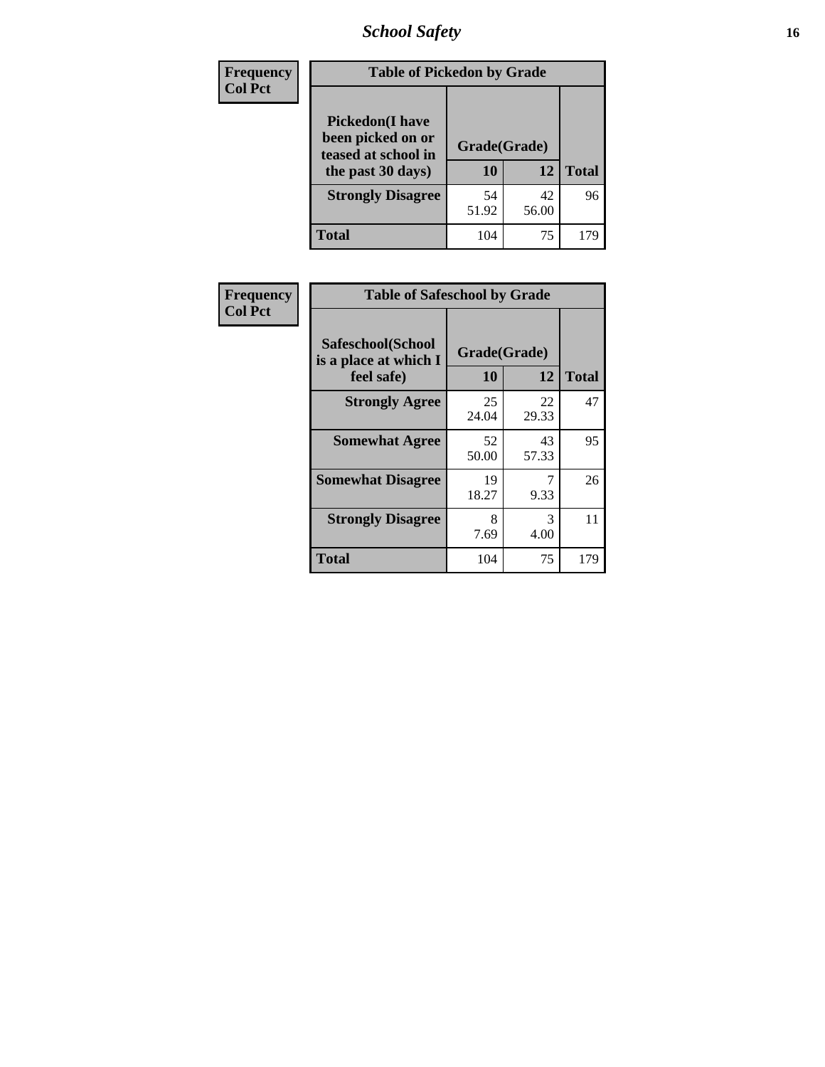| Frequency<br>Col Pct | Table of Pickedon by Grade | | |
|---|---|---|---|
| Pickedon(I have been picked on or teased at school in the past 30 days) | Grade(Grade) | | |
| | 10 | 12 | Total |
| Strongly Disagree | 54<br>51.92 | 42<br>56.00 | 96 |
| Total | 104 | 75 | 179 |

| Frequency<br>Col Pct | Table of Safeschool by Grade | | |
|---|---|---|---|
| Safeschool(School is a place at which I feel safe) | Grade(Grade) | | |
| | 10 | 12 | Total |
| Strongly Agree | 25<br>24.04 | 22<br>29.33 | 47 |
| Somewhat Agree | 52<br>50.00 | 43<br>57.33 | 95 |
| Somewhat Disagree | 19<br>18.27 | 7<br>9.33 | 26 |
| Strongly Disagree | 8<br>7.69 | 3<br>4.00 | 11 |
| Total | 104 | 75 | 179 |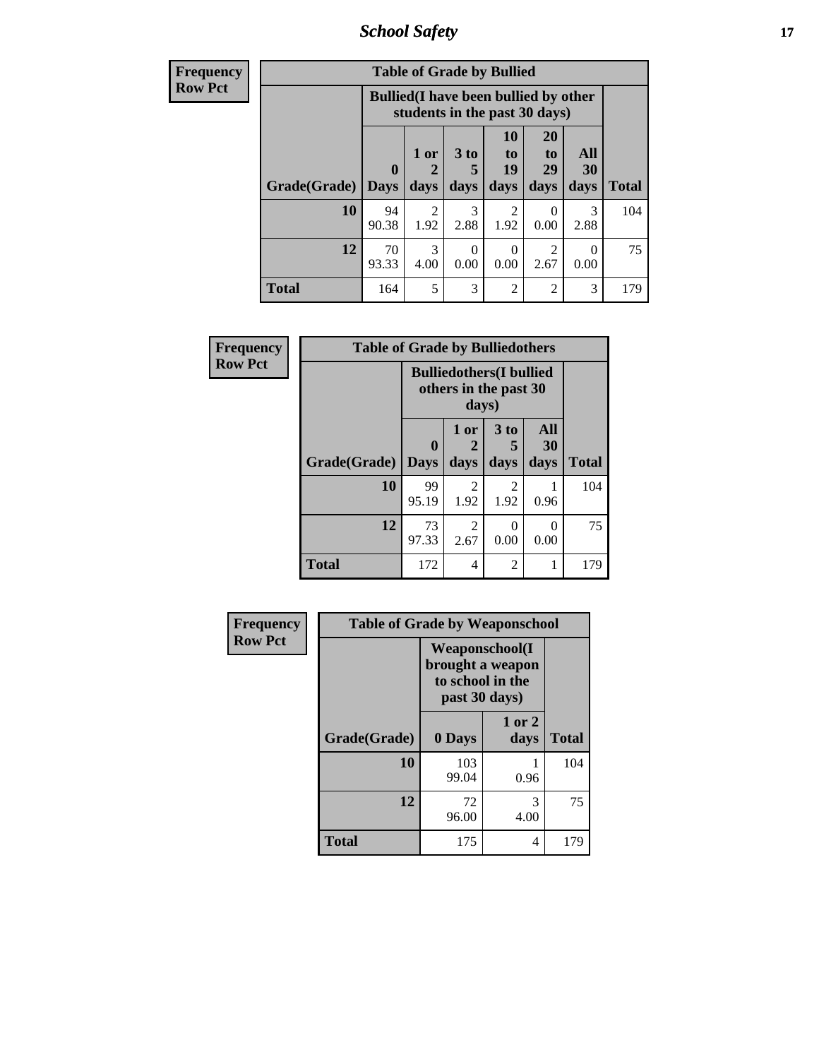## School Safety

**Frequency**
**Row Pct**

**Table of Grade by Bullied**

| Grade(Grade) | Bullied(I have been bullied by other students in the past 30 days) | | | | | | Total |
|---|---|---|---|---|---|---|---|
| | 0 Days | 1 or 2 days | 3 to 5 days | 10 to 19 days | 20 to 29 days | All 30 days | |
| **10** | 94<br>90.38 | 2<br>1.92 | 3<br>2.88 | 2<br>1.92 | 0<br>0.00 | 3<br>2.88 | 104 |
| **12** | 70<br>93.33 | 3<br>4.00 | 0<br>0.00 | 0<br>0.00 | 2<br>2.67 | 0<br>0.00 | 75 |
| **Total** | 164 | 5 | 3 | 2 | 2 | 3 | 179 |

**Frequency**
**Row Pct**

**Table of Grade by Bulliedothers**

| Grade(Grade) | Bulliedothers(I bullied others in the past 30 days) | | | | Total |
|---|---|---|---|---|---|
| | 0 Days | 1 or 2 days | 3 to 5 days | All 30 days | |
| **10** | 99<br>95.19 | 2<br>1.92 | 2<br>1.92 | 1<br>0.96 | 104 |
| **12** | 73<br>97.33 | 2<br>2.67 | 0<br>0.00 | 0<br>0.00 | 75 |
| **Total** | 172 | 4 | 2 | 1 | 179 |

**Frequency**
**Row Pct**

**Table of Grade by Weaponschool**

| Grade(Grade) | Weaponschool(I brought a weapon to school in the past 30 days) | | Total |
|---|---|---|---|
| | 0 Days | 1 or 2 days | |
| **10** | 103<br>99.04 | 1<br>0.96 | 104 |
| **12** | 72<br>96.00 | 3<br>4.00 | 75 |
| **Total** | 175 | 4 | 179 |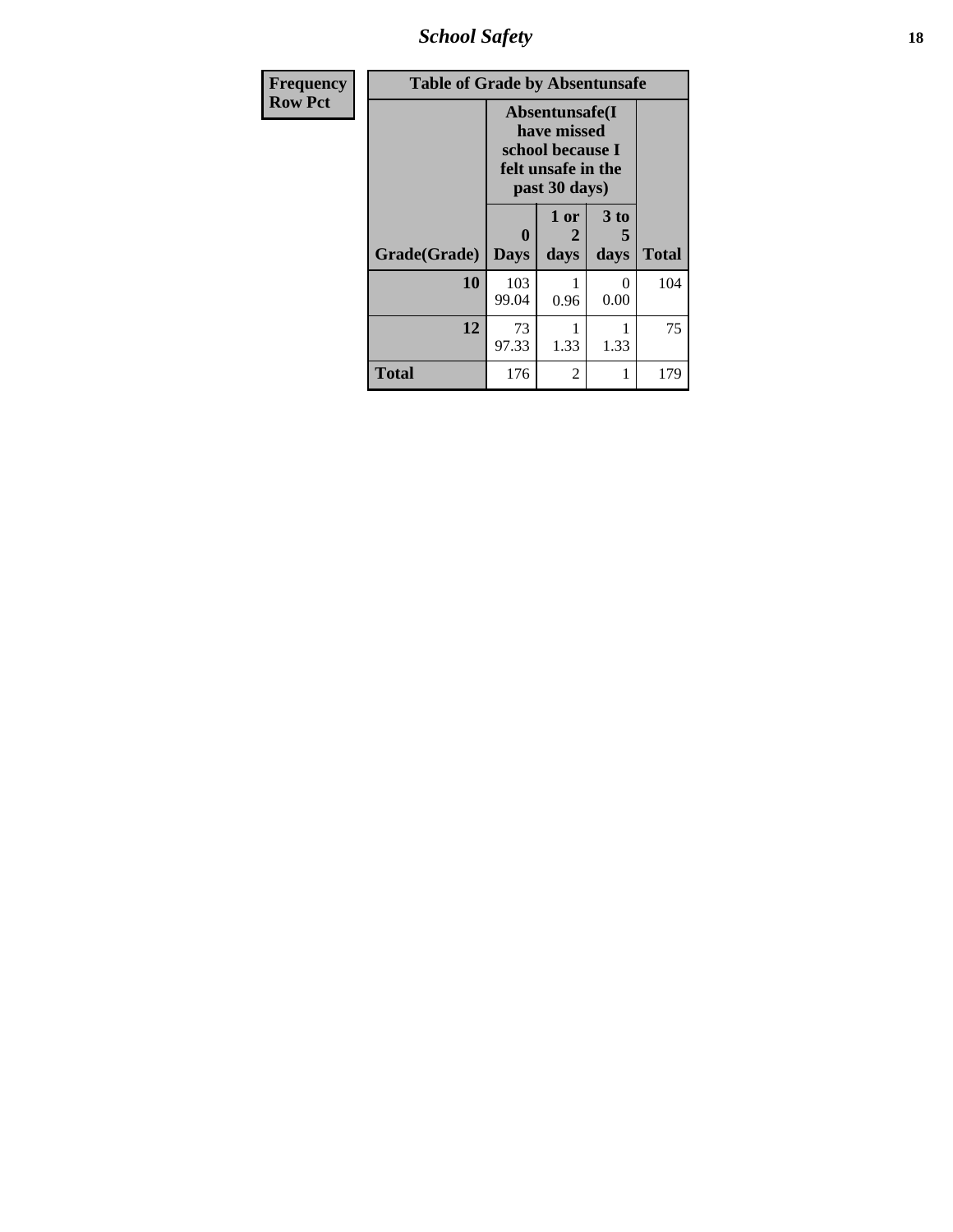| Frequency<br>Row Pct | Table of Grade by Absentunsafe | | | |
|---|---|---|---|---|
| | Absentunsafe(I have missed school because I felt unsafe in the past 30 days) | | | |
| Grade(Grade) | 0 Days | 1 or 2 days | 3 to 5 days | Total |
| 10 | 103<br>99.04 | 1<br>0.96 | 0<br>0.00 | 104 |
| 12 | 73<br>97.33 | 1<br>1.33 | 1<br>1.33 | 75 |
| Total | 176 | 2 | 1 | 179 |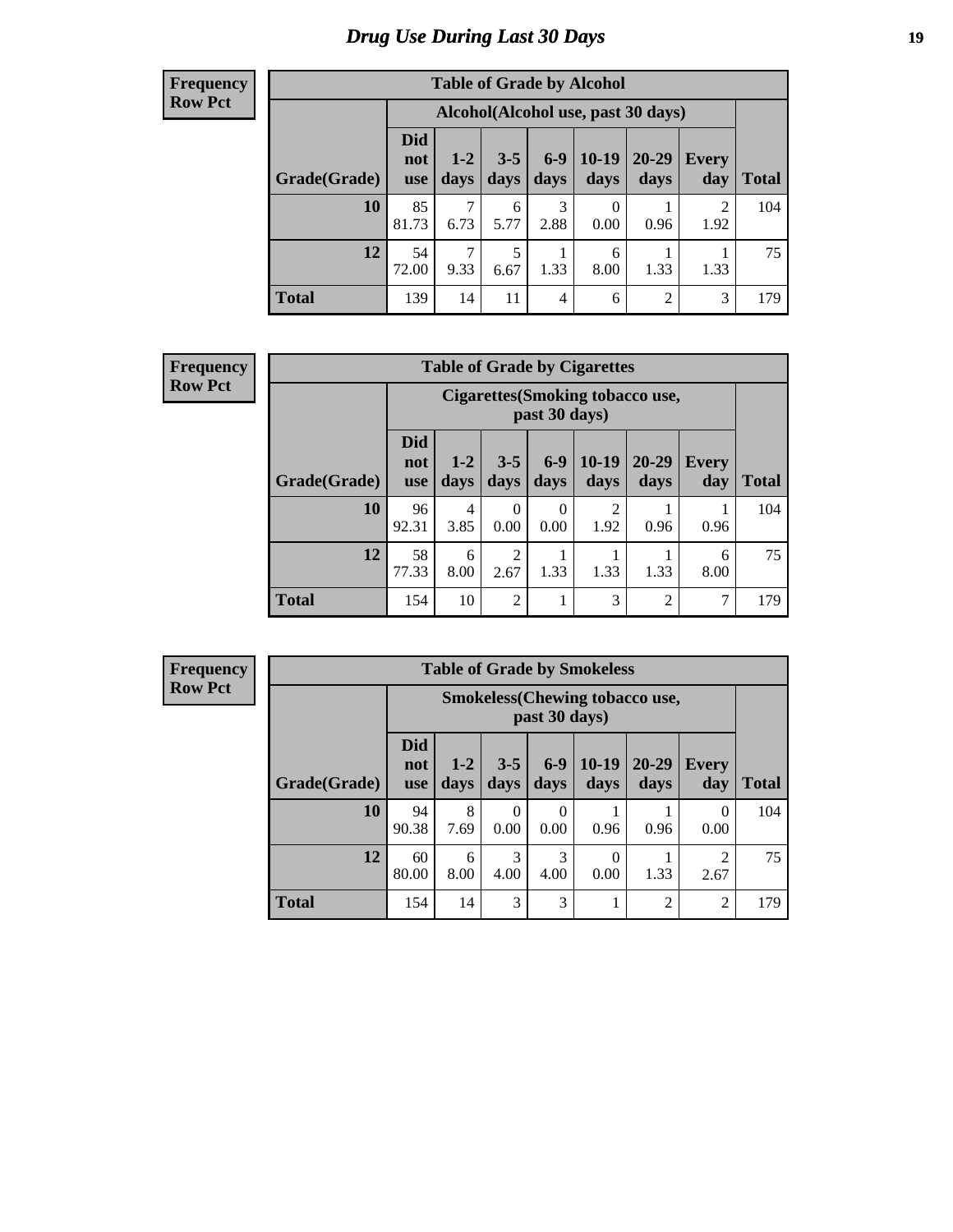# Drug Use During Last 30 Days

**Frequency**
**Row Pct**

| Table of Grade by Alcohol | | | | | | | | |
|---|---|---|---|---|---|---|---|---|
| | Alcohol(Alcohol use, past 30 days) | | | | | | | |
| Grade(Grade) | Did not use | 1-2 days | 3-5 days | 6-9 days | 10-19 days | 20-29 days | Every day | Total |
| **10** | 85<br>81.73 | 7<br>6.73 | 6<br>5.77 | 3<br>2.88 | 0<br>0.00 | 1<br>0.96 | 2<br>1.92 | 104 |
| **12** | 54<br>72.00 | 7<br>9.33 | 5<br>6.67 | 1<br>1.33 | 6<br>8.00 | 1<br>1.33 | 1<br>1.33 | 75 |
| **Total** | 139 | 14 | 11 | 4 | 6 | 2 | 3 | 179 |

**Frequency**
**Row Pct**

| Table of Grade by Cigarettes | | | | | | | | |
|---|---|---|---|---|---|---|---|---|
| | Cigarettes(Smoking tobacco use, past 30 days) | | | | | | | |
| Grade(Grade) | Did not use | 1-2 days | 3-5 days | 6-9 days | 10-19 days | 20-29 days | Every day | Total |
| **10** | 96<br>92.31 | 4<br>3.85 | 0<br>0.00 | 0<br>0.00 | 2<br>1.92 | 1<br>0.96 | 1<br>0.96 | 104 |
| **12** | 58<br>77.33 | 6<br>8.00 | 2<br>2.67 | 1<br>1.33 | 1<br>1.33 | 1<br>1.33 | 6<br>8.00 | 75 |
| **Total** | 154 | 10 | 2 | 1 | 3 | 2 | 7 | 179 |

**Frequency**
**Row Pct**

| Table of Grade by Smokeless | | | | | | | | |
|---|---|---|---|---|---|---|---|---|
| | Smokeless(Chewing tobacco use, past 30 days) | | | | | | | |
| Grade(Grade) | Did not use | 1-2 days | 3-5 days | 6-9 days | 10-19 days | 20-29 days | Every day | Total |
| **10** | 94<br>90.38 | 8<br>7.69 | 0<br>0.00 | 0<br>0.00 | 1<br>0.96 | 1<br>0.96 | 0<br>0.00 | 104 |
| **12** | 60<br>80.00 | 6<br>8.00 | 3<br>4.00 | 3<br>4.00 | 0<br>0.00 | 1<br>1.33 | 2<br>2.67 | 75 |
| **Total** | 154 | 14 | 3 | 3 | 1 | 2 | 2 | 179 |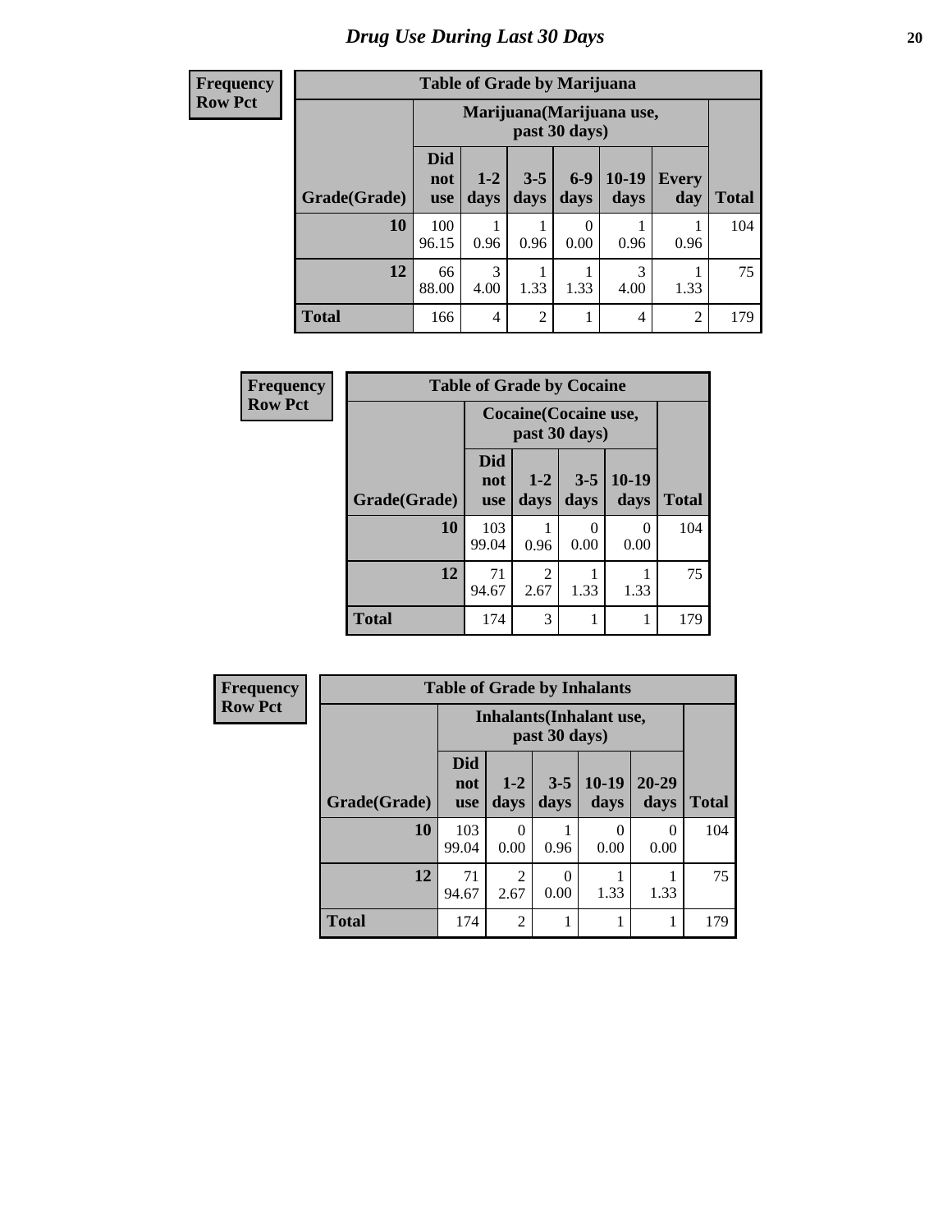# Drug Use During Last 30 Days

**Frequency**
**Row Pct**

| Table of Grade by Marijuana | | | | | | | |
|---|---|---|---|---|---|---|---|
| | Marijuana(Marijuana use, past 30 days) | | | | | | |
| Grade(Grade) | Did not use | 1-2 days | 3-5 days | 6-9 days | 10-19 days | Every day | Total |
| **10** | 100<br>96.15 | 1<br>0.96 | 1<br>0.96 | 0<br>0.00 | 1<br>0.96 | 1<br>0.96 | 104 |
| **12** | 66<br>88.00 | 3<br>4.00 | 1<br>1.33 | 1<br>1.33 | 3<br>4.00 | 1<br>1.33 | 75 |
| **Total** | 166 | 4 | 2 | 1 | 4 | 2 | 179 |

**Frequency**
**Row Pct**

| Table of Grade by Cocaine | | | | | |
|---|---|---|---|---|---|
| | Cocaine(Cocaine use, past 30 days) | | | | |
| Grade(Grade) | Did not use | 1-2 days | 3-5 days | 10-19 days | Total |
| **10** | 103<br>99.04 | 1<br>0.96 | 0<br>0.00 | 0<br>0.00 | 104 |
| **12** | 71<br>94.67 | 2<br>2.67 | 1<br>1.33 | 1<br>1.33 | 75 |
| **Total** | 174 | 3 | 1 | 1 | 179 |

**Frequency**
**Row Pct**

| Table of Grade by Inhalants | | | | | | |
|---|---|---|---|---|---|---|
| | Inhalants(Inhalant use, past 30 days) | | | | | |
| Grade(Grade) | Did not use | 1-2 days | 3-5 days | 10-19 days | 20-29 days | Total |
| **10** | 103<br>99.04 | 0<br>0.00 | 1<br>0.96 | 0<br>0.00 | 0<br>0.00 | 104 |
| **12** | 71<br>94.67 | 2<br>2.67 | 0<br>0.00 | 1<br>1.33 | 1<br>1.33 | 75 |
| **Total** | 174 | 2 | 1 | 1 | 1 | 179 |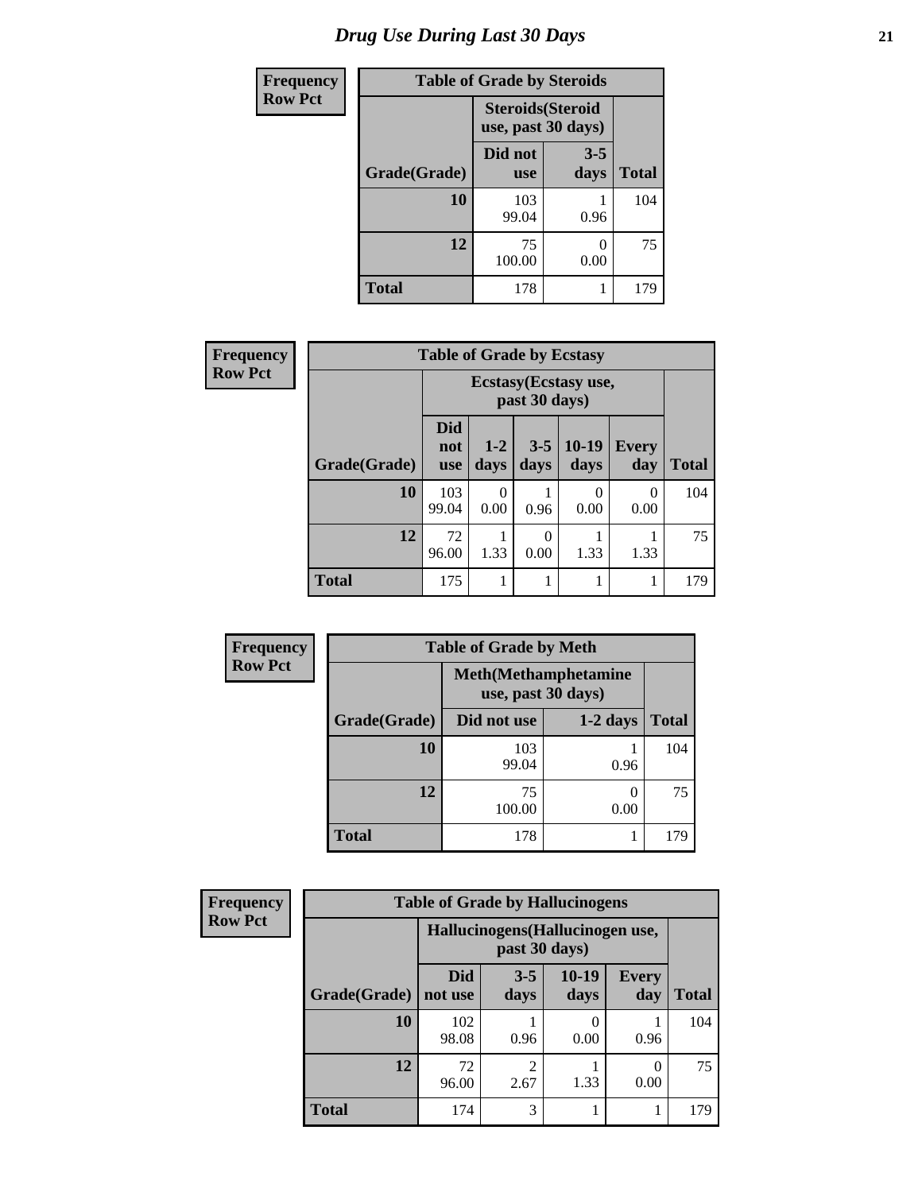# Drug Use During Last 30 Days

**Frequency**
**Row Pct**

**Table of Grade by Steroids**

| Grade(Grade) | Steroids(Steroid use, past 30 days) | | Total |
|---|---|---|---|
| | Did not use | 3-5 days | |
| 10 | 103<br>99.04 | 1<br>0.96 | 104 |
| 12 | 75<br>100.00 | 0<br>0.00 | 75 |
| Total | 178 | 1 | 179 |

**Frequency**
**Row Pct**

**Table of Grade by Ecstasy**

| Grade(Grade) | Ecstasy(Ecstasy use, past 30 days) | | | | | Total |
|---|---|---|---|---|---|---|
| | Did not use | 1-2 days | 3-5 days | 10-19 days | Every day | |
| 10 | 103<br>99.04 | 0<br>0.00 | 1<br>0.96 | 0<br>0.00 | 0<br>0.00 | 104 |
| 12 | 72<br>96.00 | 1<br>1.33 | 0<br>0.00 | 1<br>1.33 | 1<br>1.33 | 75 |
| Total | 175 | 1 | 1 | 1 | 1 | 179 |

**Frequency**
**Row Pct**

**Table of Grade by Meth**

| Grade(Grade) | Meth(Methamphetamine use, past 30 days) | | Total |
|---|---|---|---|
| | Did not use | 1-2 days | |
| 10 | 103<br>99.04 | 1<br>0.96 | 104 |
| 12 | 75<br>100.00 | 0<br>0.00 | 75 |
| Total | 178 | 1 | 179 |

**Frequency**
**Row Pct**

**Table of Grade by Hallucinogens**

| Grade(Grade) | Hallucinogens(Hallucinogen use, past 30 days) | | | | Total |
|---|---|---|---|---|---|
| | Did not use | 3-5 days | 10-19 days | Every day | |
| 10 | 102<br>98.08 | 1<br>0.96 | 0<br>0.00 | 1<br>0.96 | 104 |
| 12 | 72<br>96.00 | 2<br>2.67 | 1<br>1.33 | 0<br>0.00 | 75 |
| Total | 174 | 3 | 1 | 1 | 179 |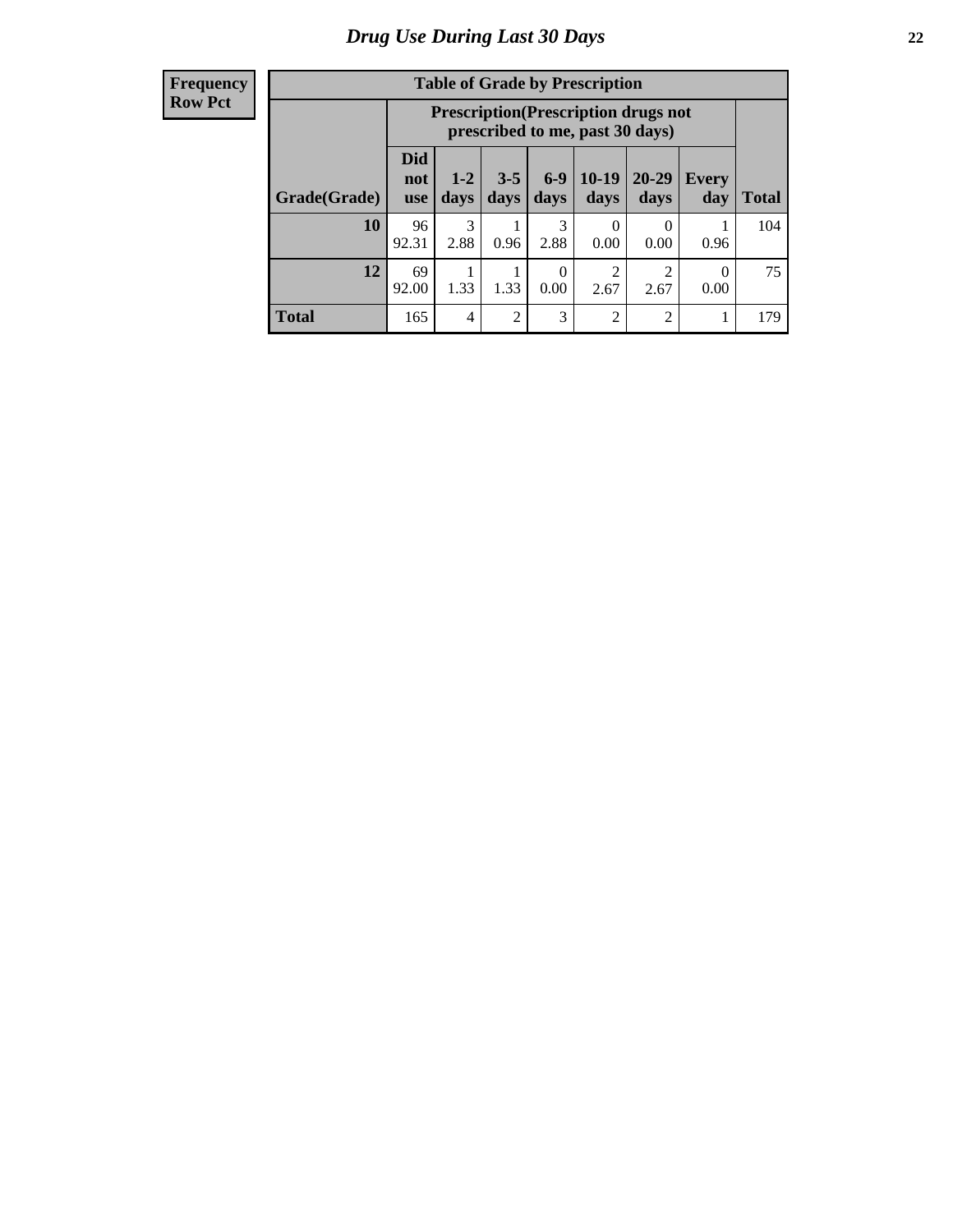## Drug Use During Last 30 Days

| Frequency<br>Row Pct | | | | | | | | |
|---|---|---|---|---|---|---|---|---|

**Table of Grade by Prescription**

| | Prescription(Prescription drugs not prescribed to me, past 30 days) | | | | | | | |
|---|---|---|---|---|---|---|---|---|
| Grade(Grade) | Did not use | 1-2 days | 3-5 days | 6-9 days | 10-19 days | 20-29 days | Every day | Total |
| 10 | 96<br>92.31 | 3<br>2.88 | 1<br>0.96 | 3<br>2.88 | 0<br>0.00 | 0<br>0.00 | 1<br>0.96 | 104 |
| 12 | 69<br>92.00 | 1<br>1.33 | 1<br>1.33 | 0<br>0.00 | 2<br>2.67 | 2<br>2.67 | 0<br>0.00 | 75 |
| Total | 165 | 4 | 2 | 3 | 2 | 2 | 1 | 179 |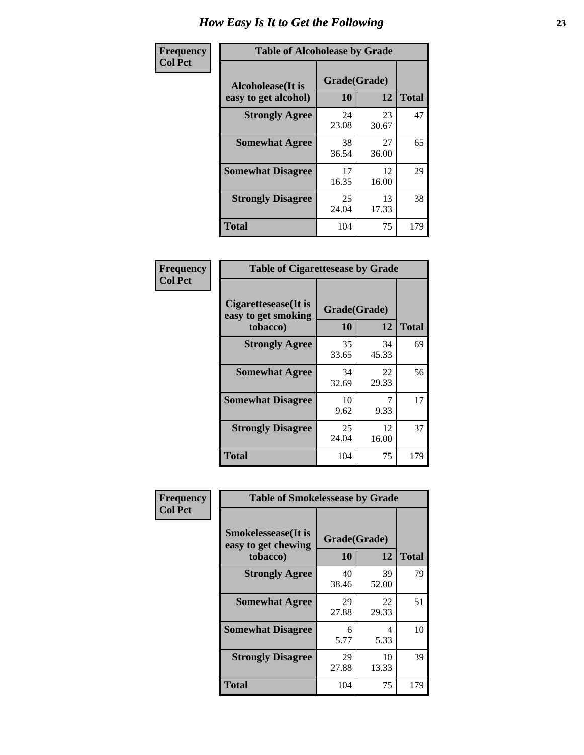# How Easy Is It to Get the Following

**Frequency**
**Col Pct**

**Table of Alcoholease by Grade**

| Alcoholease(It is easy to get alcohol) | Grade(Grade) | | Total |
|---|---|---|---|
| | 10 | 12 | |
| **Strongly Agree** | 24<br>23.08 | 23<br>30.67 | 47 |
| **Somewhat Agree** | 38<br>36.54 | 27<br>36.00 | 65 |
| **Somewhat Disagree** | 17<br>16.35 | 12<br>16.00 | 29 |
| **Strongly Disagree** | 25<br>24.04 | 13<br>17.33 | 38 |
| **Total** | 104 | 75 | 179 |

**Frequency**
**Col Pct**

**Table of Cigarettesease by Grade**

| Cigarettesease(It is easy to get smoking tobacco) | Grade(Grade) | | Total |
|---|---|---|---|
| | 10 | 12 | |
| **Strongly Agree** | 35<br>33.65 | 34<br>45.33 | 69 |
| **Somewhat Agree** | 34<br>32.69 | 22<br>29.33 | 56 |
| **Somewhat Disagree** | 10<br>9.62 | 7<br>9.33 | 17 |
| **Strongly Disagree** | 25<br>24.04 | 12<br>16.00 | 37 |
| **Total** | 104 | 75 | 179 |

**Frequency**
**Col Pct**

**Table of Smokelessease by Grade**

| Smokelessease(It is easy to get chewing tobacco) | Grade(Grade) | | Total |
|---|---|---|---|
| | 10 | 12 | |
| **Strongly Agree** | 40<br>38.46 | 39<br>52.00 | 79 |
| **Somewhat Agree** | 29<br>27.88 | 22<br>29.33 | 51 |
| **Somewhat Disagree** | 6<br>5.77 | 4<br>5.33 | 10 |
| **Strongly Disagree** | 29<br>27.88 | 10<br>13.33 | 39 |
| **Total** | 104 | 75 | 179 |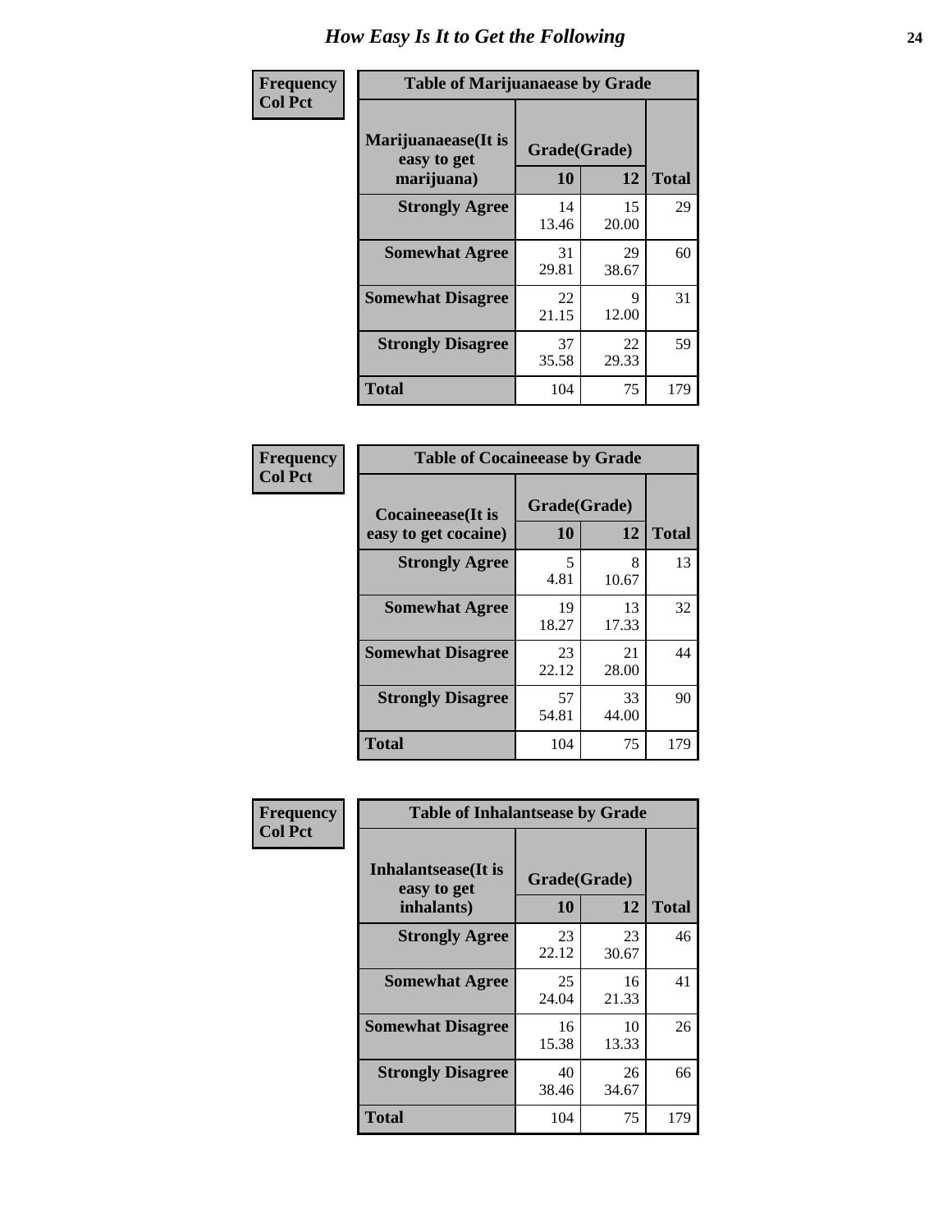# How Easy Is It to Get the Following

**Frequency / Col Pct**

**Table of Marijuanaease by Grade**

| Marijuanaease(It is easy to get marijuana) | Grade(Grade) 10 | 12 | Total |
|---|---|---|---|
| **Strongly Agree** | 14<br>13.46 | 15<br>20.00 | 29 |
| **Somewhat Agree** | 31<br>29.81 | 29<br>38.67 | 60 |
| **Somewhat Disagree** | 22<br>21.15 | 9<br>12.00 | 31 |
| **Strongly Disagree** | 37<br>35.58 | 22<br>29.33 | 59 |
| **Total** | 104 | 75 | 179 |

**Frequency / Col Pct**

**Table of Cocaineease by Grade**

| Cocaineease(It is easy to get cocaine) | Grade(Grade) 10 | 12 | Total |
|---|---|---|---|
| **Strongly Agree** | 5<br>4.81 | 8<br>10.67 | 13 |
| **Somewhat Agree** | 19<br>18.27 | 13<br>17.33 | 32 |
| **Somewhat Disagree** | 23<br>22.12 | 21<br>28.00 | 44 |
| **Strongly Disagree** | 57<br>54.81 | 33<br>44.00 | 90 |
| **Total** | 104 | 75 | 179 |

**Frequency / Col Pct**

**Table of Inhalantsease by Grade**

| Inhalantsease(It is easy to get inhalants) | Grade(Grade) 10 | 12 | Total |
|---|---|---|---|
| **Strongly Agree** | 23<br>22.12 | 23<br>30.67 | 46 |
| **Somewhat Agree** | 25<br>24.04 | 16<br>21.33 | 41 |
| **Somewhat Disagree** | 16<br>15.38 | 10<br>13.33 | 26 |
| **Strongly Disagree** | 40<br>38.46 | 26<br>34.67 | 66 |
| **Total** | 104 | 75 | 179 |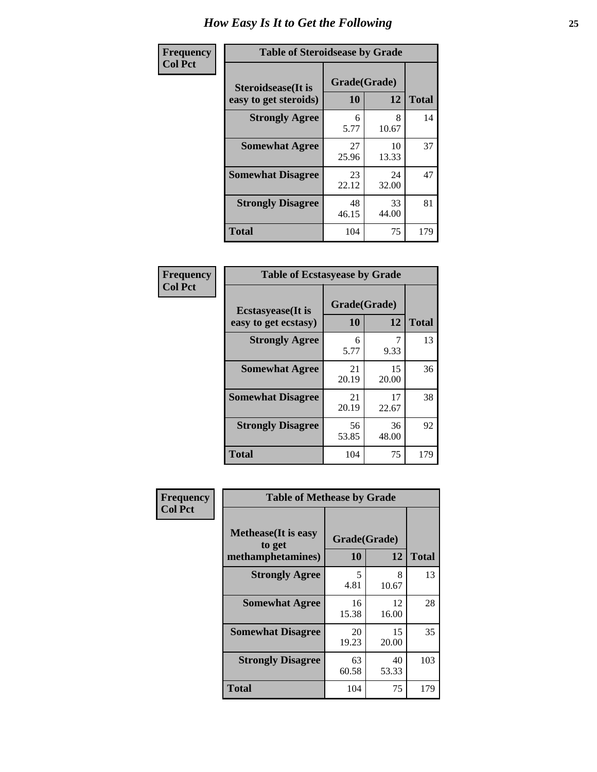# How Easy Is It to Get the Following

Frequency
Col Pct

| Table of Steroidsease by Grade | | | |
|---|---|---|---|
| Steroidsease(It is easy to get steroids) | Grade(Grade) | | Total |
| | 10 | 12 | |
| Strongly Agree | 6<br>5.77 | 8<br>10.67 | 14 |
| Somewhat Agree | 27<br>25.96 | 10<br>13.33 | 37 |
| Somewhat Disagree | 23<br>22.12 | 24<br>32.00 | 47 |
| Strongly Disagree | 48<br>46.15 | 33<br>44.00 | 81 |
| Total | 104 | 75 | 179 |

Frequency
Col Pct

| Table of Ecstasyease by Grade | | | |
|---|---|---|---|
| Ecstasyease(It is easy to get ecstasy) | Grade(Grade) | | Total |
| | 10 | 12 | |
| Strongly Agree | 6<br>5.77 | 7<br>9.33 | 13 |
| Somewhat Agree | 21<br>20.19 | 15<br>20.00 | 36 |
| Somewhat Disagree | 21<br>20.19 | 17<br>22.67 | 38 |
| Strongly Disagree | 56<br>53.85 | 36<br>48.00 | 92 |
| Total | 104 | 75 | 179 |

Frequency
Col Pct

| Table of Methease by Grade | | | |
|---|---|---|---|
| Methease(It is easy to get methamphetamines) | Grade(Grade) | | Total |
| | 10 | 12 | |
| Strongly Agree | 5<br>4.81 | 8<br>10.67 | 13 |
| Somewhat Agree | 16<br>15.38 | 12<br>16.00 | 28 |
| Somewhat Disagree | 20<br>19.23 | 15<br>20.00 | 35 |
| Strongly Disagree | 63<br>60.58 | 40<br>53.33 | 103 |
| Total | 104 | 75 | 179 |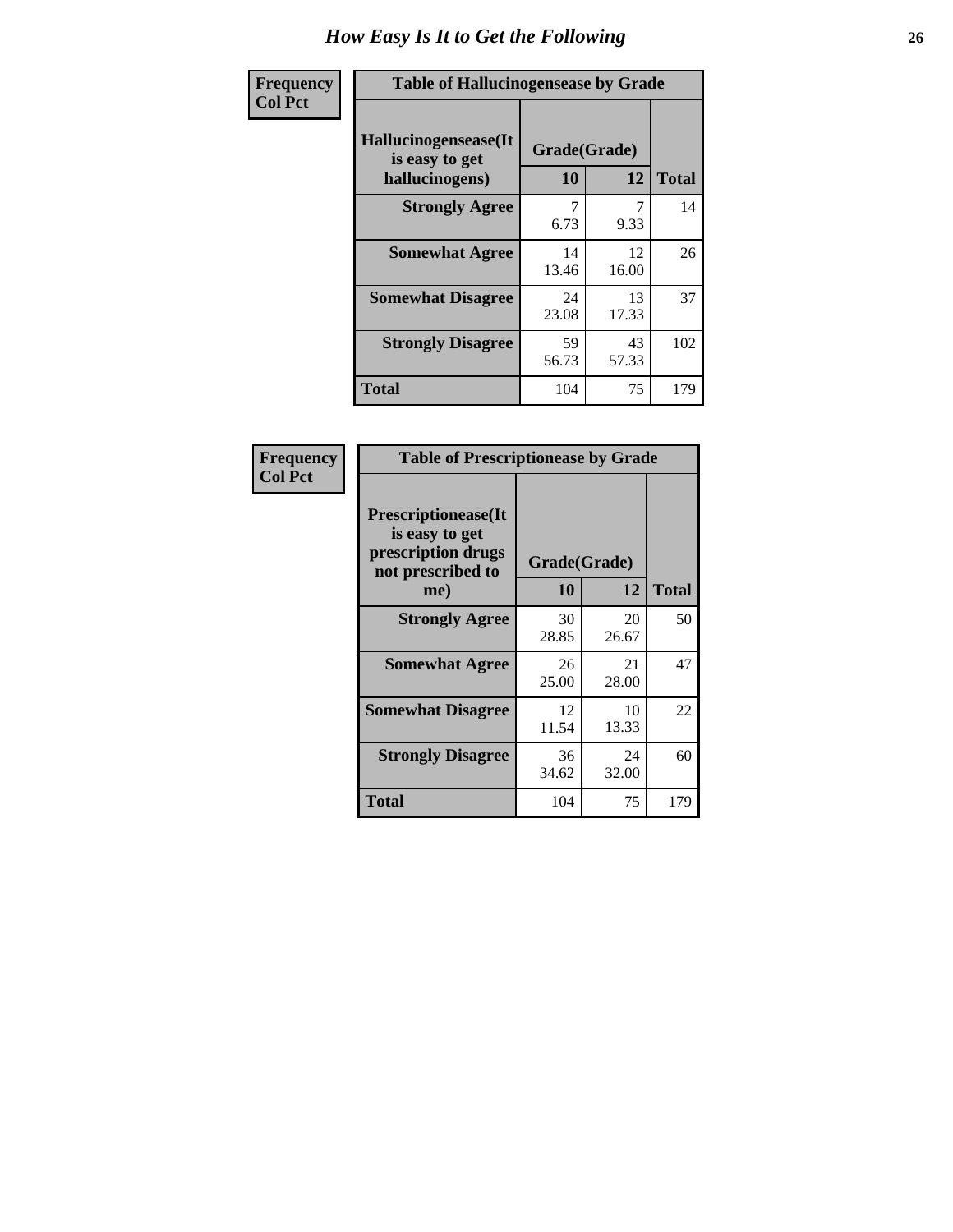# How Easy Is It to Get the Following

| Frequency<br>Col Pct |
|---|

**Table of Hallucinogensease by Grade**

| Hallucinogensease(It is easy to get hallucinogens) | Grade(Grade) 10 | 12 | Total |
|---|---|---|---|
| **Strongly Agree** | 7<br>6.73 | 7<br>9.33 | 14 |
| **Somewhat Agree** | 14<br>13.46 | 12<br>16.00 | 26 |
| **Somewhat Disagree** | 24<br>23.08 | 13<br>17.33 | 37 |
| **Strongly Disagree** | 59<br>56.73 | 43<br>57.33 | 102 |
| **Total** | 104 | 75 | 179 |

| Frequency<br>Col Pct |
|---|

**Table of Prescriptionease by Grade**

| Prescriptionease(It is easy to get prescription drugs not prescribed to me) | Grade(Grade) 10 | 12 | Total |
|---|---|---|---|
| **Strongly Agree** | 30<br>28.85 | 20<br>26.67 | 50 |
| **Somewhat Agree** | 26<br>25.00 | 21<br>28.00 | 47 |
| **Somewhat Disagree** | 12<br>11.54 | 10<br>13.33 | 22 |
| **Strongly Disagree** | 36<br>34.62 | 24<br>32.00 | 60 |
| **Total** | 104 | 75 | 179 |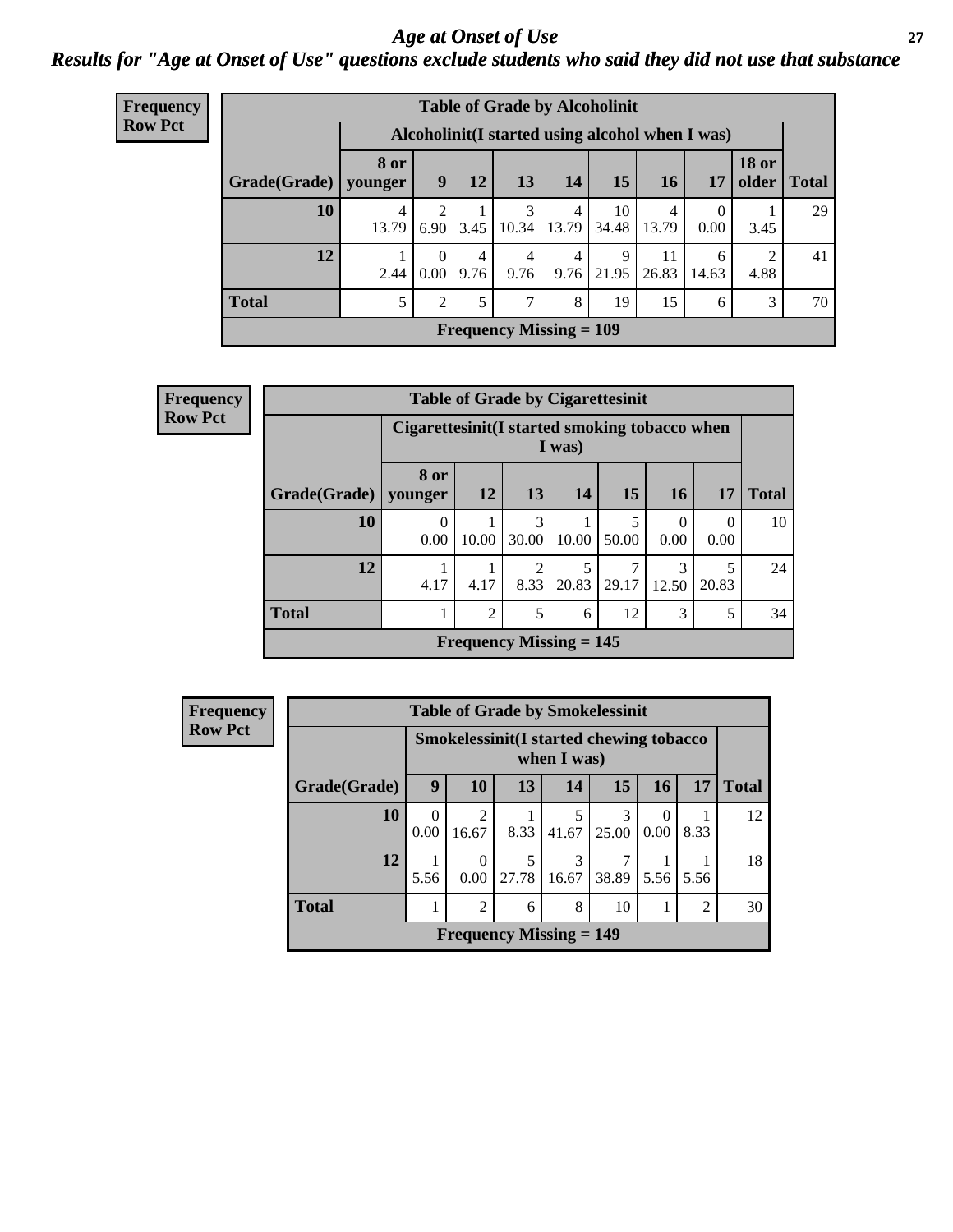# Age at Onset of Use

## Results for "Age at Onset of Use" questions exclude students who said they did not use that substance

**Frequency**
**Row Pct**

**Table of Grade by Alcoholinit**

| Grade(Grade) | Alcoholinit(I started using alcohol when I was) | | | | | | | | | Total |
|---|---|---|---|---|---|---|---|---|---|---|
| | 8 or younger | 9 | 12 | 13 | 14 | 15 | 16 | 17 | 18 or older | |
| 10 | 4<br>13.79 | 2<br>6.90 | 1<br>3.45 | 3<br>10.34 | 4<br>13.79 | 10<br>34.48 | 4<br>13.79 | 0<br>0.00 | 1<br>3.45 | 29 |
| 12 | 1<br>2.44 | 0<br>0.00 | 4<br>9.76 | 4<br>9.76 | 4<br>9.76 | 9<br>21.95 | 11<br>26.83 | 6<br>14.63 | 2<br>4.88 | 41 |
| Total | 5 | 2 | 5 | 7 | 8 | 19 | 15 | 6 | 3 | 70 |

Frequency Missing = 109

**Frequency**
**Row Pct**

**Table of Grade by Cigarettesinit**

| Grade(Grade) | Cigarettesinit(I started smoking tobacco when I was) | | | | | | | Total |
|---|---|---|---|---|---|---|---|---|
| | 8 or younger | 12 | 13 | 14 | 15 | 16 | 17 | |
| 10 | 0<br>0.00 | 1<br>10.00 | 3<br>30.00 | 1<br>10.00 | 5<br>50.00 | 0<br>0.00 | 0<br>0.00 | 10 |
| 12 | 1<br>4.17 | 1<br>4.17 | 2<br>8.33 | 5<br>20.83 | 7<br>29.17 | 3<br>12.50 | 5<br>20.83 | 24 |
| Total | 1 | 2 | 5 | 6 | 12 | 3 | 5 | 34 |

Frequency Missing = 145

**Frequency**
**Row Pct**

**Table of Grade by Smokelessinit**

| Grade(Grade) | Smokelessinit(I started chewing tobacco when I was) | | | | | | | Total |
|---|---|---|---|---|---|---|---|---|
| | 9 | 10 | 13 | 14 | 15 | 16 | 17 | |
| 10 | 0<br>0.00 | 2<br>16.67 | 1<br>8.33 | 5<br>41.67 | 3<br>25.00 | 0<br>0.00 | 1<br>8.33 | 12 |
| 12 | 1<br>5.56 | 0<br>0.00 | 5<br>27.78 | 3<br>16.67 | 7<br>38.89 | 1<br>5.56 | 1<br>5.56 | 18 |
| Total | 1 | 2 | 6 | 8 | 10 | 1 | 2 | 30 |

Frequency Missing = 149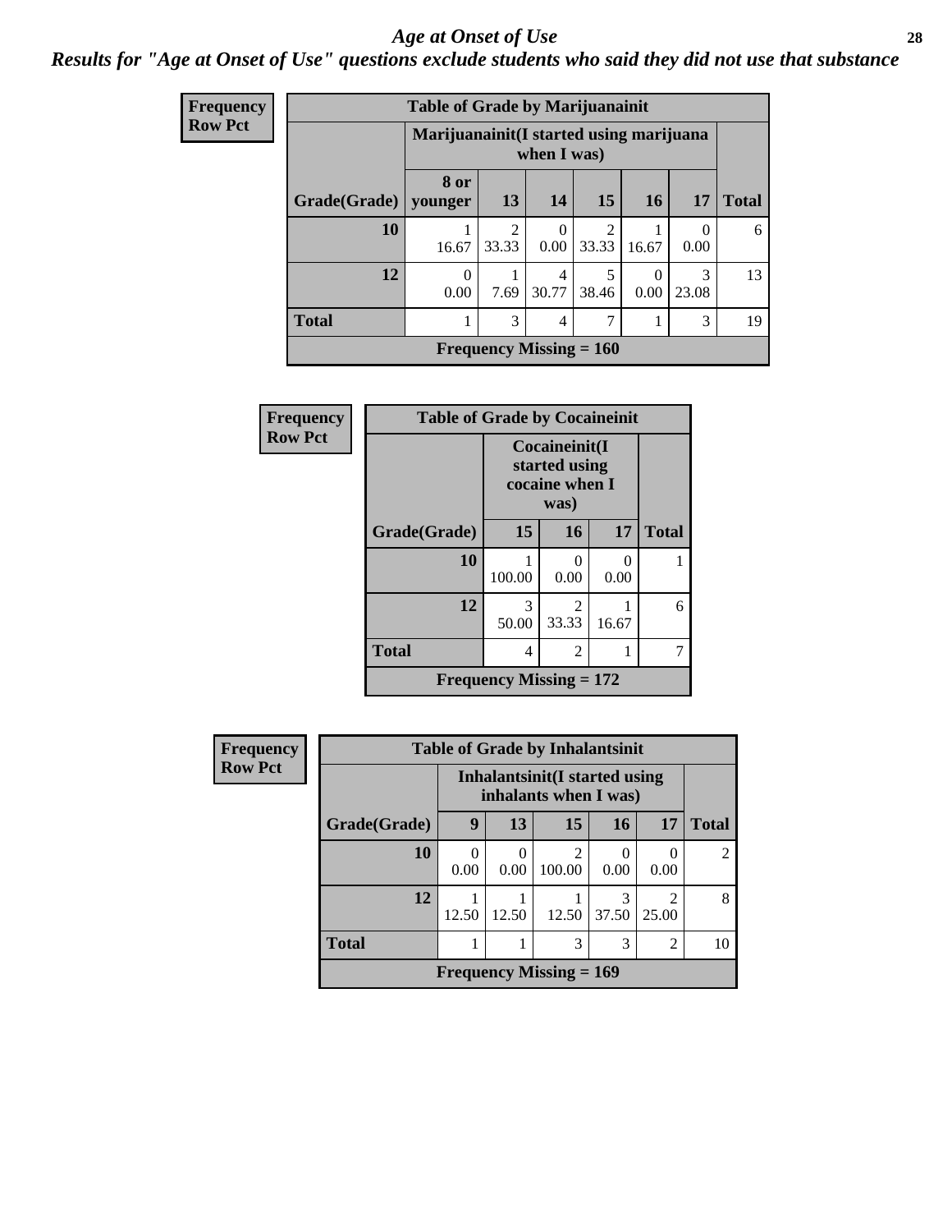# Age at Onset of Use

## Results for "Age at Onset of Use" questions exclude students who said they did not use that substance

| Frequency Row Pct |
|---|

**Table of Grade by Marijuanainit**

| Grade(Grade) | Marijuanainit(I started using marijuana when I was) 8 or younger | 13 | 14 | 15 | 16 | 17 | Total |
|---|---|---|---|---|---|---|---|
| 10 | 1<br>16.67 | 2<br>33.33 | 0<br>0.00 | 2<br>33.33 | 1<br>16.67 | 0<br>0.00 | 6 |
| 12 | 0<br>0.00 | 1<br>7.69 | 4<br>30.77 | 5<br>38.46 | 0<br>0.00 | 3<br>23.08 | 13 |
| Total | 1 | 3 | 4 | 7 | 1 | 3 | 19 |

Frequency Missing = 160

| Frequency Row Pct |
|---|

**Table of Grade by Cocaineinit**

| Grade(Grade) | Cocaineinit(I started using cocaine when I was) 15 | 16 | 17 | Total |
|---|---|---|---|---|
| 10 | 1<br>100.00 | 0<br>0.00 | 0<br>0.00 | 1 |
| 12 | 3<br>50.00 | 2<br>33.33 | 1<br>16.67 | 6 |
| Total | 4 | 2 | 1 | 7 |

Frequency Missing = 172

| Frequency Row Pct |
|---|

**Table of Grade by Inhalantsinit**

| Grade(Grade) | Inhalantsinit(I started using inhalants when I was) 9 | 13 | 15 | 16 | 17 | Total |
|---|---|---|---|---|---|---|
| 10 | 0<br>0.00 | 0<br>0.00 | 2<br>100.00 | 0<br>0.00 | 0<br>0.00 | 2 |
| 12 | 1<br>12.50 | 1<br>12.50 | 1<br>12.50 | 3<br>37.50 | 2<br>25.00 | 8 |
| Total | 1 | 1 | 3 | 3 | 2 | 10 |

Frequency Missing = 169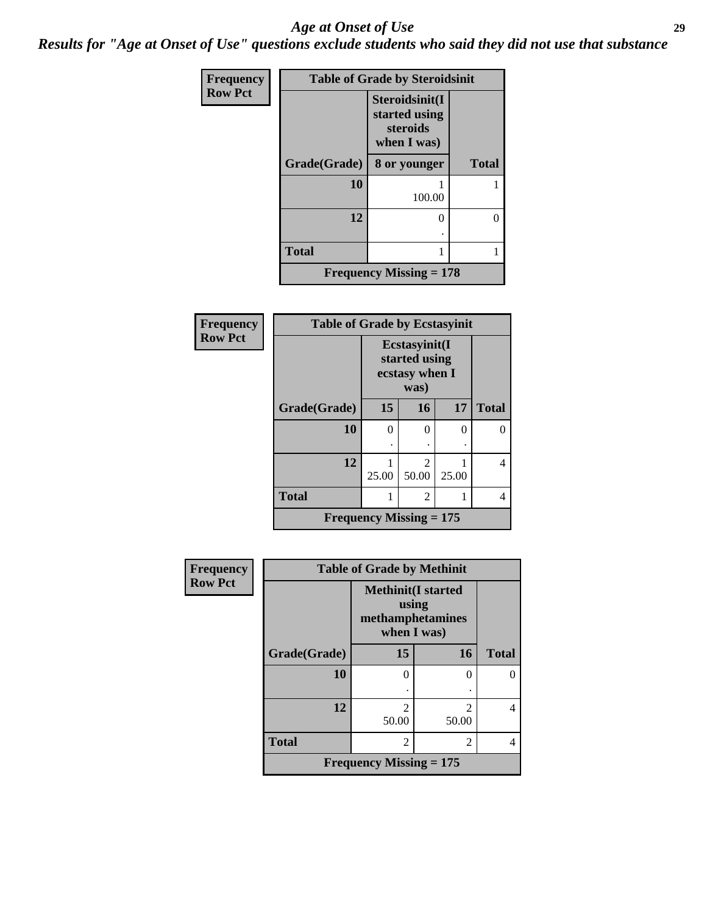# Age at Onset of Use

*Results for "Age at Onset of Use" questions exclude students who said they did not use that substance*

**Frequency**
**Row Pct**

| Table of Grade by Steroidsinit | | |
|---|---|---|
| | Steroidsinit(I started using steroids when I was) | |
| Grade(Grade) | 8 or younger | Total |
| 10 | 1<br>100.00 | 1 |
| 12 | 0<br>. | 0 |
| Total | 1 | 1 |
| Frequency Missing = 178 | | |

**Frequency**
**Row Pct**

| Table of Grade by Ecstasyinit | | | | |
|---|---|---|---|---|
| | Ecstasyinit(I started using ecstasy when I was) | | | |
| Grade(Grade) | 15 | 16 | 17 | Total |
| 10 | 0<br>. | 0<br>. | 0<br>. | 0 |
| 12 | 1<br>25.00 | 2<br>50.00 | 1<br>25.00 | 4 |
| Total | 1 | 2 | 1 | 4 |
| Frequency Missing = 175 | | | | |

**Frequency**
**Row Pct**

| Table of Grade by Methinit | | | |
|---|---|---|---|
| | Methinit(I started using methamphetamines when I was) | | |
| Grade(Grade) | 15 | 16 | Total |
| 10 | 0<br>. | 0<br>. | 0 |
| 12 | 2<br>50.00 | 2<br>50.00 | 4 |
| Total | 2 | 2 | 4 |
| Frequency Missing = 175 | | | |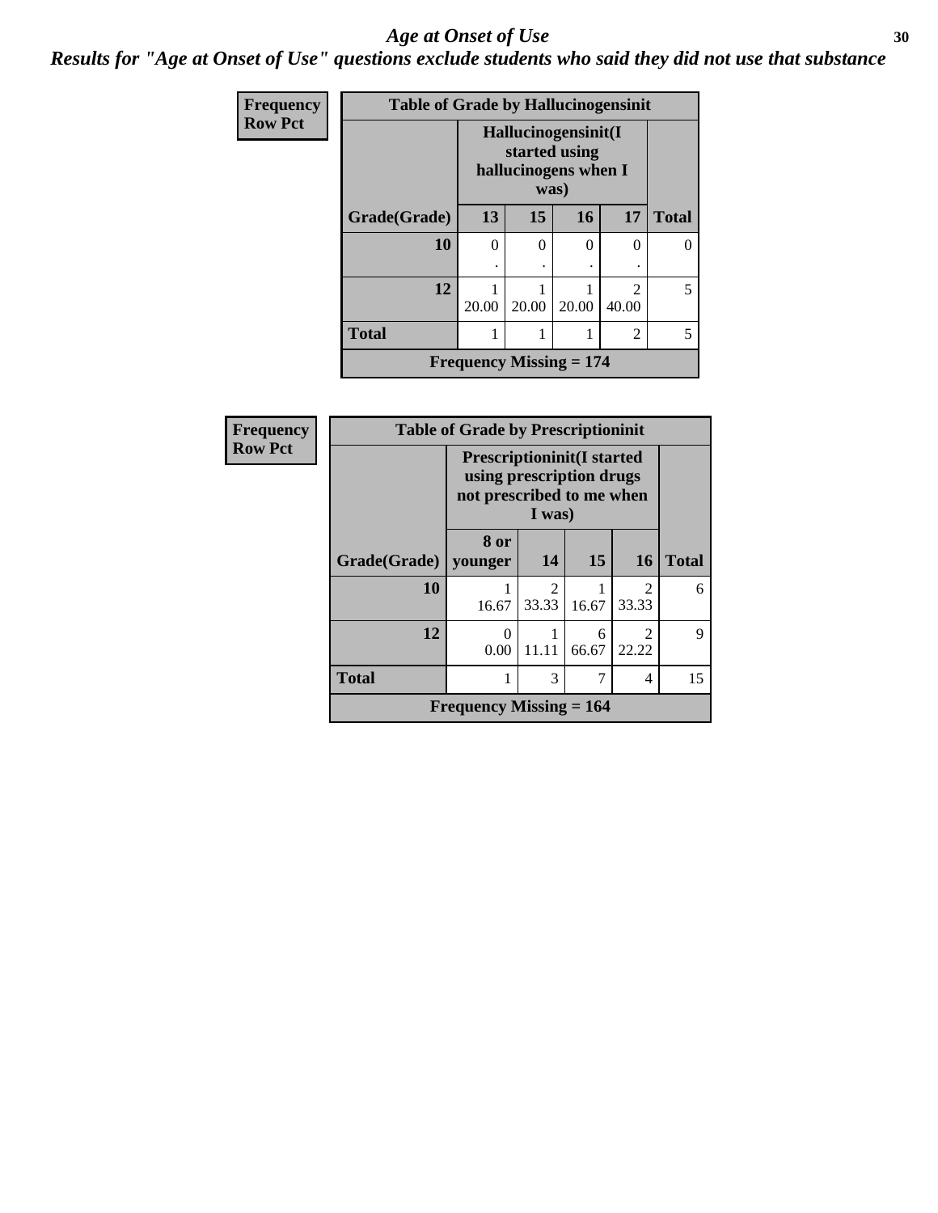# Age at Onset of Use

## *Results for "Age at Onset of Use" questions exclude students who said they did not use that substance*

**Frequency**
**Row Pct**

| Table of Grade by Hallucinogensinit | | | | | |
|---|---|---|---|---|---|
| | Hallucinogensinit(I started using hallucinogens when I was) | | | | |
| Grade(Grade) | 13 | 15 | 16 | 17 | Total |
| 10 | 0<br>. | 0<br>. | 0<br>. | 0<br>. | 0 |
| 12 | 1<br>20.00 | 1<br>20.00 | 1<br>20.00 | 2<br>40.00 | 5 |
| Total | 1 | 1 | 1 | 2 | 5 |
| Frequency Missing = 174 | | | | | |

**Frequency**
**Row Pct**

| Table of Grade by Prescriptioninit | | | | | |
|---|---|---|---|---|---|
| | Prescriptioninit(I started using prescription drugs not prescribed to me when I was) | | | | |
| Grade(Grade) | 8 or younger | 14 | 15 | 16 | Total |
| 10 | 1<br>16.67 | 2<br>33.33 | 1<br>16.67 | 2<br>33.33 | 6 |
| 12 | 0<br>0.00 | 1<br>11.11 | 6<br>66.67 | 2<br>22.22 | 9 |
| Total | 1 | 3 | 7 | 4 | 15 |
| Frequency Missing = 164 | | | | | |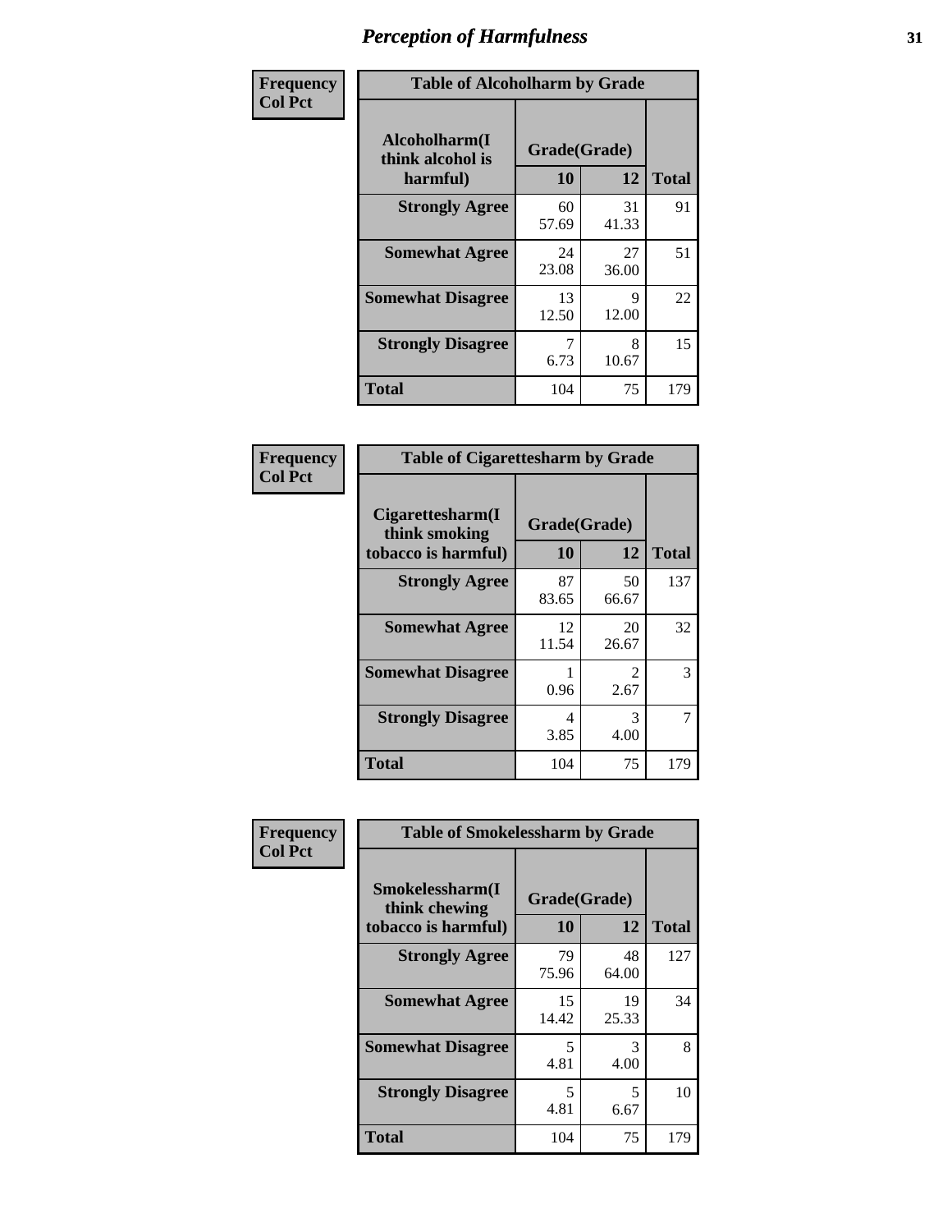# Perception of Harmfulness

**Frequency**
**Col Pct**

| Table of Alcoholharm by Grade | | | |
|---|---|---|---|
| Alcoholharm(I think alcohol is harmful) | Grade(Grade) | | |
| | 10 | 12 | Total |
| Strongly Agree | 60<br>57.69 | 31<br>41.33 | 91 |
| Somewhat Agree | 24<br>23.08 | 27<br>36.00 | 51 |
| Somewhat Disagree | 13<br>12.50 | 9<br>12.00 | 22 |
| Strongly Disagree | 7<br>6.73 | 8<br>10.67 | 15 |
| Total | 104 | 75 | 179 |

**Frequency**
**Col Pct**

| Table of Cigarettesharm by Grade | | | |
|---|---|---|---|
| Cigarettesharm(I think smoking tobacco is harmful) | Grade(Grade) | | |
| | 10 | 12 | Total |
| Strongly Agree | 87<br>83.65 | 50<br>66.67 | 137 |
| Somewhat Agree | 12<br>11.54 | 20<br>26.67 | 32 |
| Somewhat Disagree | 1<br>0.96 | 2<br>2.67 | 3 |
| Strongly Disagree | 4<br>3.85 | 3<br>4.00 | 7 |
| Total | 104 | 75 | 179 |

**Frequency**
**Col Pct**

| Table of Smokelessharm by Grade | | | |
|---|---|---|---|
| Smokelessharm(I think chewing tobacco is harmful) | Grade(Grade) | | |
| | 10 | 12 | Total |
| Strongly Agree | 79<br>75.96 | 48<br>64.00 | 127 |
| Somewhat Agree | 15<br>14.42 | 19<br>25.33 | 34 |
| Somewhat Disagree | 5<br>4.81 | 3<br>4.00 | 8 |
| Strongly Disagree | 5<br>4.81 | 5<br>6.67 | 10 |
| Total | 104 | 75 | 179 |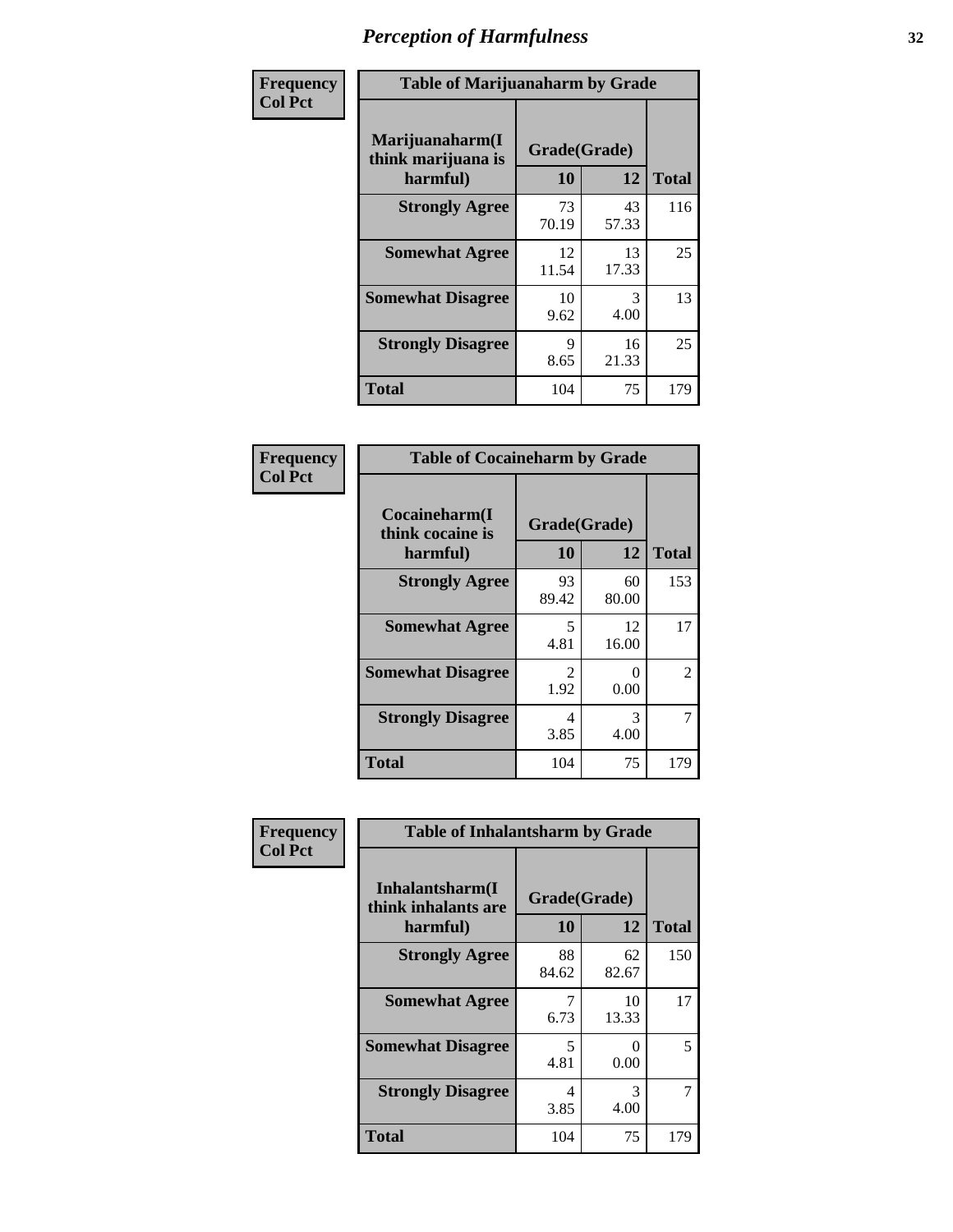# Perception of Harmfulness

**Frequency Col Pct**

**Table of Marijuanaharm by Grade**

| Marijuanaharm(I think marijuana is harmful) | Grade(Grade) 10 | 12 | Total |
|---|---|---|---|
| **Strongly Agree** | 73<br>70.19 | 43<br>57.33 | 116 |
| **Somewhat Agree** | 12<br>11.54 | 13<br>17.33 | 25 |
| **Somewhat Disagree** | 10<br>9.62 | 3<br>4.00 | 13 |
| **Strongly Disagree** | 9<br>8.65 | 16<br>21.33 | 25 |
| **Total** | 104 | 75 | 179 |

**Frequency Col Pct**

**Table of Cocaineharm by Grade**

| Cocaineharm(I think cocaine is harmful) | Grade(Grade) 10 | 12 | Total |
|---|---|---|---|
| **Strongly Agree** | 93<br>89.42 | 60<br>80.00 | 153 |
| **Somewhat Agree** | 5<br>4.81 | 12<br>16.00 | 17 |
| **Somewhat Disagree** | 2<br>1.92 | 0<br>0.00 | 2 |
| **Strongly Disagree** | 4<br>3.85 | 3<br>4.00 | 7 |
| **Total** | 104 | 75 | 179 |

**Frequency Col Pct**

**Table of Inhalantsharm by Grade**

| Inhalantsharm(I think inhalants are harmful) | Grade(Grade) 10 | 12 | Total |
|---|---|---|---|
| **Strongly Agree** | 88<br>84.62 | 62<br>82.67 | 150 |
| **Somewhat Agree** | 7<br>6.73 | 10<br>13.33 | 17 |
| **Somewhat Disagree** | 5<br>4.81 | 0<br>0.00 | 5 |
| **Strongly Disagree** | 4<br>3.85 | 3<br>4.00 | 7 |
| **Total** | 104 | 75 | 179 |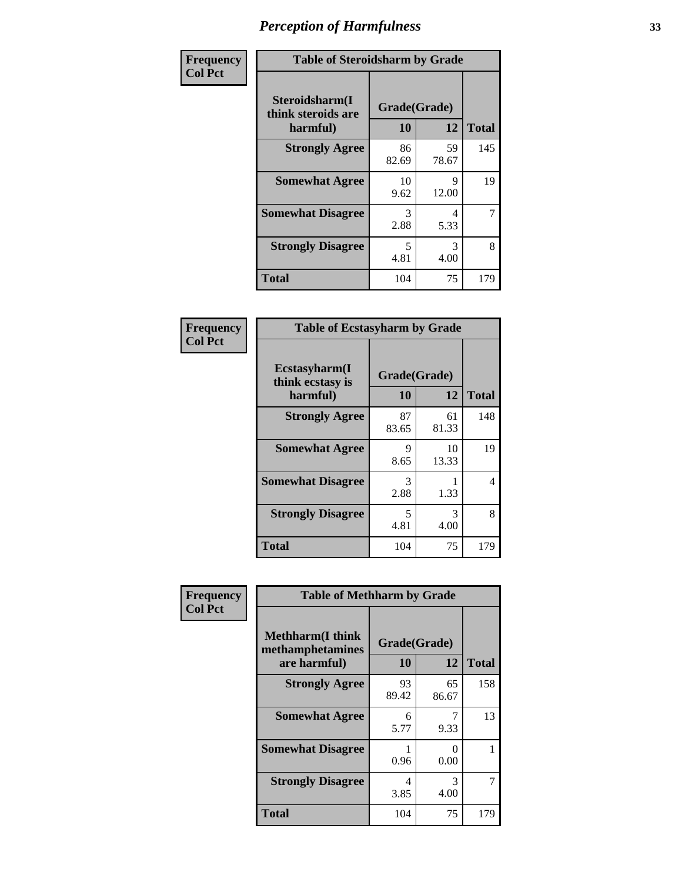# Perception of Harmfulness

**Frequency**
**Col Pct**

| Table of Steroidsharm by Grade | | | |
|---|---|---|---|
| Steroidsharm(I think steroids are harmful) | Grade(Grade) | | Total |
| | 10 | 12 | |
| **Strongly Agree** | 86<br>82.69 | 59<br>78.67 | 145 |
| **Somewhat Agree** | 10<br>9.62 | 9<br>12.00 | 19 |
| **Somewhat Disagree** | 3<br>2.88 | 4<br>5.33 | 7 |
| **Strongly Disagree** | 5<br>4.81 | 3<br>4.00 | 8 |
| **Total** | 104 | 75 | 179 |

**Frequency**
**Col Pct**

| Table of Ecstasyharm by Grade | | | |
|---|---|---|---|
| Ecstasyharm(I think ecstasy is harmful) | Grade(Grade) | | Total |
| | 10 | 12 | |
| **Strongly Agree** | 87<br>83.65 | 61<br>81.33 | 148 |
| **Somewhat Agree** | 9<br>8.65 | 10<br>13.33 | 19 |
| **Somewhat Disagree** | 3<br>2.88 | 1<br>1.33 | 4 |
| **Strongly Disagree** | 5<br>4.81 | 3<br>4.00 | 8 |
| **Total** | 104 | 75 | 179 |

**Frequency**
**Col Pct**

| Table of Methharm by Grade | | | |
|---|---|---|---|
| Methharm(I think methamphetamines are harmful) | Grade(Grade) | | Total |
| | 10 | 12 | |
| **Strongly Agree** | 93<br>89.42 | 65<br>86.67 | 158 |
| **Somewhat Agree** | 6<br>5.77 | 7<br>9.33 | 13 |
| **Somewhat Disagree** | 1<br>0.96 | 0<br>0.00 | 1 |
| **Strongly Disagree** | 4<br>3.85 | 3<br>4.00 | 7 |
| **Total** | 104 | 75 | 179 |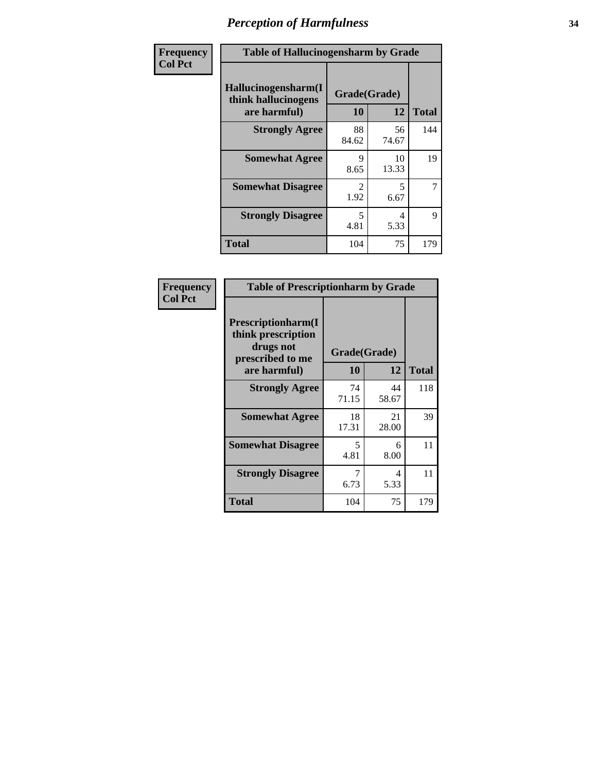# Perception of Harmfulness

**Frequency**
**Col Pct**

| Table of Hallucinogensharm by Grade | | | |
|---|---|---|---|
| Hallucinogensharm(I think hallucinogens are harmful) | Grade(Grade) | | Total |
| | 10 | 12 | |
| Strongly Agree | 88<br>84.62 | 56<br>74.67 | 144 |
| Somewhat Agree | 9<br>8.65 | 10<br>13.33 | 19 |
| Somewhat Disagree | 2<br>1.92 | 5<br>6.67 | 7 |
| Strongly Disagree | 5<br>4.81 | 4<br>5.33 | 9 |
| Total | 104 | 75 | 179 |

**Frequency**
**Col Pct**

| Table of Prescriptionharm by Grade | | | |
|---|---|---|---|
| Prescriptionharm(I think prescription drugs not prescribed to me are harmful) | Grade(Grade) | | Total |
| | 10 | 12 | |
| Strongly Agree | 74<br>71.15 | 44<br>58.67 | 118 |
| Somewhat Agree | 18<br>17.31 | 21<br>28.00 | 39 |
| Somewhat Disagree | 5<br>4.81 | 6<br>8.00 | 11 |
| Strongly Disagree | 7<br>6.73 | 4<br>5.33 | 11 |
| Total | 104 | 75 | 179 |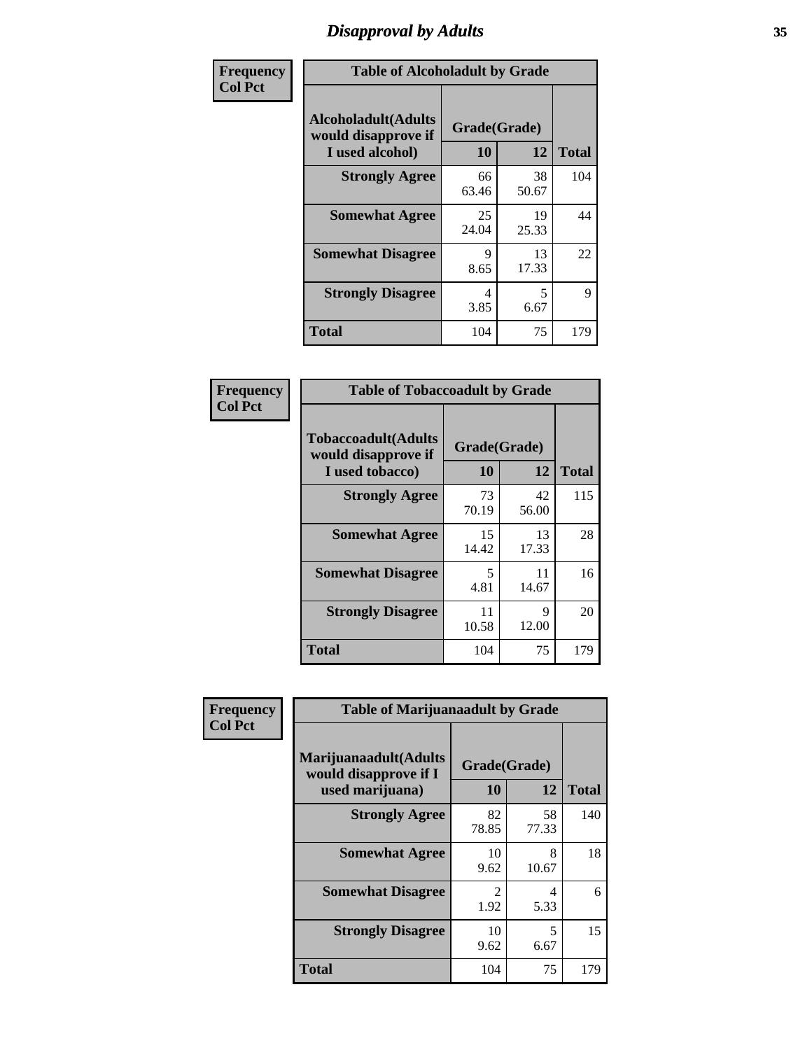# Disapproval by Adults

| Frequency<br>Col Pct | | | |
|---|---|---|---|
| **Table of Alcoholadult by Grade** | | | |
| **Alcoholadult(Adults would disapprove if I used alcohol)** | **Grade(Grade)** | | |
| | **10** | **12** | **Total** |
| **Strongly Agree** | 66<br>63.46 | 38<br>50.67 | 104 |
| **Somewhat Agree** | 25<br>24.04 | 19<br>25.33 | 44 |
| **Somewhat Disagree** | 9<br>8.65 | 13<br>17.33 | 22 |
| **Strongly Disagree** | 4<br>3.85 | 5<br>6.67 | 9 |
| **Total** | 104 | 75 | 179 |

| Frequency<br>Col Pct | | | |
|---|---|---|---|
| **Table of Tobaccoadult by Grade** | | | |
| **Tobaccoadult(Adults would disapprove if I used tobacco)** | **Grade(Grade)** | | |
| | **10** | **12** | **Total** |
| **Strongly Agree** | 73<br>70.19 | 42<br>56.00 | 115 |
| **Somewhat Agree** | 15<br>14.42 | 13<br>17.33 | 28 |
| **Somewhat Disagree** | 5<br>4.81 | 11<br>14.67 | 16 |
| **Strongly Disagree** | 11<br>10.58 | 9<br>12.00 | 20 |
| **Total** | 104 | 75 | 179 |

| Frequency<br>Col Pct | | | |
|---|---|---|---|
| **Table of Marijuanaadult by Grade** | | | |
| **Marijuanaadult(Adults would disapprove if I used marijuana)** | **Grade(Grade)** | | |
| | **10** | **12** | **Total** |
| **Strongly Agree** | 82<br>78.85 | 58<br>77.33 | 140 |
| **Somewhat Agree** | 10<br>9.62 | 8<br>10.67 | 18 |
| **Somewhat Disagree** | 2<br>1.92 | 4<br>5.33 | 6 |
| **Strongly Disagree** | 10<br>9.62 | 5<br>6.67 | 15 |
| **Total** | 104 | 75 | 179 |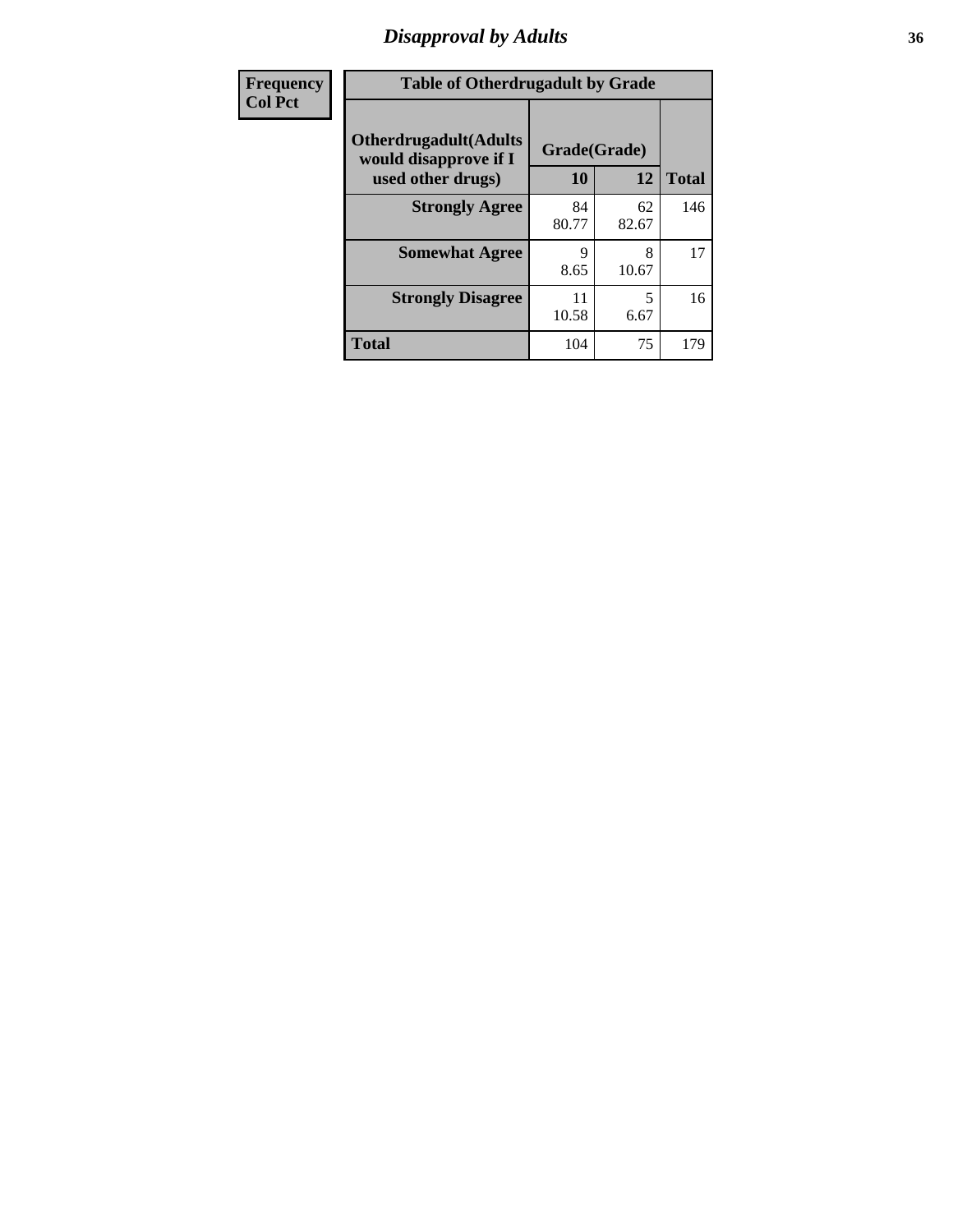# Disapproval by Adults

| Frequency<br>Col Pct | Table of Otherdrugadult by Grade | | |
|---|---|---|---|
| Otherdrugadult(Adults would disapprove if I used other drugs) | Grade(Grade) | | |
| | 10 | 12 | Total |
| Strongly Agree | 84<br>80.77 | 62<br>82.67 | 146 |
| Somewhat Agree | 9<br>8.65 | 8<br>10.67 | 17 |
| Strongly Disagree | 11<br>10.58 | 5<br>6.67 | 16 |
| Total | 104 | 75 | 179 |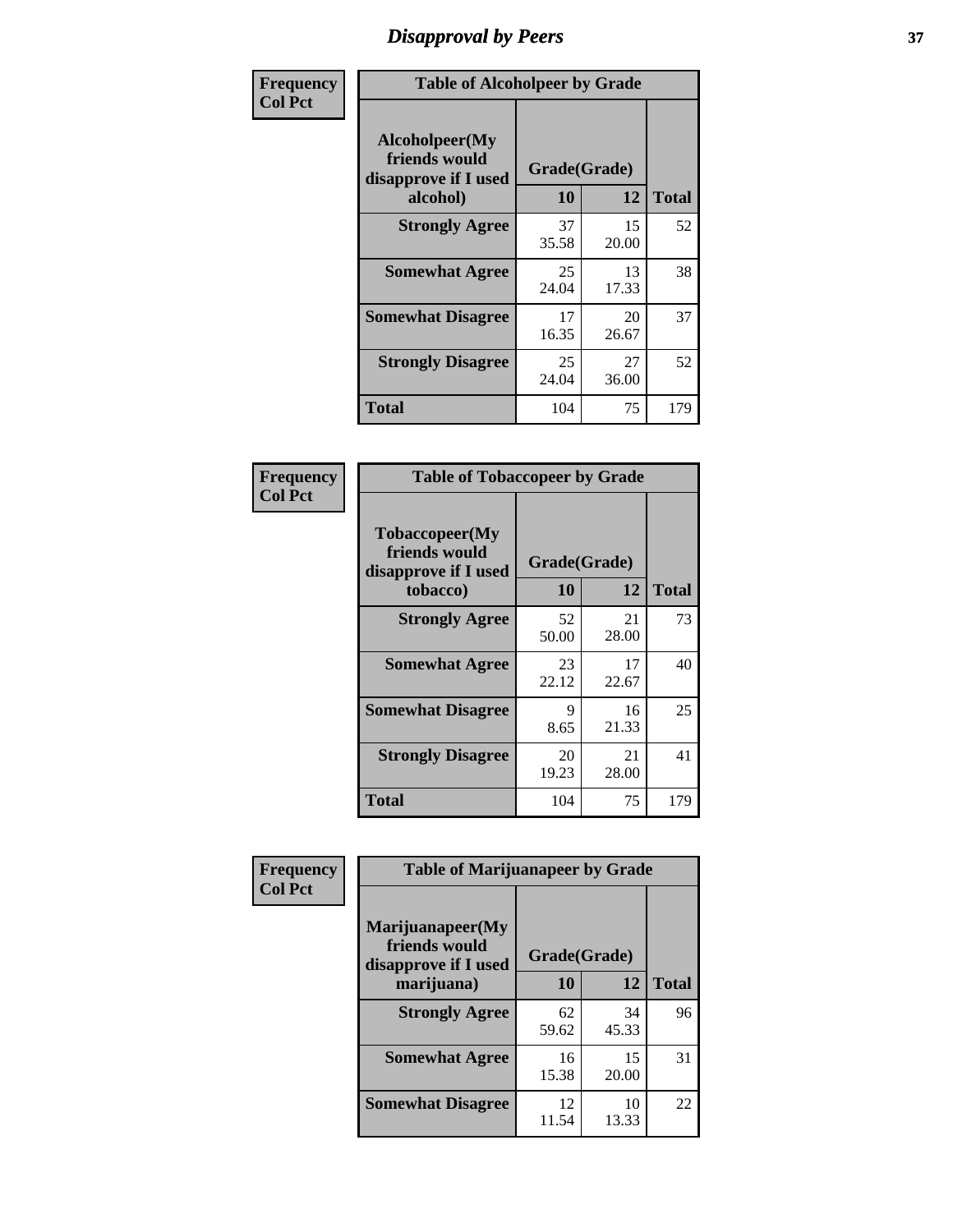# Disapproval by Peers

| Frequency<br>Col Pct | Table of Alcoholpeer by Grade | | |
|---|---|---|---|
| **Alcoholpeer(My friends would disapprove if I used alcohol)** | **Grade(Grade)** | | |
| | **10** | **12** | **Total** |
| **Strongly Agree** | 37<br>35.58 | 15<br>20.00 | 52 |
| **Somewhat Agree** | 25<br>24.04 | 13<br>17.33 | 38 |
| **Somewhat Disagree** | 17<br>16.35 | 20<br>26.67 | 37 |
| **Strongly Disagree** | 25<br>24.04 | 27<br>36.00 | 52 |
| **Total** | 104 | 75 | 179 |

| Frequency<br>Col Pct | Table of Tobaccopeer by Grade | | |
|---|---|---|---|
| **Tobaccopeer(My friends would disapprove if I used tobacco)** | **Grade(Grade)** | | |
| | **10** | **12** | **Total** |
| **Strongly Agree** | 52<br>50.00 | 21<br>28.00 | 73 |
| **Somewhat Agree** | 23<br>22.12 | 17<br>22.67 | 40 |
| **Somewhat Disagree** | 9<br>8.65 | 16<br>21.33 | 25 |
| **Strongly Disagree** | 20<br>19.23 | 21<br>28.00 | 41 |
| **Total** | 104 | 75 | 179 |

| Frequency<br>Col Pct | Table of Marijuanapeer by Grade | | |
|---|---|---|---|
| **Marijuanapeer(My friends would disapprove if I used marijuana)** | **Grade(Grade)** | | |
| | **10** | **12** | **Total** |
| **Strongly Agree** | 62<br>59.62 | 34<br>45.33 | 96 |
| **Somewhat Agree** | 16<br>15.38 | 15<br>20.00 | 31 |
| **Somewhat Disagree** | 12<br>11.54 | 10<br>13.33 | 22 |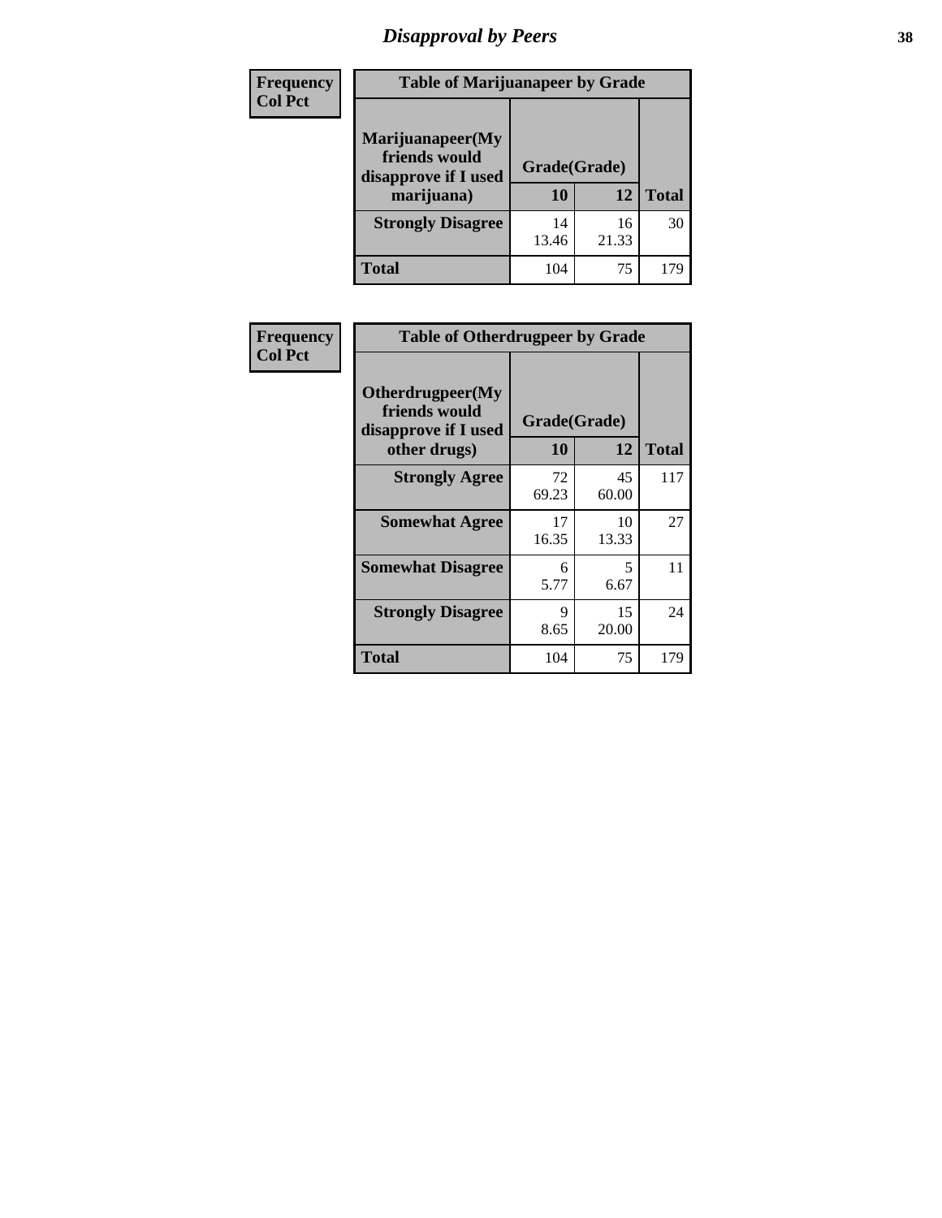# Disapproval by Peers

| Frequency<br>Col Pct | Table of Marijuanapeer by Grade | | |
|---|---|---|---|
| Marijuanapeer(My friends would disapprove if I used marijuana) | Grade(Grade) | | |
| | 10 | 12 | Total |
| Strongly Disagree | 14<br>13.46 | 16<br>21.33 | 30 |
| Total | 104 | 75 | 179 |

| Frequency<br>Col Pct | Table of Otherdrugpeer by Grade | | |
|---|---|---|---|
| Otherdrugpeer(My friends would disapprove if I used other drugs) | Grade(Grade) | | |
| | 10 | 12 | Total |
| Strongly Agree | 72<br>69.23 | 45<br>60.00 | 117 |
| Somewhat Agree | 17<br>16.35 | 10<br>13.33 | 27 |
| Somewhat Disagree | 6<br>5.77 | 5<br>6.67 | 11 |
| Strongly Disagree | 9<br>8.65 | 15<br>20.00 | 24 |
| Total | 104 | 75 | 179 |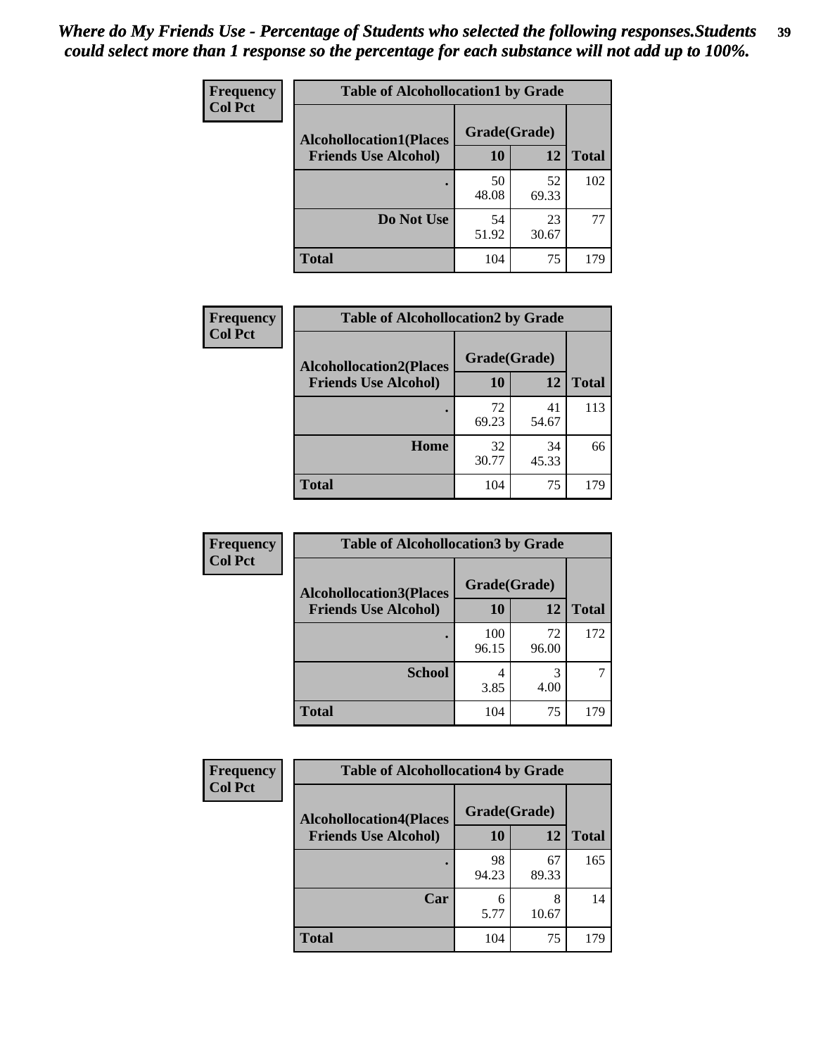*Where do My Friends Use - Percentage of Students who selected the following responses.Students could select more than 1 response so the percentage for each substance will not add up to 100%.*

**Frequency**
**Col Pct**

| Table of Alcohollocation1 by Grade | | | |
|---|---|---|---|
| **Alcohollocation1(Places Friends Use Alcohol)** | **Grade(Grade)** | | **Total** |
| | **10** | **12** | |
| **.** | 50<br>48.08 | 52<br>69.33 | 102 |
| **Do Not Use** | 54<br>51.92 | 23<br>30.67 | 77 |
| **Total** | 104 | 75 | 179 |

**Frequency**
**Col Pct**

| Table of Alcohollocation2 by Grade | | | |
|---|---|---|---|
| **Alcohollocation2(Places Friends Use Alcohol)** | **Grade(Grade)** | | **Total** |
| | **10** | **12** | |
| **.** | 72<br>69.23 | 41<br>54.67 | 113 |
| **Home** | 32<br>30.77 | 34<br>45.33 | 66 |
| **Total** | 104 | 75 | 179 |

**Frequency**
**Col Pct**

| Table of Alcohollocation3 by Grade | | | |
|---|---|---|---|
| **Alcohollocation3(Places Friends Use Alcohol)** | **Grade(Grade)** | | **Total** |
| | **10** | **12** | |
| **.** | 100<br>96.15 | 72<br>96.00 | 172 |
| **School** | 4<br>3.85 | 3<br>4.00 | 7 |
| **Total** | 104 | 75 | 179 |

**Frequency**
**Col Pct**

| Table of Alcohollocation4 by Grade | | | |
|---|---|---|---|
| **Alcohollocation4(Places Friends Use Alcohol)** | **Grade(Grade)** | | **Total** |
| | **10** | **12** | |
| **.** | 98<br>94.23 | 67<br>89.33 | 165 |
| **Car** | 6<br>5.77 | 8<br>10.67 | 14 |
| **Total** | 104 | 75 | 179 |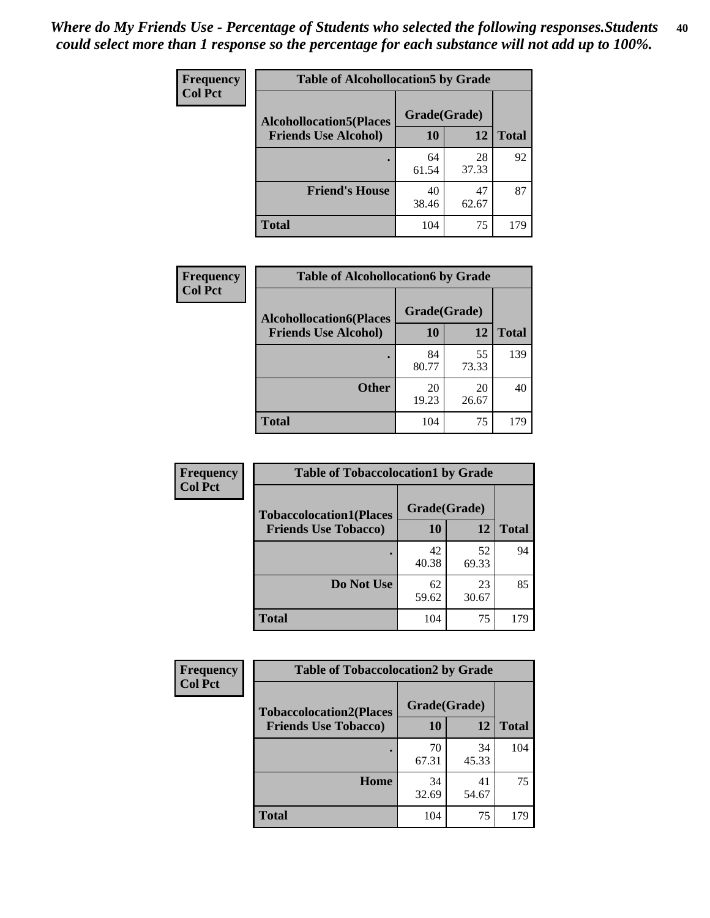*Where do My Friends Use - Percentage of Students who selected the following responses.Students could select more than 1 response so the percentage for each substance will not add up to 100%.*

**Frequency**
**Col Pct**

| Table of Alcohollocation5 by Grade | | | |
|---|---|---|---|
| **Alcohollocation5(Places Friends Use Alcohol)** | **Grade(Grade)** | | **Total** |
| | **10** | **12** | |
| **.** | 64<br>61.54 | 28<br>37.33 | 92 |
| **Friend's House** | 40<br>38.46 | 47<br>62.67 | 87 |
| **Total** | 104 | 75 | 179 |

**Frequency**
**Col Pct**

| Table of Alcohollocation6 by Grade | | | |
|---|---|---|---|
| **Alcohollocation6(Places Friends Use Alcohol)** | **Grade(Grade)** | | **Total** |
| | **10** | **12** | |
| **.** | 84<br>80.77 | 55<br>73.33 | 139 |
| **Other** | 20<br>19.23 | 20<br>26.67 | 40 |
| **Total** | 104 | 75 | 179 |

**Frequency**
**Col Pct**

| Table of Tobaccolocation1 by Grade | | | |
|---|---|---|---|
| **Tobaccolocation1(Places Friends Use Tobacco)** | **Grade(Grade)** | | **Total** |
| | **10** | **12** | |
| **.** | 42<br>40.38 | 52<br>69.33 | 94 |
| **Do Not Use** | 62<br>59.62 | 23<br>30.67 | 85 |
| **Total** | 104 | 75 | 179 |

**Frequency**
**Col Pct**

| Table of Tobaccolocation2 by Grade | | | |
|---|---|---|---|
| **Tobaccolocation2(Places Friends Use Tobacco)** | **Grade(Grade)** | | **Total** |
| | **10** | **12** | |
| **.** | 70<br>67.31 | 34<br>45.33 | 104 |
| **Home** | 34<br>32.69 | 41<br>54.67 | 75 |
| **Total** | 104 | 75 | 179 |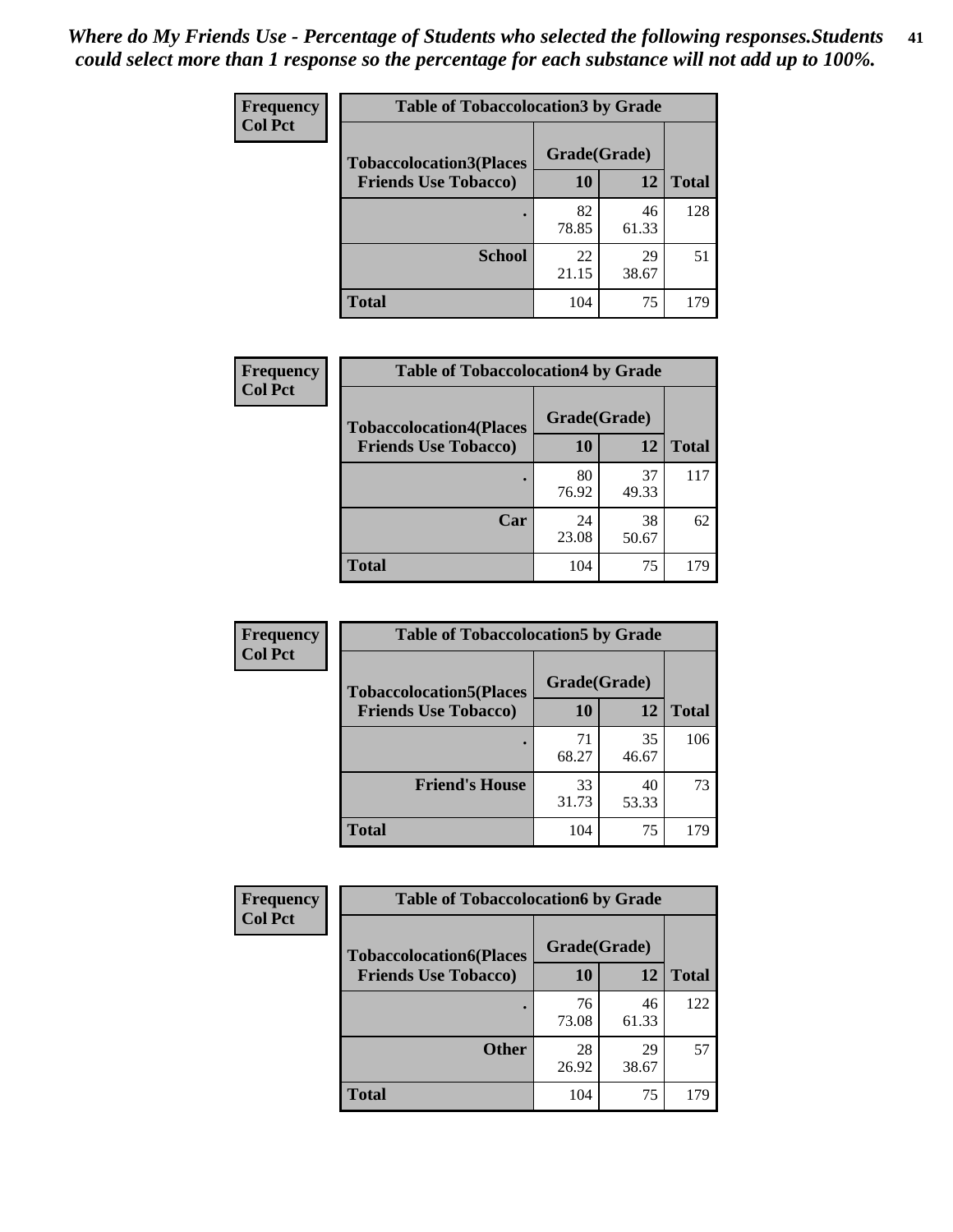*Where do My Friends Use - Percentage of Students who selected the following responses.Students could select more than 1 response so the percentage for each substance will not add up to 100%.*

**Frequency**
**Col Pct**

| Table of Tobaccolocation3 by Grade | | | |
|---|---|---|---|
| **Tobaccolocation3(Places Friends Use Tobacco)** | **Grade(Grade)** | | **Total** |
| | **10** | **12** | |
| **.** | 82<br>78.85 | 46<br>61.33 | 128 |
| **School** | 22<br>21.15 | 29<br>38.67 | 51 |
| **Total** | 104 | 75 | 179 |

**Frequency**
**Col Pct**

| Table of Tobaccolocation4 by Grade | | | |
|---|---|---|---|
| **Tobaccolocation4(Places Friends Use Tobacco)** | **Grade(Grade)** | | **Total** |
| | **10** | **12** | |
| **.** | 80<br>76.92 | 37<br>49.33 | 117 |
| **Car** | 24<br>23.08 | 38<br>50.67 | 62 |
| **Total** | 104 | 75 | 179 |

**Frequency**
**Col Pct**

| Table of Tobaccolocation5 by Grade | | | |
|---|---|---|---|
| **Tobaccolocation5(Places Friends Use Tobacco)** | **Grade(Grade)** | | **Total** |
| | **10** | **12** | |
| **.** | 71<br>68.27 | 35<br>46.67 | 106 |
| **Friend's House** | 33<br>31.73 | 40<br>53.33 | 73 |
| **Total** | 104 | 75 | 179 |

**Frequency**
**Col Pct**

| Table of Tobaccolocation6 by Grade | | | |
|---|---|---|---|
| **Tobaccolocation6(Places Friends Use Tobacco)** | **Grade(Grade)** | | **Total** |
| | **10** | **12** | |
| **.** | 76<br>73.08 | 46<br>61.33 | 122 |
| **Other** | 28<br>26.92 | 29<br>38.67 | 57 |
| **Total** | 104 | 75 | 179 |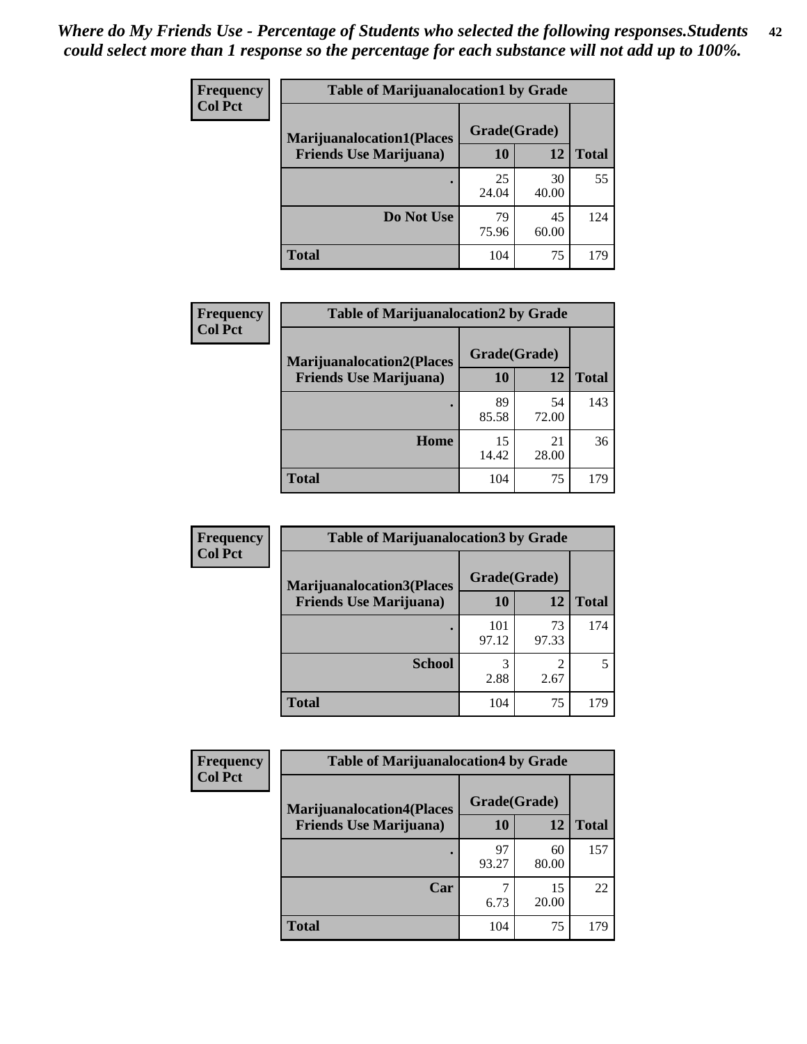*Where do My Friends Use - Percentage of Students who selected the following responses.Students could select more than 1 response so the percentage for each substance will not add up to 100%.*

**Frequency**
**Col Pct**

| Table of Marijuanalocation1 by Grade | | | |
|---|---|---|---|
| **Marijuanalocation1(Places Friends Use Marijuana)** | **Grade(Grade)** | | |
| | **10** | **12** | **Total** |
| **.** | 25<br>24.04 | 30<br>40.00 | 55 |
| **Do Not Use** | 79<br>75.96 | 45<br>60.00 | 124 |
| **Total** | 104 | 75 | 179 |

**Frequency**
**Col Pct**

| Table of Marijuanalocation2 by Grade | | | |
|---|---|---|---|
| **Marijuanalocation2(Places Friends Use Marijuana)** | **Grade(Grade)** | | |
| | **10** | **12** | **Total** |
| **.** | 89<br>85.58 | 54<br>72.00 | 143 |
| **Home** | 15<br>14.42 | 21<br>28.00 | 36 |
| **Total** | 104 | 75 | 179 |

**Frequency**
**Col Pct**

| Table of Marijuanalocation3 by Grade | | | |
|---|---|---|---|
| **Marijuanalocation3(Places Friends Use Marijuana)** | **Grade(Grade)** | | |
| | **10** | **12** | **Total** |
| **.** | 101<br>97.12 | 73<br>97.33 | 174 |
| **School** | 3<br>2.88 | 2<br>2.67 | 5 |
| **Total** | 104 | 75 | 179 |

**Frequency**
**Col Pct**

| Table of Marijuanalocation4 by Grade | | | |
|---|---|---|---|
| **Marijuanalocation4(Places Friends Use Marijuana)** | **Grade(Grade)** | | |
| | **10** | **12** | **Total** |
| **.** | 97<br>93.27 | 60<br>80.00 | 157 |
| **Car** | 7<br>6.73 | 15<br>20.00 | 22 |
| **Total** | 104 | 75 | 179 |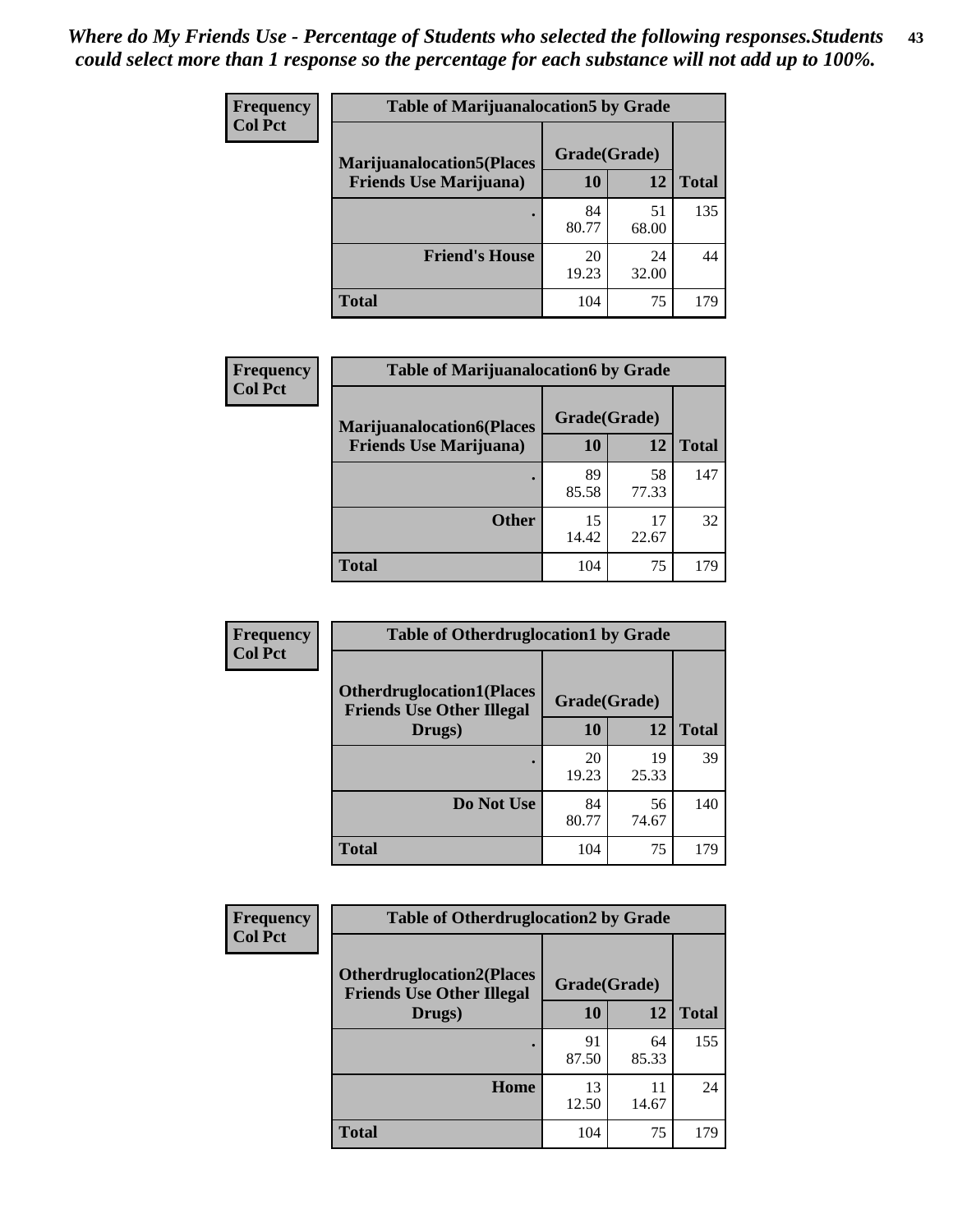*Where do My Friends Use - Percentage of Students who selected the following responses.Students could select more than 1 response so the percentage for each substance will not add up to 100%.*

**Frequency**
**Col Pct**

| Table of Marijuanalocation5 by Grade | | | |
|---|---|---|---|
| **Marijuanalocation5(Places Friends Use Marijuana)** | **Grade(Grade)** | | **Total** |
| | **10** | **12** | |
| **.** | 84<br>80.77 | 51<br>68.00 | 135 |
| **Friend's House** | 20<br>19.23 | 24<br>32.00 | 44 |
| **Total** | 104 | 75 | 179 |

**Frequency**
**Col Pct**

| Table of Marijuanalocation6 by Grade | | | |
|---|---|---|---|
| **Marijuanalocation6(Places Friends Use Marijuana)** | **Grade(Grade)** | | **Total** |
| | **10** | **12** | |
| **.** | 89<br>85.58 | 58<br>77.33 | 147 |
| **Other** | 15<br>14.42 | 17<br>22.67 | 32 |
| **Total** | 104 | 75 | 179 |

**Frequency**
**Col Pct**

| Table of Otherdruglocation1 by Grade | | | |
|---|---|---|---|
| **Otherdruglocation1(Places Friends Use Other Illegal Drugs)** | **Grade(Grade)** | | **Total** |
| | **10** | **12** | |
| **.** | 20<br>19.23 | 19<br>25.33 | 39 |
| **Do Not Use** | 84<br>80.77 | 56<br>74.67 | 140 |
| **Total** | 104 | 75 | 179 |

**Frequency**
**Col Pct**

| Table of Otherdruglocation2 by Grade | | | |
|---|---|---|---|
| **Otherdruglocation2(Places Friends Use Other Illegal Drugs)** | **Grade(Grade)** | | **Total** |
| | **10** | **12** | |
| **.** | 91<br>87.50 | 64<br>85.33 | 155 |
| **Home** | 13<br>12.50 | 11<br>14.67 | 24 |
| **Total** | 104 | 75 | 179 |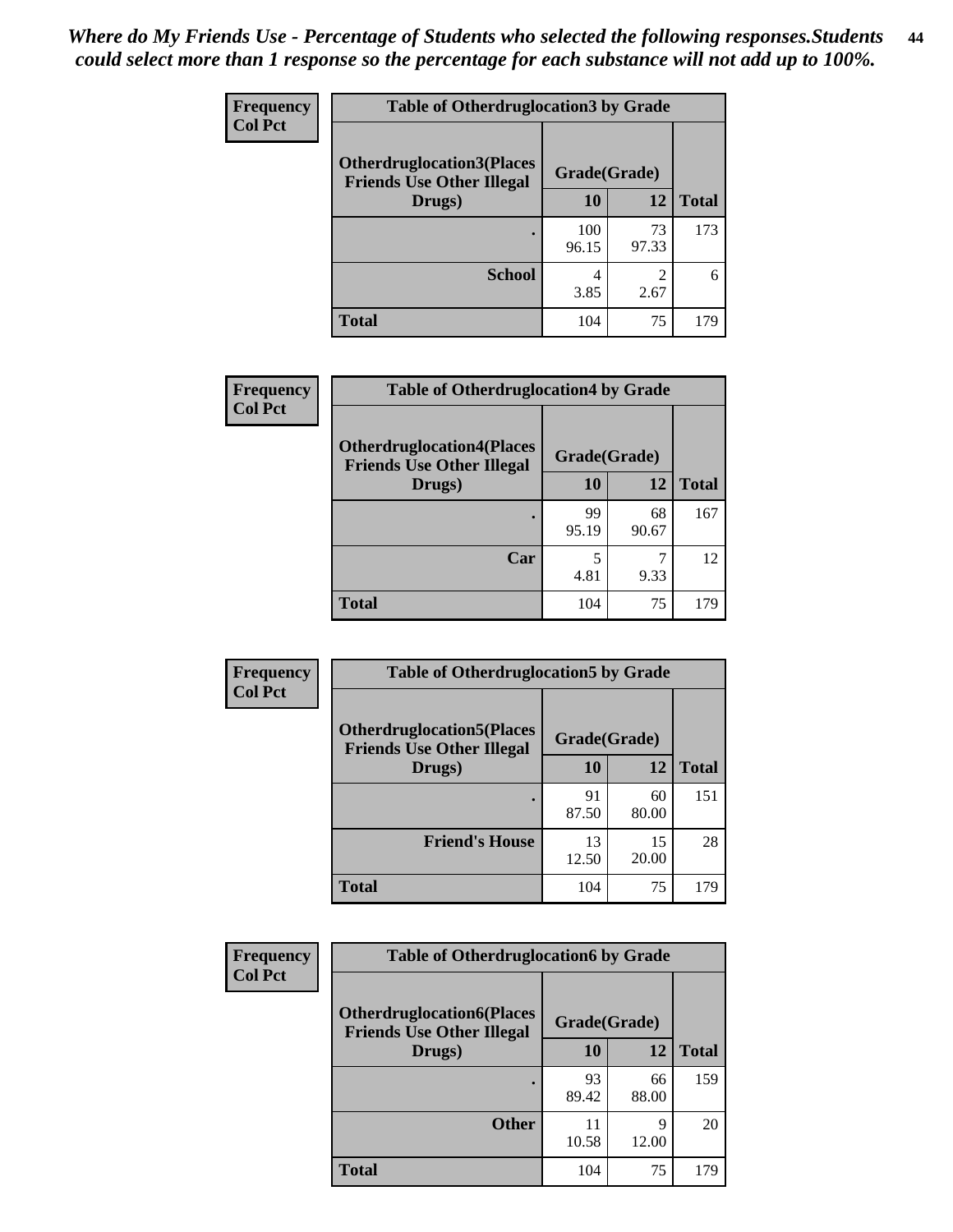*Where do My Friends Use - Percentage of Students who selected the following responses.Students could select more than 1 response so the percentage for each substance will not add up to 100%.*

**Frequency**
**Col Pct**

| Table of Otherdruglocation3 by Grade | | | |
|---|---|---|---|
| **Otherdruglocation3(Places Friends Use Other Illegal Drugs)** | **Grade(Grade)** | | **Total** |
| | **10** | **12** | |
| **.** | 100<br>96.15 | 73<br>97.33 | 173 |
| **School** | 4<br>3.85 | 2<br>2.67 | 6 |
| **Total** | 104 | 75 | 179 |

**Frequency**
**Col Pct**

| Table of Otherdruglocation4 by Grade | | | |
|---|---|---|---|
| **Otherdruglocation4(Places Friends Use Other Illegal Drugs)** | **Grade(Grade)** | | **Total** |
| | **10** | **12** | |
| **.** | 99<br>95.19 | 68<br>90.67 | 167 |
| **Car** | 5<br>4.81 | 7<br>9.33 | 12 |
| **Total** | 104 | 75 | 179 |

**Frequency**
**Col Pct**

| Table of Otherdruglocation5 by Grade | | | |
|---|---|---|---|
| **Otherdruglocation5(Places Friends Use Other Illegal Drugs)** | **Grade(Grade)** | | **Total** |
| | **10** | **12** | |
| **.** | 91<br>87.50 | 60<br>80.00 | 151 |
| **Friend's House** | 13<br>12.50 | 15<br>20.00 | 28 |
| **Total** | 104 | 75 | 179 |

**Frequency**
**Col Pct**

| Table of Otherdruglocation6 by Grade | | | |
|---|---|---|---|
| **Otherdruglocation6(Places Friends Use Other Illegal Drugs)** | **Grade(Grade)** | | **Total** |
| | **10** | **12** | |
| **.** | 93<br>89.42 | 66<br>88.00 | 159 |
| **Other** | 11<br>10.58 | 9<br>12.00 | 20 |
| **Total** | 104 | 75 | 179 |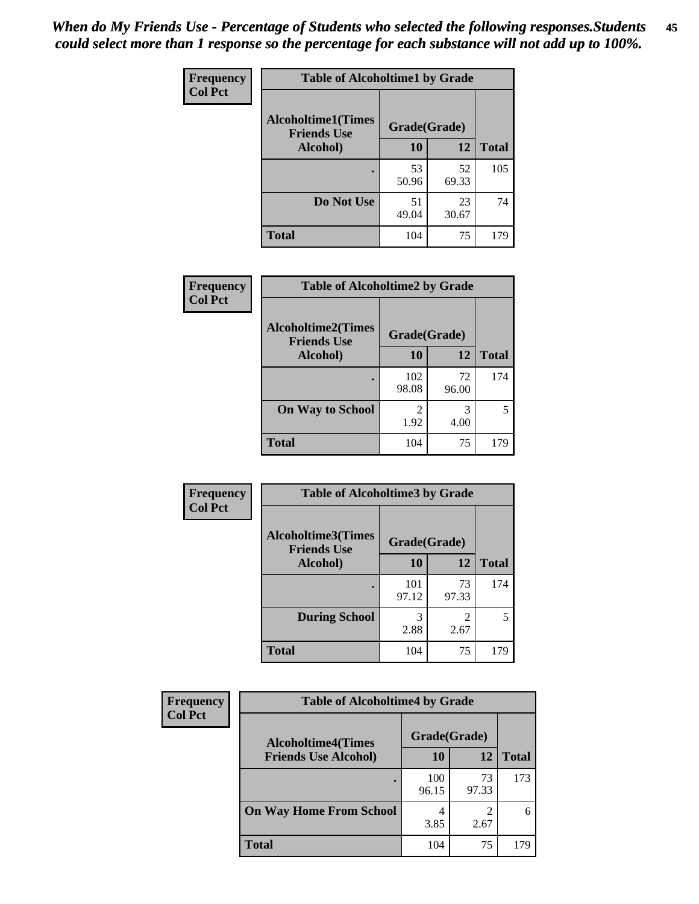*When do My Friends Use - Percentage of Students who selected the following responses.Students could select more than 1 response so the percentage for each substance will not add up to 100%.*

Frequency
Col Pct

| Table of Alcoholtime1 by Grade | | | |
|---|---|---|---|
| Alcoholtime1(Times Friends Use Alcohol) | Grade(Grade) | | |
| | 10 | 12 | Total |
| . | 53<br>50.96 | 52<br>69.33 | 105 |
| Do Not Use | 51<br>49.04 | 23<br>30.67 | 74 |
| Total | 104 | 75 | 179 |

Frequency
Col Pct

| Table of Alcoholtime2 by Grade | | | |
|---|---|---|---|
| Alcoholtime2(Times Friends Use Alcohol) | Grade(Grade) | | |
| | 10 | 12 | Total |
| . | 102<br>98.08 | 72<br>96.00 | 174 |
| On Way to School | 2<br>1.92 | 3<br>4.00 | 5 |
| Total | 104 | 75 | 179 |

Frequency
Col Pct

| Table of Alcoholtime3 by Grade | | | |
|---|---|---|---|
| Alcoholtime3(Times Friends Use Alcohol) | Grade(Grade) | | |
| | 10 | 12 | Total |
| . | 101<br>97.12 | 73<br>97.33 | 174 |
| During School | 3<br>2.88 | 2<br>2.67 | 5 |
| Total | 104 | 75 | 179 |

Frequency
Col Pct

| Table of Alcoholtime4 by Grade | | | |
|---|---|---|---|
| Alcoholtime4(Times Friends Use Alcohol) | Grade(Grade) | | |
| | 10 | 12 | Total |
| . | 100<br>96.15 | 73<br>97.33 | 173 |
| On Way Home From School | 4<br>3.85 | 2<br>2.67 | 6 |
| Total | 104 | 75 | 179 |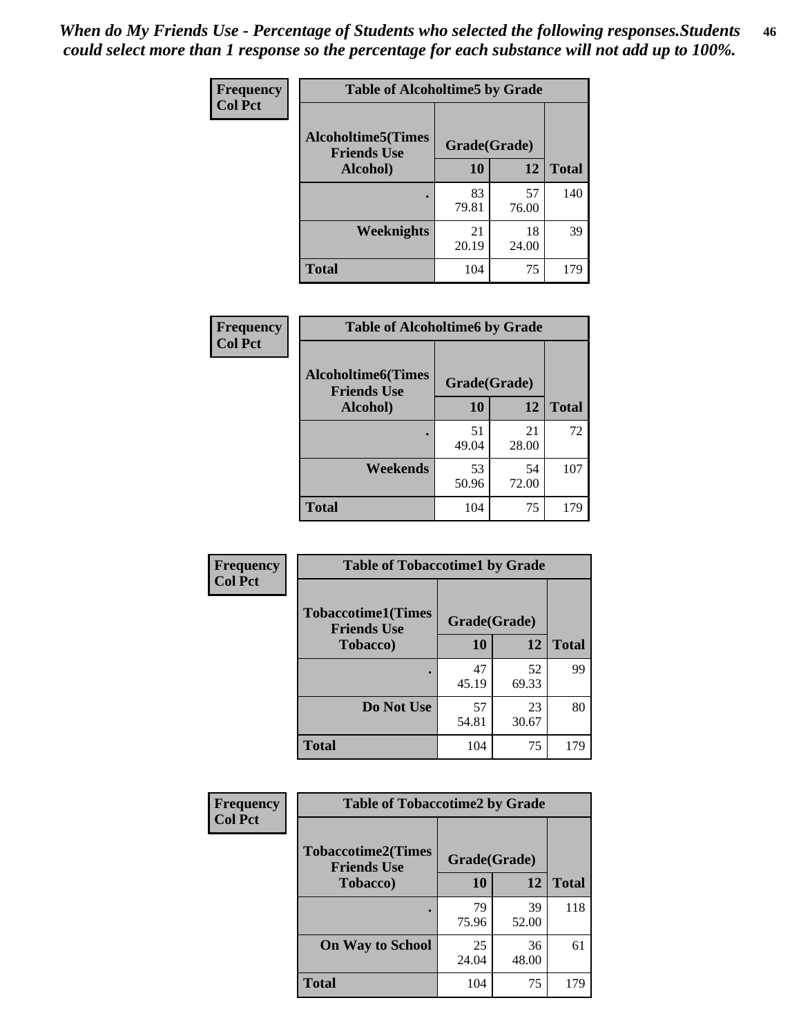*When do My Friends Use - Percentage of Students who selected the following responses.Students could select more than 1 response so the percentage for each substance will not add up to 100%.*

**Frequency**
**Col Pct**

| Table of Alcoholtime5 by Grade | | | |
|---|---|---|---|
| **Alcoholtime5(Times Friends Use Alcohol)** | **Grade(Grade)** | | **Total** |
| | **10** | **12** | |
| **.** | 83<br>79.81 | 57<br>76.00 | 140 |
| **Weeknights** | 21<br>20.19 | 18<br>24.00 | 39 |
| **Total** | 104 | 75 | 179 |

**Frequency**
**Col Pct**

| Table of Alcoholtime6 by Grade | | | |
|---|---|---|---|
| **Alcoholtime6(Times Friends Use Alcohol)** | **Grade(Grade)** | | **Total** |
| | **10** | **12** | |
| **.** | 51<br>49.04 | 21<br>28.00 | 72 |
| **Weekends** | 53<br>50.96 | 54<br>72.00 | 107 |
| **Total** | 104 | 75 | 179 |

**Frequency**
**Col Pct**

| Table of Tobaccotime1 by Grade | | | |
|---|---|---|---|
| **Tobaccotime1(Times Friends Use Tobacco)** | **Grade(Grade)** | | **Total** |
| | **10** | **12** | |
| **.** | 47<br>45.19 | 52<br>69.33 | 99 |
| **Do Not Use** | 57<br>54.81 | 23<br>30.67 | 80 |
| **Total** | 104 | 75 | 179 |

**Frequency**
**Col Pct**

| Table of Tobaccotime2 by Grade | | | |
|---|---|---|---|
| **Tobaccotime2(Times Friends Use Tobacco)** | **Grade(Grade)** | | **Total** |
| | **10** | **12** | |
| **.** | 79<br>75.96 | 39<br>52.00 | 118 |
| **On Way to School** | 25<br>24.04 | 36<br>48.00 | 61 |
| **Total** | 104 | 75 | 179 |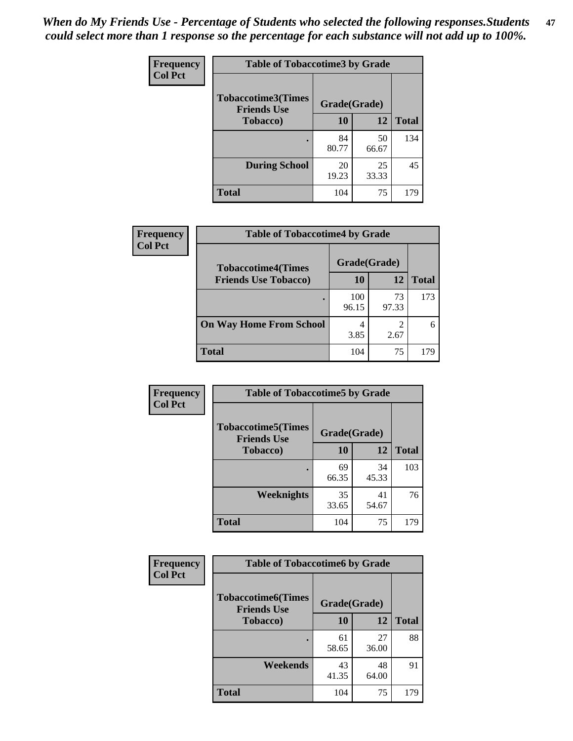*When do My Friends Use - Percentage of Students who selected the following responses.Students could select more than 1 response so the percentage for each substance will not add up to 100%.*

**Frequency**
**Col Pct**

| Table of Tobaccotime3 by Grade | | | |
|---|---|---|---|
| **Tobaccotime3(Times Friends Use Tobacco)** | **Grade(Grade)** | | **Total** |
| | **10** | **12** | |
| **.** | 84<br>80.77 | 50<br>66.67 | 134 |
| **During School** | 20<br>19.23 | 25<br>33.33 | 45 |
| **Total** | 104 | 75 | 179 |

**Frequency**
**Col Pct**

| Table of Tobaccotime4 by Grade | | | |
|---|---|---|---|
| **Tobaccotime4(Times Friends Use Tobacco)** | **Grade(Grade)** | | **Total** |
| | **10** | **12** | |
| **.** | 100<br>96.15 | 73<br>97.33 | 173 |
| **On Way Home From School** | 4<br>3.85 | 2<br>2.67 | 6 |
| **Total** | 104 | 75 | 179 |

**Frequency**
**Col Pct**

| Table of Tobaccotime5 by Grade | | | |
|---|---|---|---|
| **Tobaccotime5(Times Friends Use Tobacco)** | **Grade(Grade)** | | **Total** |
| | **10** | **12** | |
| **.** | 69<br>66.35 | 34<br>45.33 | 103 |
| **Weeknights** | 35<br>33.65 | 41<br>54.67 | 76 |
| **Total** | 104 | 75 | 179 |

**Frequency**
**Col Pct**

| Table of Tobaccotime6 by Grade | | | |
|---|---|---|---|
| **Tobaccotime6(Times Friends Use Tobacco)** | **Grade(Grade)** | | **Total** |
| | **10** | **12** | |
| **.** | 61<br>58.65 | 27<br>36.00 | 88 |
| **Weekends** | 43<br>41.35 | 48<br>64.00 | 91 |
| **Total** | 104 | 75 | 179 |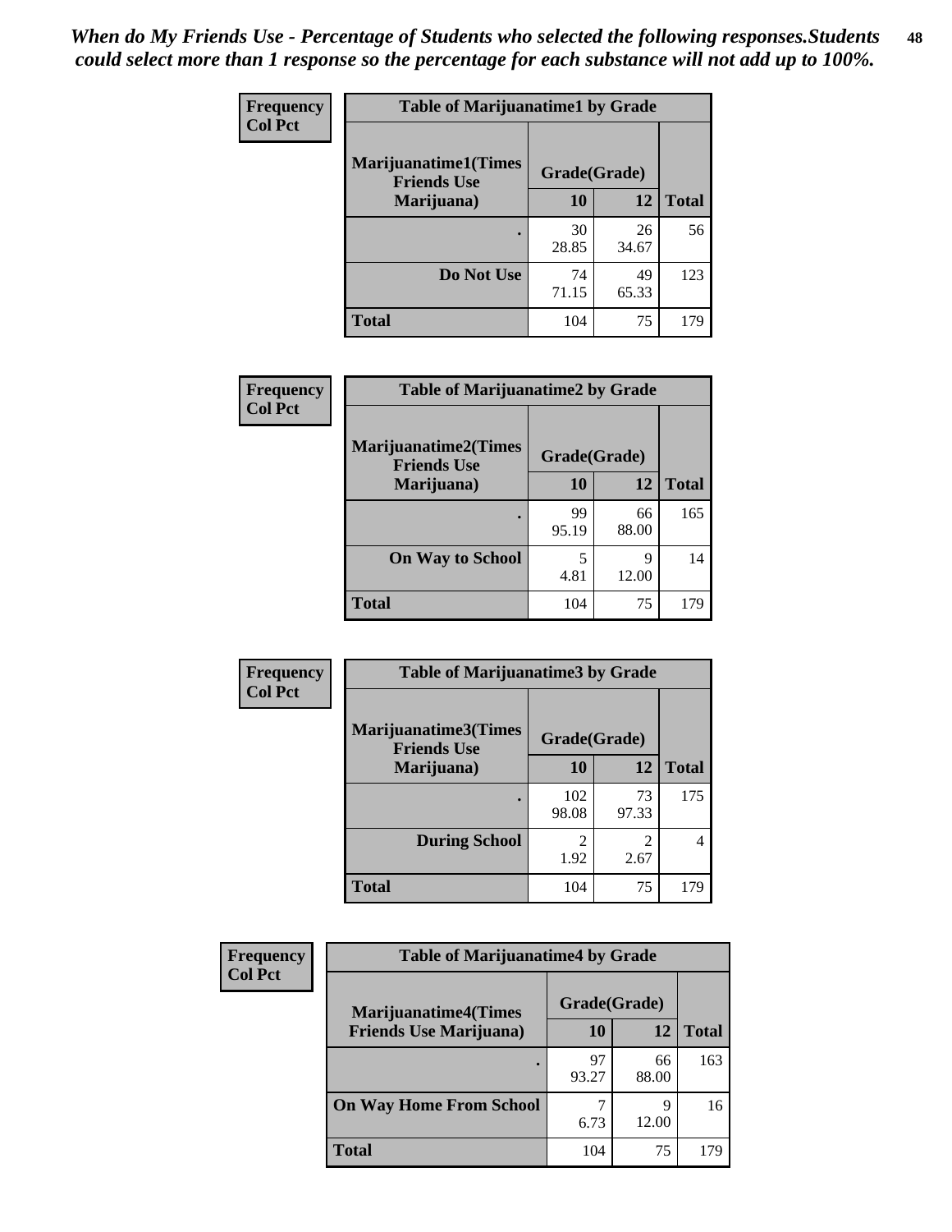*When do My Friends Use - Percentage of Students who selected the following responses.Students could select more than 1 response so the percentage for each substance will not add up to 100%.*

**Frequency**
**Col Pct**

| Table of Marijuanatime1 by Grade | | | |
|---|---|---|---|
| Marijuanatime1(Times Friends Use Marijuana) | Grade(Grade) | | |
| | 10 | 12 | Total |
| . | 30<br>28.85 | 26<br>34.67 | 56 |
| Do Not Use | 74<br>71.15 | 49<br>65.33 | 123 |
| Total | 104 | 75 | 179 |

**Frequency**
**Col Pct**

| Table of Marijuanatime2 by Grade | | | |
|---|---|---|---|
| Marijuanatime2(Times Friends Use Marijuana) | Grade(Grade) | | |
| | 10 | 12 | Total |
| . | 99<br>95.19 | 66<br>88.00 | 165 |
| On Way to School | 5<br>4.81 | 9<br>12.00 | 14 |
| Total | 104 | 75 | 179 |

**Frequency**
**Col Pct**

| Table of Marijuanatime3 by Grade | | | |
|---|---|---|---|
| Marijuanatime3(Times Friends Use Marijuana) | Grade(Grade) | | |
| | 10 | 12 | Total |
| . | 102<br>98.08 | 73<br>97.33 | 175 |
| During School | 2<br>1.92 | 2<br>2.67 | 4 |
| Total | 104 | 75 | 179 |

**Frequency**
**Col Pct**

| Table of Marijuanatime4 by Grade | | | |
|---|---|---|---|
| Marijuanatime4(Times Friends Use Marijuana) | Grade(Grade) | | |
| | 10 | 12 | Total |
| . | 97<br>93.27 | 66<br>88.00 | 163 |
| On Way Home From School | 7<br>6.73 | 9<br>12.00 | 16 |
| Total | 104 | 75 | 179 |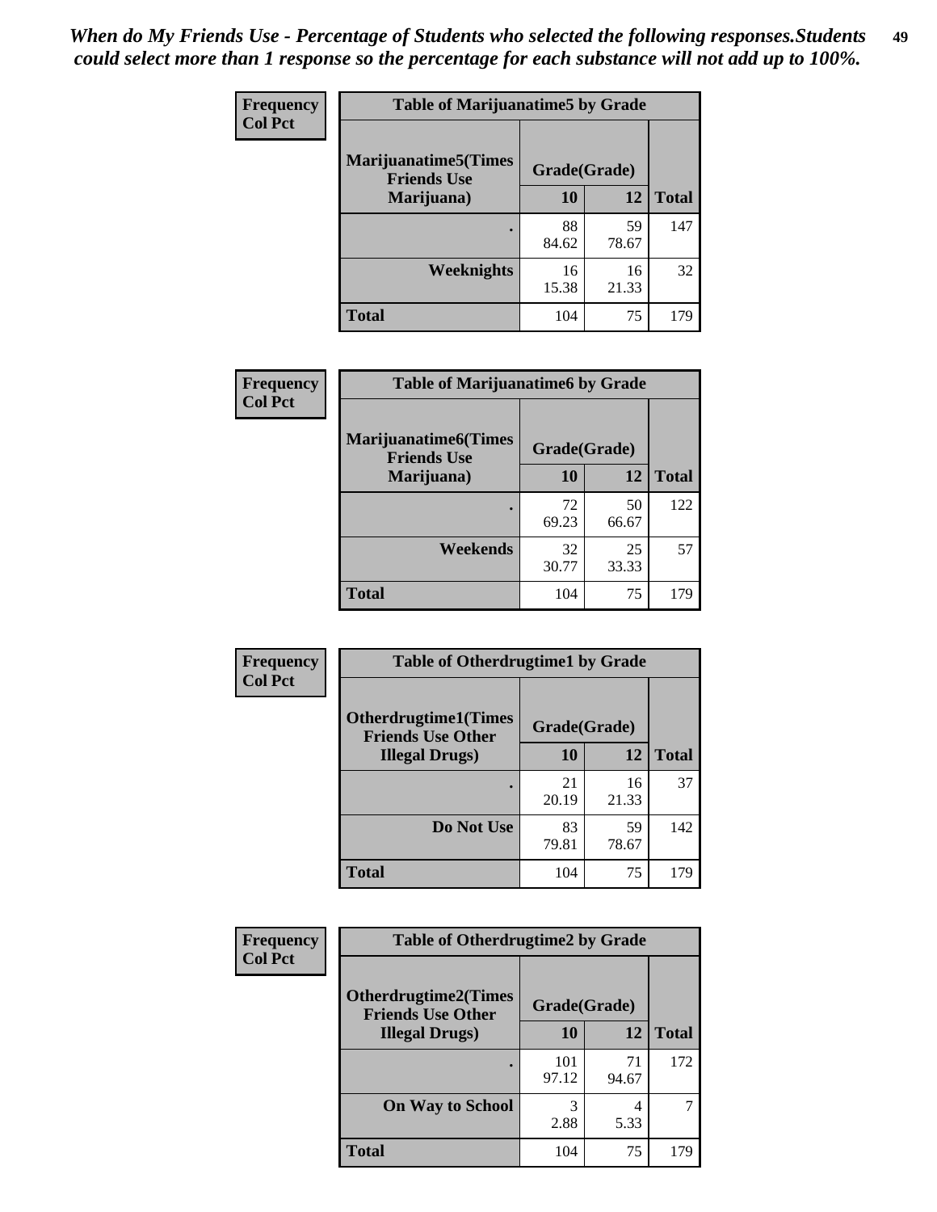*When do My Friends Use - Percentage of Students who selected the following responses.Students could select more than 1 response so the percentage for each substance will not add up to 100%.*

**Frequency**
**Col Pct**

| Table of Marijuanatime5 by Grade | | | |
|---|---|---|---|
| **Marijuanatime5(Times Friends Use Marijuana)** | **Grade(Grade)** | | **Total** |
| | **10** | **12** | |
| **.** | 88<br>84.62 | 59<br>78.67 | 147 |
| **Weeknights** | 16<br>15.38 | 16<br>21.33 | 32 |
| **Total** | 104 | 75 | 179 |

**Frequency**
**Col Pct**

| Table of Marijuanatime6 by Grade | | | |
|---|---|---|---|
| **Marijuanatime6(Times Friends Use Marijuana)** | **Grade(Grade)** | | **Total** |
| | **10** | **12** | |
| **.** | 72<br>69.23 | 50<br>66.67 | 122 |
| **Weekends** | 32<br>30.77 | 25<br>33.33 | 57 |
| **Total** | 104 | 75 | 179 |

**Frequency**
**Col Pct**

| Table of Otherdrugtime1 by Grade | | | |
|---|---|---|---|
| **Otherdrugtime1(Times Friends Use Other Illegal Drugs)** | **Grade(Grade)** | | **Total** |
| | **10** | **12** | |
| **.** | 21<br>20.19 | 16<br>21.33 | 37 |
| **Do Not Use** | 83<br>79.81 | 59<br>78.67 | 142 |
| **Total** | 104 | 75 | 179 |

**Frequency**
**Col Pct**

| Table of Otherdrugtime2 by Grade | | | |
|---|---|---|---|
| **Otherdrugtime2(Times Friends Use Other Illegal Drugs)** | **Grade(Grade)** | | **Total** |
| | **10** | **12** | |
| **.** | 101<br>97.12 | 71<br>94.67 | 172 |
| **On Way to School** | 3<br>2.88 | 4<br>5.33 | 7 |
| **Total** | 104 | 75 | 179 |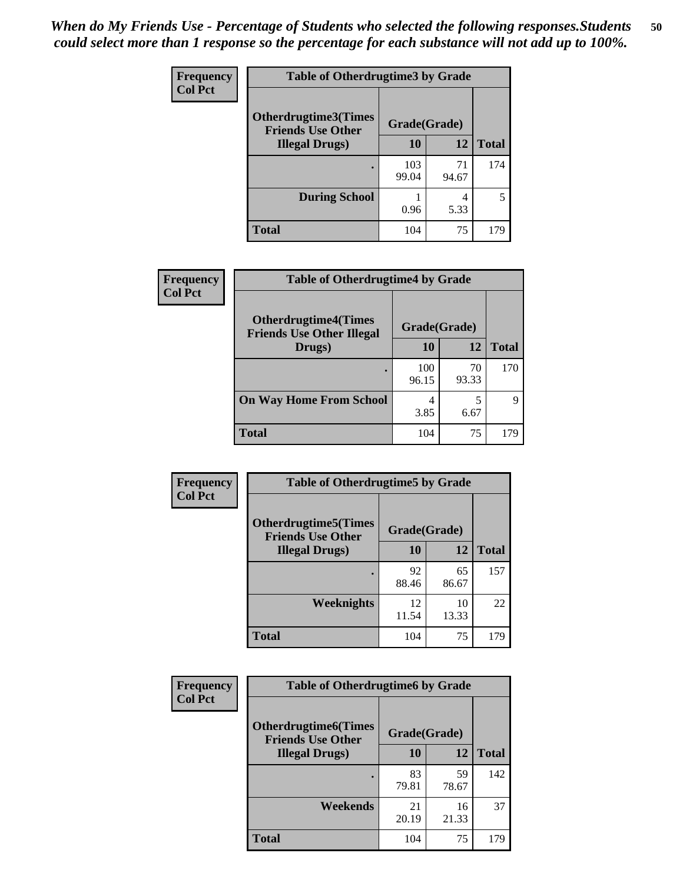*When do My Friends Use - Percentage of Students who selected the following responses.Students could select more than 1 response so the percentage for each substance will not add up to 100%.*

**Frequency**
**Col Pct**

| Table of Otherdrugtime3 by Grade | | | |
|---|---|---|---|
| **Otherdrugtime3(Times Friends Use Other Illegal Drugs)** | **Grade(Grade)** | | |
| | **10** | **12** | **Total** |
| **.** | 103<br>99.04 | 71<br>94.67 | 174 |
| **During School** | 1<br>0.96 | 4<br>5.33 | 5 |
| **Total** | 104 | 75 | 179 |

**Frequency**
**Col Pct**

| Table of Otherdrugtime4 by Grade | | | |
|---|---|---|---|
| **Otherdrugtime4(Times Friends Use Other Illegal Drugs)** | **Grade(Grade)** | | |
| | **10** | **12** | **Total** |
| **.** | 100<br>96.15 | 70<br>93.33 | 170 |
| **On Way Home From School** | 4<br>3.85 | 5<br>6.67 | 9 |
| **Total** | 104 | 75 | 179 |

**Frequency**
**Col Pct**

| Table of Otherdrugtime5 by Grade | | | |
|---|---|---|---|
| **Otherdrugtime5(Times Friends Use Other Illegal Drugs)** | **Grade(Grade)** | | |
| | **10** | **12** | **Total** |
| **.** | 92<br>88.46 | 65<br>86.67 | 157 |
| **Weeknights** | 12<br>11.54 | 10<br>13.33 | 22 |
| **Total** | 104 | 75 | 179 |

**Frequency**
**Col Pct**

| Table of Otherdrugtime6 by Grade | | | |
|---|---|---|---|
| **Otherdrugtime6(Times Friends Use Other Illegal Drugs)** | **Grade(Grade)** | | |
| | **10** | **12** | **Total** |
| **.** | 83<br>79.81 | 59<br>78.67 | 142 |
| **Weekends** | 21<br>20.19 | 16<br>21.33 | 37 |
| **Total** | 104 | 75 | 179 |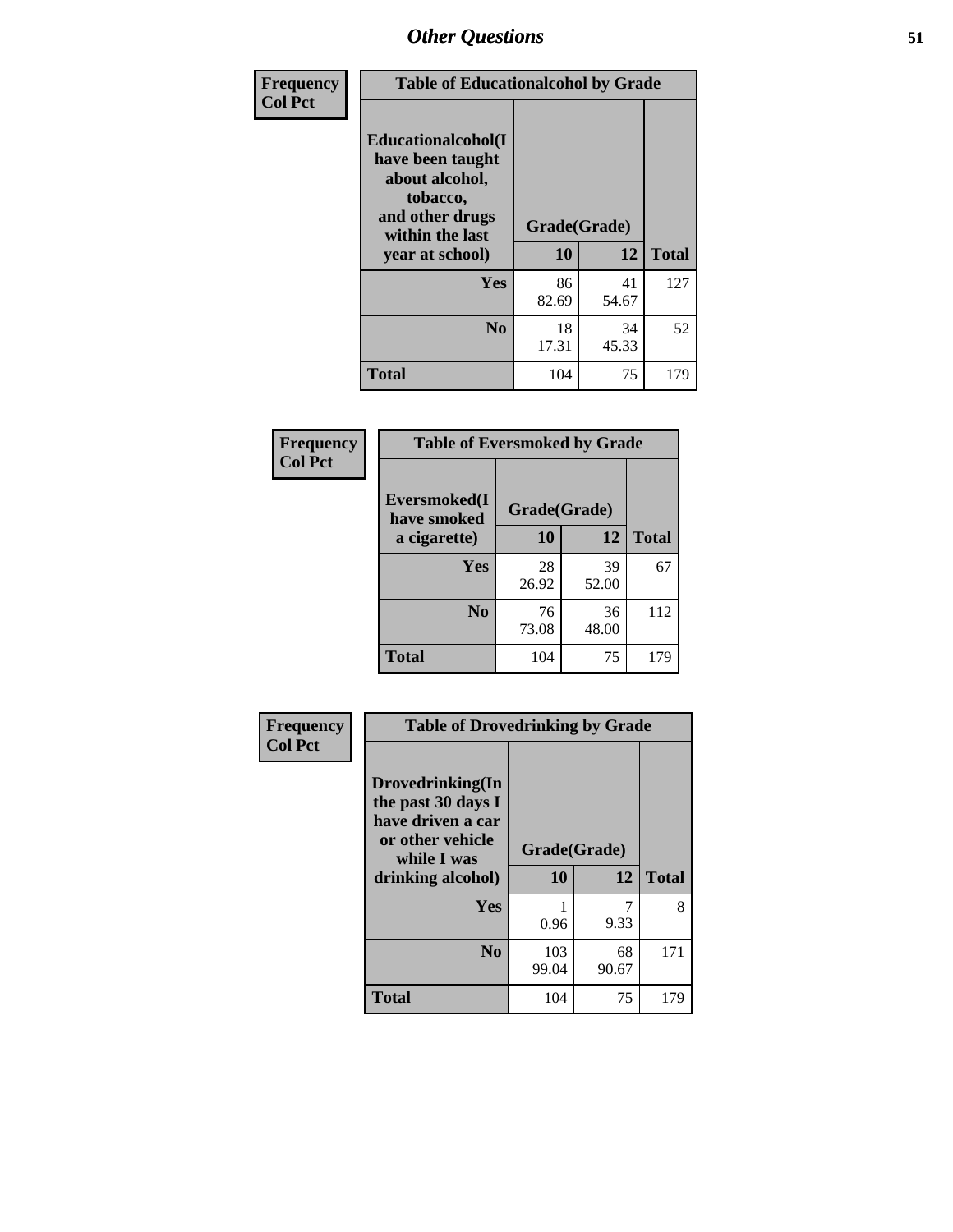## Other Questions

**Frequency**
**Col Pct**

| Table of Educationalalcohol by Grade | | | |
|---|---|---|---|
| Educationalalcohol(I have been taught about alcohol, tobacco, and other drugs within the last year at school) | Grade(Grade) | | |
| | 10 | 12 | Total |
| Yes | 86<br>82.69 | 41<br>54.67 | 127 |
| No | 18<br>17.31 | 34<br>45.33 | 52 |
| Total | 104 | 75 | 179 |

**Frequency**
**Col Pct**

| Table of Eversmoked by Grade | | | |
|---|---|---|---|
| Eversmoked(I have smoked a cigarette) | Grade(Grade) | | |
| | 10 | 12 | Total |
| Yes | 28<br>26.92 | 39<br>52.00 | 67 |
| No | 76<br>73.08 | 36<br>48.00 | 112 |
| Total | 104 | 75 | 179 |

**Frequency**
**Col Pct**

| Table of Drovedrinking by Grade | | | |
|---|---|---|---|
| Drovedrinking(In the past 30 days I have driven a car or other vehicle while I was drinking alcohol) | Grade(Grade) | | |
| | 10 | 12 | Total |
| Yes | 1<br>0.96 | 7<br>9.33 | 8 |
| No | 103<br>99.04 | 68<br>90.67 | 171 |
| Total | 104 | 75 | 179 |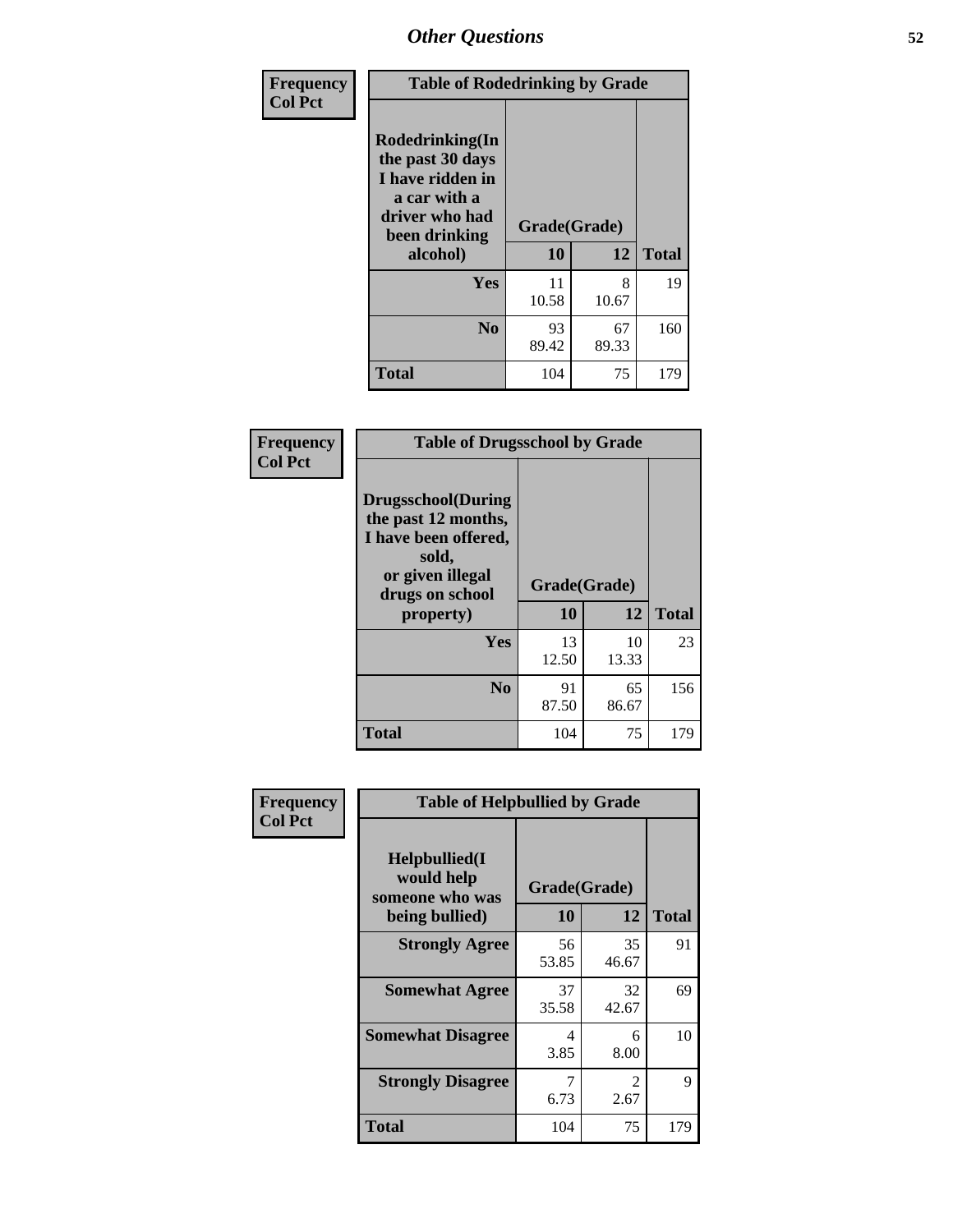# Other Questions

**Frequency**
**Col Pct**

| Table of Rodedrinking by Grade | | | |
|---|---|---|---|
| **Rodedrinking(In the past 30 days I have ridden in a car with a driver who had been drinking alcohol)** | **Grade(Grade)** | | |
| | **10** | **12** | **Total** |
| **Yes** | 11<br>10.58 | 8<br>10.67 | 19 |
| **No** | 93<br>89.42 | 67<br>89.33 | 160 |
| **Total** | 104 | 75 | 179 |

**Frequency**
**Col Pct**

| Table of Drugsschool by Grade | | | |
|---|---|---|---|
| **Drugsschool(During the past 12 months, I have been offered, sold, or given illegal drugs on school property)** | **Grade(Grade)** | | |
| | **10** | **12** | **Total** |
| **Yes** | 13<br>12.50 | 10<br>13.33 | 23 |
| **No** | 91<br>87.50 | 65<br>86.67 | 156 |
| **Total** | 104 | 75 | 179 |

**Frequency**
**Col Pct**

| Table of Helpbullied by Grade | | | |
|---|---|---|---|
| **Helpbullied(I would help someone who was being bullied)** | **Grade(Grade)** | | |
| | **10** | **12** | **Total** |
| **Strongly Agree** | 56<br>53.85 | 35<br>46.67 | 91 |
| **Somewhat Agree** | 37<br>35.58 | 32<br>42.67 | 69 |
| **Somewhat Disagree** | 4<br>3.85 | 6<br>8.00 | 10 |
| **Strongly Disagree** | 7<br>6.73 | 2<br>2.67 | 9 |
| **Total** | 104 | 75 | 179 |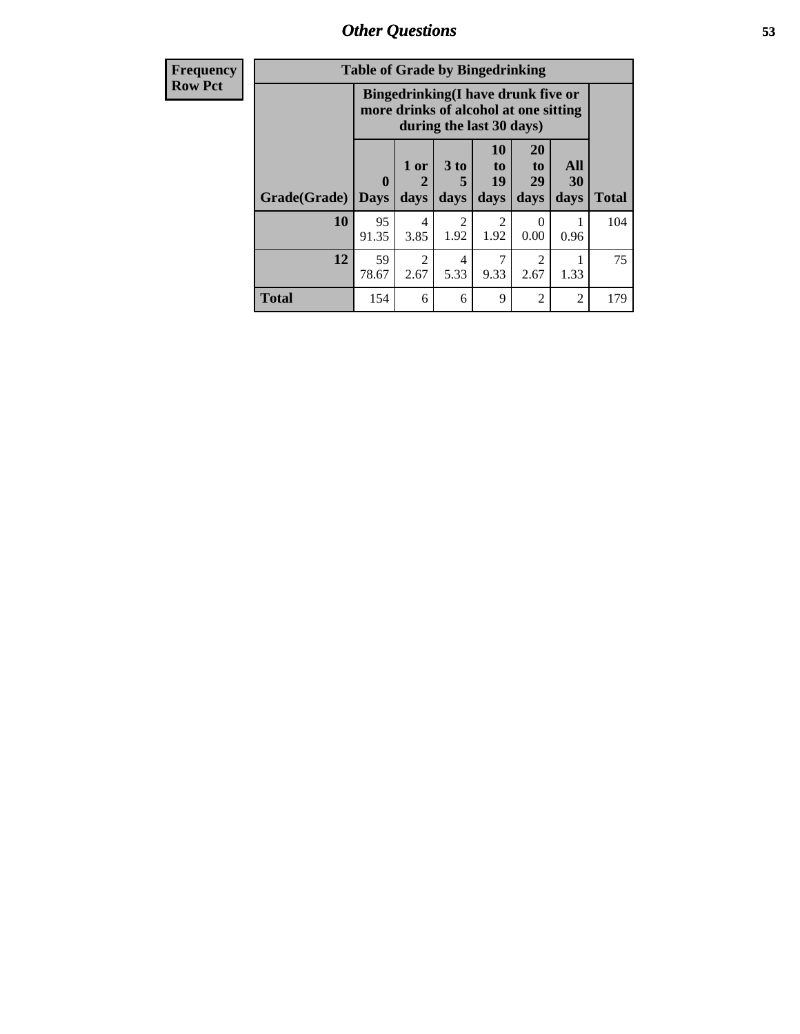## Other Questions

| Frequency Row Pct | Table of Grade by Bingedrinking | | | | | | |
|---|---|---|---|---|---|---|---|
| | Bingedrinking(I have drunk five or more drinks of alcohol at one sitting during the last 30 days) | | | | | | |
| Grade(Grade) | 0 Days | 1 or 2 days | 3 to 5 days | 10 to 19 days | 20 to 29 days | All 30 days | Total |
| 10 | 95<br>91.35 | 4<br>3.85 | 2<br>1.92 | 2<br>1.92 | 0<br>0.00 | 1<br>0.96 | 104 |
| 12 | 59<br>78.67 | 2<br>2.67 | 4<br>5.33 | 7<br>9.33 | 2<br>2.67 | 1<br>1.33 | 75 |
| Total | 154 | 6 | 6 | 9 | 2 | 2 | 179 |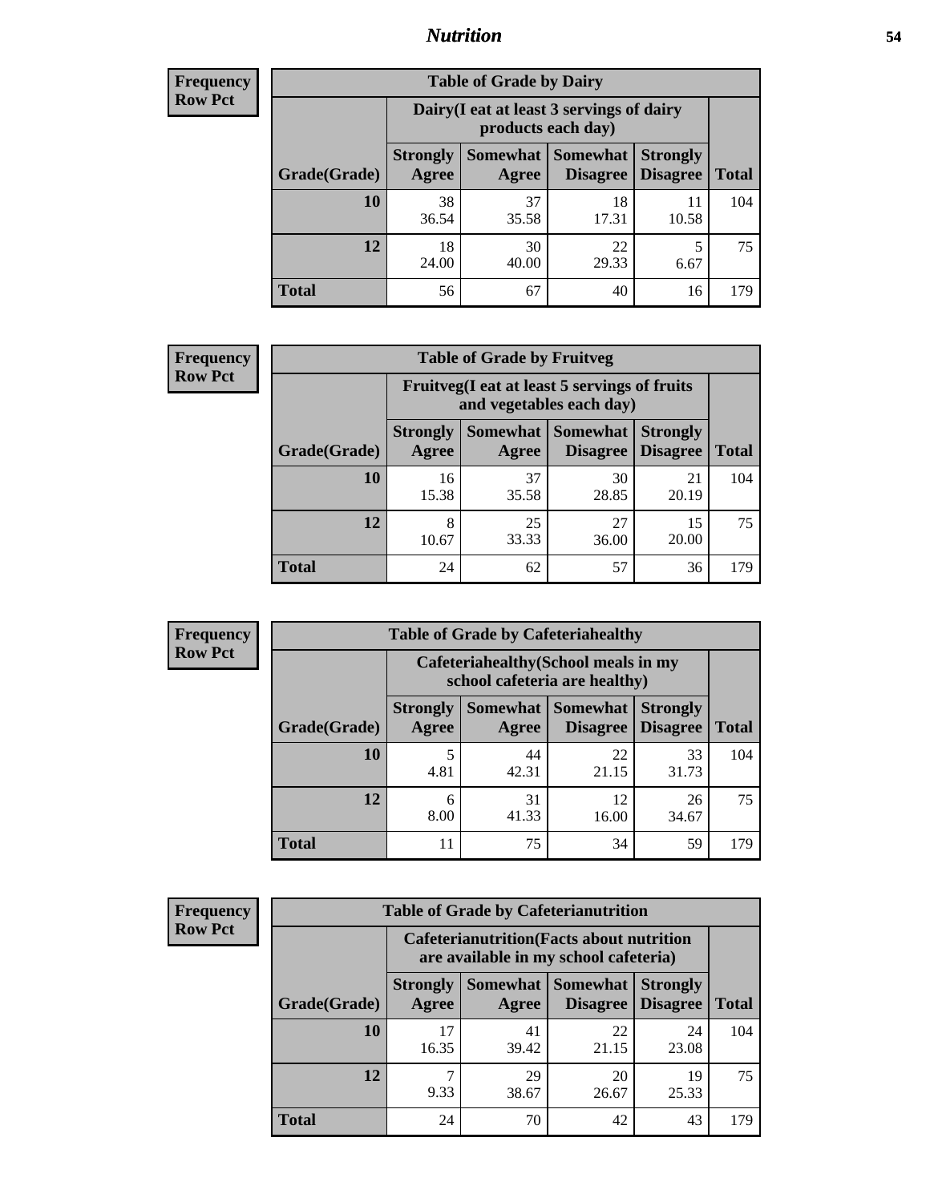## Nutrition

**Frequency**
**Row Pct**

| Table of Grade by Dairy | | | | | |
|---|---|---|---|---|---|
| | Dairy(I eat at least 3 servings of dairy products each day) | | | | |
| Grade(Grade) | Strongly Agree | Somewhat Agree | Somewhat Disagree | Strongly Disagree | Total |
| 10 | 38<br>36.54 | 37<br>35.58 | 18<br>17.31 | 11<br>10.58 | 104 |
| 12 | 18<br>24.00 | 30<br>40.00 | 22<br>29.33 | 5<br>6.67 | 75 |
| Total | 56 | 67 | 40 | 16 | 179 |

**Frequency**
**Row Pct**

| Table of Grade by Fruitveg | | | | | |
|---|---|---|---|---|---|
| | Fruitveg(I eat at least 5 servings of fruits and vegetables each day) | | | | |
| Grade(Grade) | Strongly Agree | Somewhat Agree | Somewhat Disagree | Strongly Disagree | Total |
| 10 | 16<br>15.38 | 37<br>35.58 | 30<br>28.85 | 21<br>20.19 | 104 |
| 12 | 8<br>10.67 | 25<br>33.33 | 27<br>36.00 | 15<br>20.00 | 75 |
| Total | 24 | 62 | 57 | 36 | 179 |

**Frequency**
**Row Pct**

| Table of Grade by Cafeteriahealthy | | | | | |
|---|---|---|---|---|---|
| | Cafeteriahealthy(School meals in my school cafeteria are healthy) | | | | |
| Grade(Grade) | Strongly Agree | Somewhat Agree | Somewhat Disagree | Strongly Disagree | Total |
| 10 | 5<br>4.81 | 44<br>42.31 | 22<br>21.15 | 33<br>31.73 | 104 |
| 12 | 6<br>8.00 | 31<br>41.33 | 12<br>16.00 | 26<br>34.67 | 75 |
| Total | 11 | 75 | 34 | 59 | 179 |

**Frequency**
**Row Pct**

| Table of Grade by Cafeterianutrition | | | | | |
|---|---|---|---|---|---|
| | Cafeterianutrition(Facts about nutrition are available in my school cafeteria) | | | | |
| Grade(Grade) | Strongly Agree | Somewhat Agree | Somewhat Disagree | Strongly Disagree | Total |
| 10 | 17<br>16.35 | 41<br>39.42 | 22<br>21.15 | 24<br>23.08 | 104 |
| 12 | 7<br>9.33 | 29<br>38.67 | 20<br>26.67 | 19<br>25.33 | 75 |
| Total | 24 | 70 | 42 | 43 | 179 |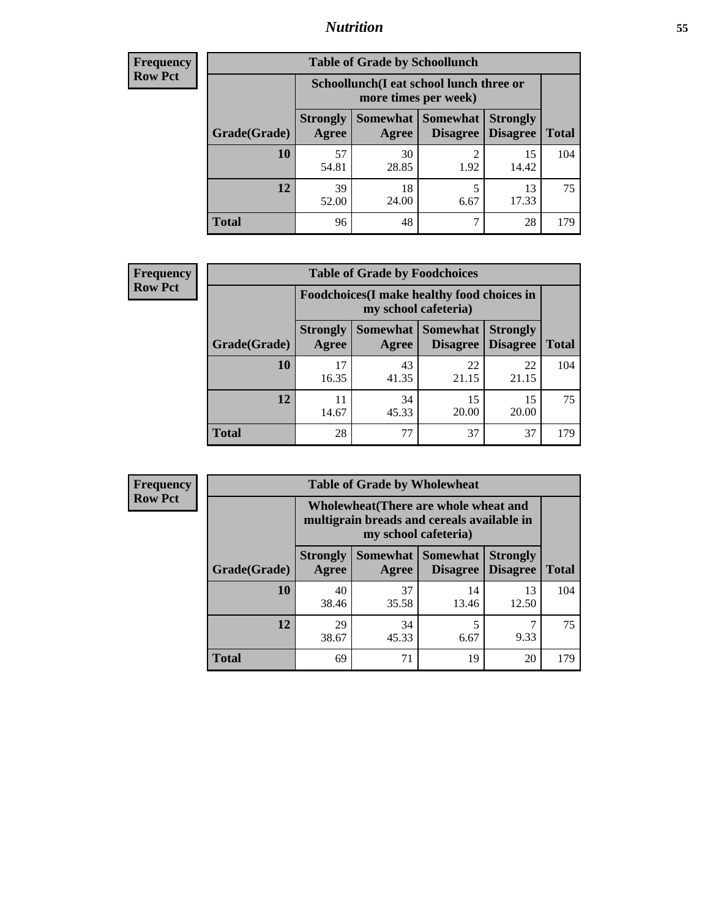**Frequency**
**Row Pct**

| Table of Grade by Schoollunch | | | | | |
|---|---|---|---|---|---|
| | Schoollunch(I eat school lunch three or more times per week) | | | | |
| Grade(Grade) | Strongly Agree | Somewhat Agree | Somewhat Disagree | Strongly Disagree | Total |
| **10** | 57<br>54.81 | 30<br>28.85 | 2<br>1.92 | 15<br>14.42 | 104 |
| **12** | 39<br>52.00 | 18<br>24.00 | 5<br>6.67 | 13<br>17.33 | 75 |
| **Total** | 96 | 48 | 7 | 28 | 179 |

**Frequency**
**Row Pct**

| Table of Grade by Foodchoices | | | | | |
|---|---|---|---|---|---|
| | Foodchoices(I make healthy food choices in my school cafeteria) | | | | |
| Grade(Grade) | Strongly Agree | Somewhat Agree | Somewhat Disagree | Strongly Disagree | Total |
| **10** | 17<br>16.35 | 43<br>41.35 | 22<br>21.15 | 22<br>21.15 | 104 |
| **12** | 11<br>14.67 | 34<br>45.33 | 15<br>20.00 | 15<br>20.00 | 75 |
| **Total** | 28 | 77 | 37 | 37 | 179 |

**Frequency**
**Row Pct**

| Table of Grade by Wholewheat | | | | | |
|---|---|---|---|---|---|
| | Wholewheat(There are whole wheat and multigrain breads and cereals available in my school cafeteria) | | | | |
| Grade(Grade) | Strongly Agree | Somewhat Agree | Somewhat Disagree | Strongly Disagree | Total |
| **10** | 40<br>38.46 | 37<br>35.58 | 14<br>13.46 | 13<br>12.50 | 104 |
| **12** | 29<br>38.67 | 34<br>45.33 | 5<br>6.67 | 7<br>9.33 | 75 |
| **Total** | 69 | 71 | 19 | 20 | 179 |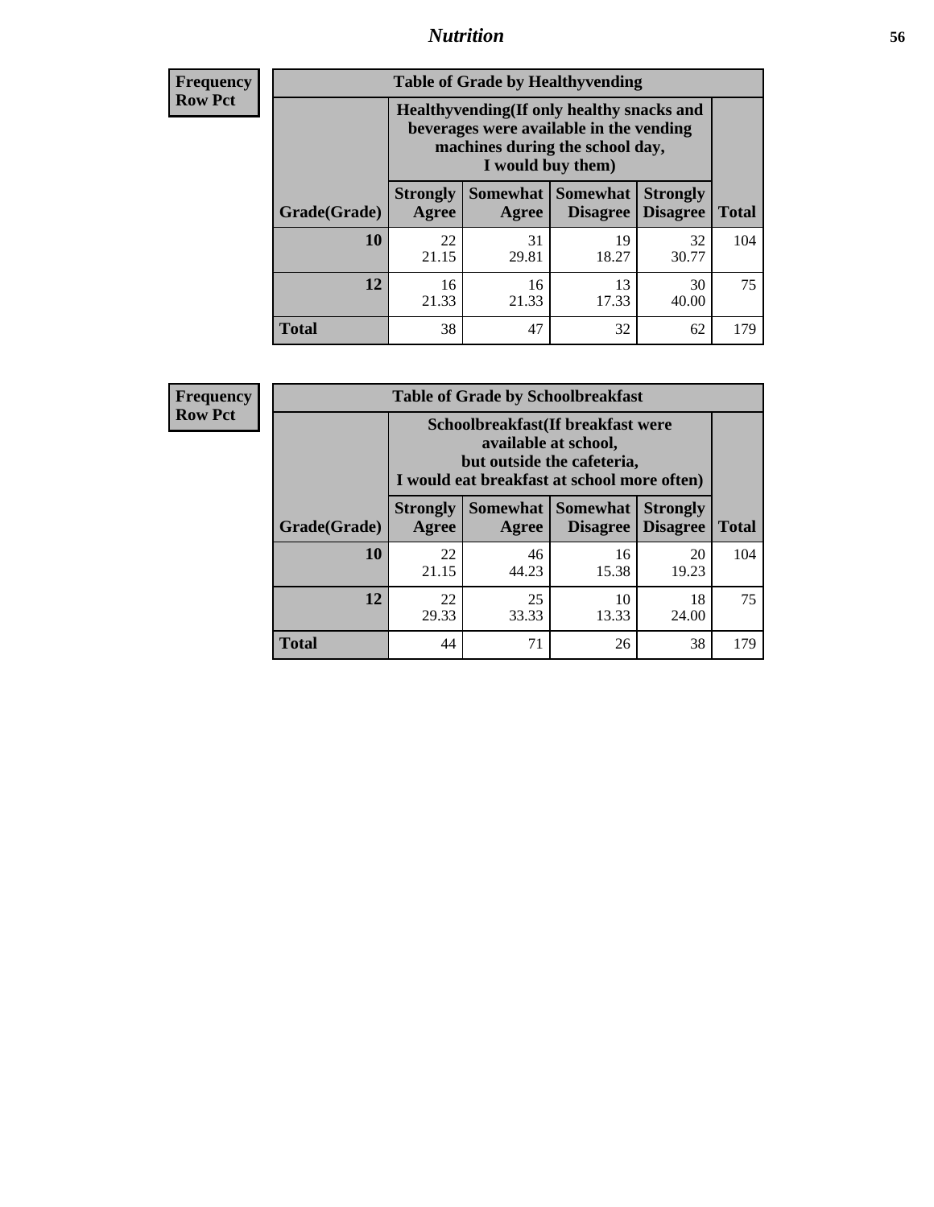| Frequency<br>Row Pct | Table of Grade by Healthyvending | | | | |
|---|---|---|---|---|---|
| | Healthyvending(If only healthy snacks and beverages were available in the vending machines during the school day, I would buy them) | | | | |
| Grade(Grade) | Strongly Agree | Somewhat Agree | Somewhat Disagree | Strongly Disagree | Total |
| 10 | 22<br>21.15 | 31<br>29.81 | 19<br>18.27 | 32<br>30.77 | 104 |
| 12 | 16<br>21.33 | 16<br>21.33 | 13<br>17.33 | 30<br>40.00 | 75 |
| Total | 38 | 47 | 32 | 62 | 179 |

| Frequency<br>Row Pct | Table of Grade by Schoolbreakfast | | | | |
|---|---|---|---|---|---|
| | Schoolbreakfast(If breakfast were available at school, but outside the cafeteria, I would eat breakfast at school more often) | | | | |
| Grade(Grade) | Strongly Agree | Somewhat Agree | Somewhat Disagree | Strongly Disagree | Total |
| 10 | 22<br>21.15 | 46<br>44.23 | 16<br>15.38 | 20<br>19.23 | 104 |
| 12 | 22<br>29.33 | 25<br>33.33 | 10<br>13.33 | 18<br>24.00 | 75 |
| Total | 44 | 71 | 26 | 38 | 179 |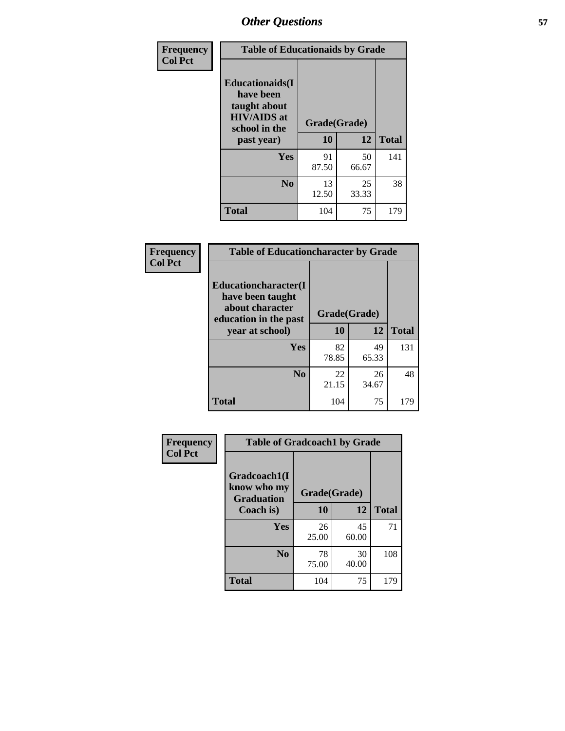## Other Questions

Frequency
Col Pct

| Table of Educationaids by Grade | | | |
|---|---|---|---|
| Educationaids(I have been taught about HIV/AIDS at school in the past year) | Grade(Grade) | | |
| | 10 | 12 | Total |
| Yes | 91<br>87.50 | 50<br>66.67 | 141 |
| No | 13<br>12.50 | 25<br>33.33 | 38 |
| Total | 104 | 75 | 179 |

Frequency
Col Pct

| Table of Educationcharacter by Grade | | | |
|---|---|---|---|
| Educationcharacter(I have been taught about character education in the past year at school) | Grade(Grade) | | |
| | 10 | 12 | Total |
| Yes | 82<br>78.85 | 49<br>65.33 | 131 |
| No | 22<br>21.15 | 26<br>34.67 | 48 |
| Total | 104 | 75 | 179 |

Frequency
Col Pct

| Table of Gradcoach1 by Grade | | | |
|---|---|---|---|
| Gradcoach1(I know who my Graduation Coach is) | Grade(Grade) | | |
| | 10 | 12 | Total |
| Yes | 26<br>25.00 | 45<br>60.00 | 71 |
| No | 78<br>75.00 | 30<br>40.00 | 108 |
| Total | 104 | 75 | 179 |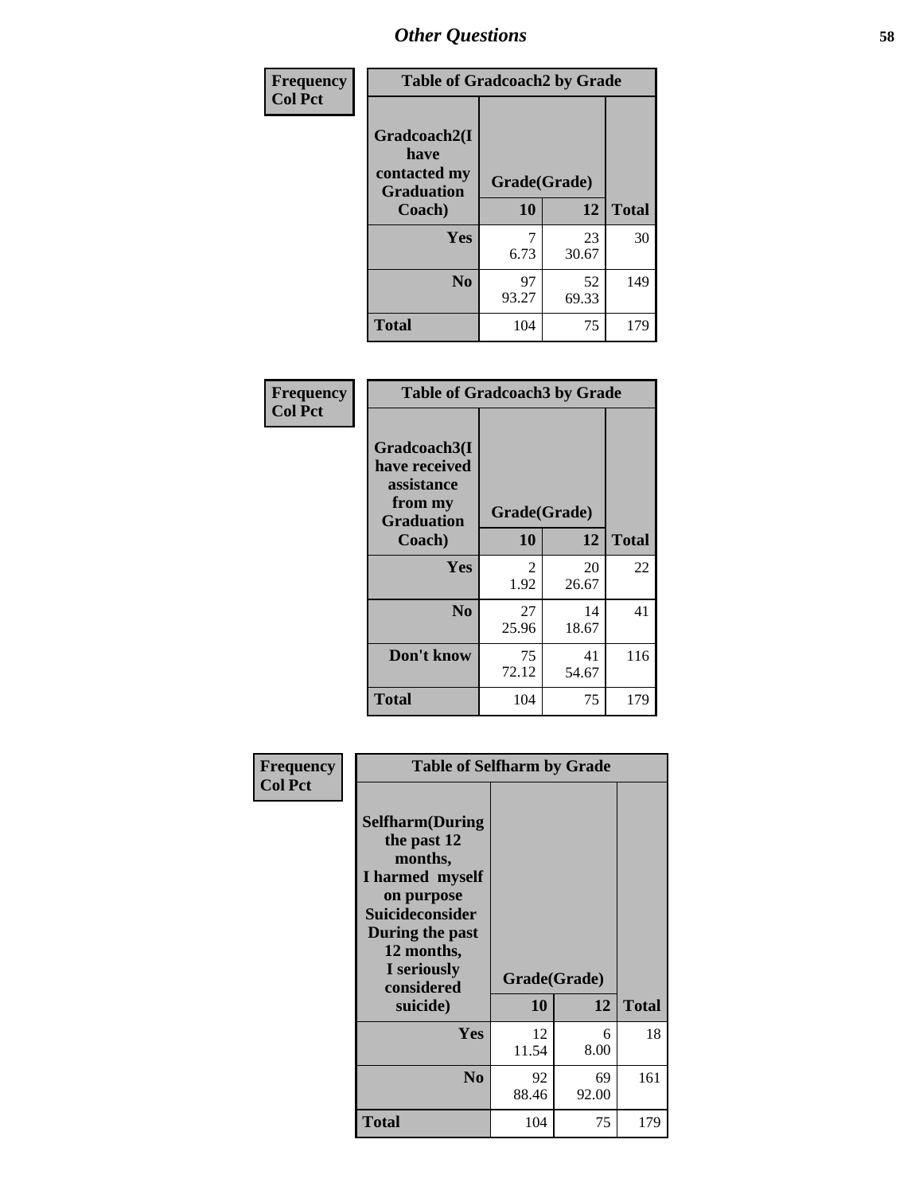# Other Questions

**Frequency**
**Col Pct**

| Table of Gradcoach2 by Grade | | | |
|---|---|---|---|
| Gradcoach2(I have contacted my Graduation Coach) | Grade(Grade) | | |
| | 10 | 12 | Total |
| Yes | 7<br>6.73 | 23<br>30.67 | 30 |
| No | 97<br>93.27 | 52<br>69.33 | 149 |
| Total | 104 | 75 | 179 |

**Frequency**
**Col Pct**

| Table of Gradcoach3 by Grade | | | |
|---|---|---|---|
| Gradcoach3(I have received assistance from my Graduation Coach) | Grade(Grade) | | |
| | 10 | 12 | Total |
| Yes | 2<br>1.92 | 20<br>26.67 | 22 |
| No | 27<br>25.96 | 14<br>18.67 | 41 |
| Don't know | 75<br>72.12 | 41<br>54.67 | 116 |
| Total | 104 | 75 | 179 |

**Frequency**
**Col Pct**

| Table of Selfharm by Grade | | | |
|---|---|---|---|
| Selfharm(During the past 12 months, I harmed myself on purpose Suicideconsider During the past 12 months, I seriously considered suicide) | Grade(Grade) | | |
| | 10 | 12 | Total |
| Yes | 12<br>11.54 | 6<br>8.00 | 18 |
| No | 92<br>88.46 | 69<br>92.00 | 161 |
| Total | 104 | 75 | 179 |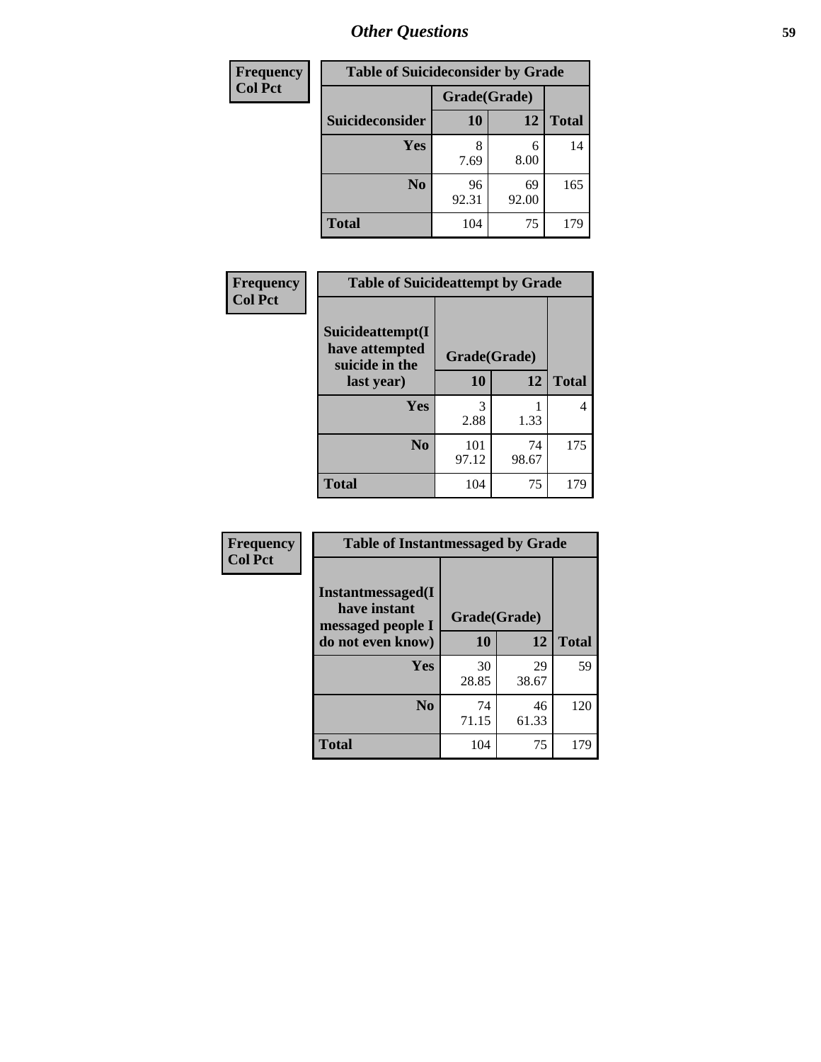## Other Questions

**Frequency / Col Pct**

**Table of Suicideconsider by Grade**

| Suicideconsider | Grade(Grade) 10 | 12 | Total |
|---|---|---|---|
| Yes | 8<br>7.69 | 6<br>8.00 | 14 |
| No | 96<br>92.31 | 69<br>92.00 | 165 |
| Total | 104 | 75 | 179 |

**Frequency / Col Pct**

**Table of Suicideattempt by Grade**

| Suicideattempt(I have attempted suicide in the last year) | Grade(Grade) 10 | 12 | Total |
|---|---|---|---|
| Yes | 3<br>2.88 | 1<br>1.33 | 4 |
| No | 101<br>97.12 | 74<br>98.67 | 175 |
| Total | 104 | 75 | 179 |

**Frequency / Col Pct**

**Table of Instantmessaged by Grade**

| Instantmessaged(I have instant messaged people I do not even know) | Grade(Grade) 10 | 12 | Total |
|---|---|---|---|
| Yes | 30<br>28.85 | 29<br>38.67 | 59 |
| No | 74<br>71.15 | 46<br>61.33 | 120 |
| Total | 104 | 75 | 179 |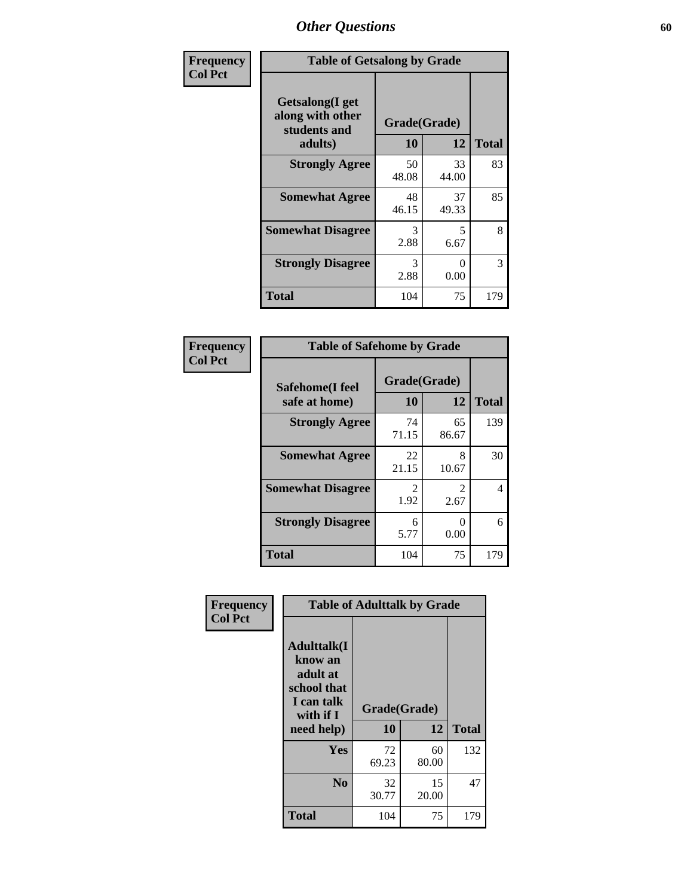# Other Questions

| Frequency<br>Col Pct | Table of Getsalong by Grade | | |
|---|---|---|---|
| Getsalong(I get along with other students and adults) | Grade(Grade) | | |
| | 10 | 12 | Total |
| Strongly Agree | 50<br>48.08 | 33<br>44.00 | 83 |
| Somewhat Agree | 48<br>46.15 | 37<br>49.33 | 85 |
| Somewhat Disagree | 3<br>2.88 | 5<br>6.67 | 8 |
| Strongly Disagree | 3<br>2.88 | 0<br>0.00 | 3 |
| Total | 104 | 75 | 179 |

| Frequency<br>Col Pct | Table of Safehome by Grade | | |
|---|---|---|---|
| Safehome(I feel safe at home) | Grade(Grade) | | |
| | 10 | 12 | Total |
| Strongly Agree | 74<br>71.15 | 65<br>86.67 | 139 |
| Somewhat Agree | 22<br>21.15 | 8<br>10.67 | 30 |
| Somewhat Disagree | 2<br>1.92 | 2<br>2.67 | 4 |
| Strongly Disagree | 6<br>5.77 | 0<br>0.00 | 6 |
| Total | 104 | 75 | 179 |

| Frequency<br>Col Pct | Table of Adulttalk by Grade | | |
|---|---|---|---|
| Adulttalk(I know an adult at school that I can talk with if I need help) | Grade(Grade) | | |
| | 10 | 12 | Total |
| Yes | 72<br>69.23 | 60<br>80.00 | 132 |
| No | 32<br>30.77 | 15<br>20.00 | 47 |
| Total | 104 | 75 | 179 |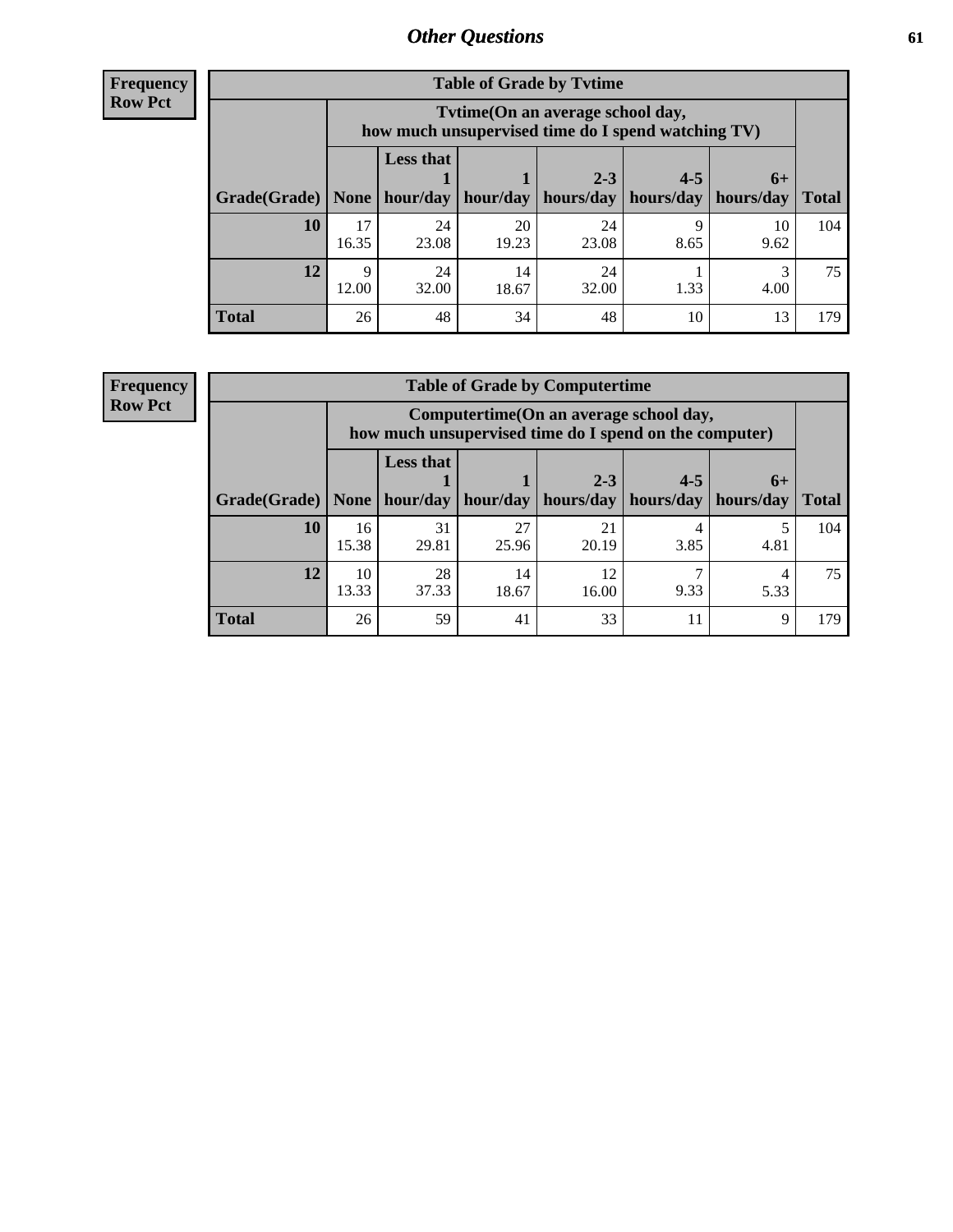**Frequency**
**Row Pct**

| Table of Grade by Tvtime | | | | | | | |
|---|---|---|---|---|---|---|---|
| | Tvtime(On an average school day, how much unsupervised time do I spend watching TV) | | | | | | |
| Grade(Grade) | None | Less that 1 hour/day | 1 hour/day | 2-3 hours/day | 4-5 hours/day | 6+ hours/day | Total |
| **10** | 17<br>16.35 | 24<br>23.08 | 20<br>19.23 | 24<br>23.08 | 9<br>8.65 | 10<br>9.62 | 104 |
| **12** | 9<br>12.00 | 24<br>32.00 | 14<br>18.67 | 24<br>32.00 | 1<br>1.33 | 3<br>4.00 | 75 |
| **Total** | 26 | 48 | 34 | 48 | 10 | 13 | 179 |

**Frequency**
**Row Pct**

| Table of Grade by Computertime | | | | | | | |
|---|---|---|---|---|---|---|---|
| | Computertime(On an average school day, how much unsupervised time do I spend on the computer) | | | | | | |
| Grade(Grade) | None | Less that 1 hour/day | 1 hour/day | 2-3 hours/day | 4-5 hours/day | 6+ hours/day | Total |
| **10** | 16<br>15.38 | 31<br>29.81 | 27<br>25.96 | 21<br>20.19 | 4<br>3.85 | 5<br>4.81 | 104 |
| **12** | 10<br>13.33 | 28<br>37.33 | 14<br>18.67 | 12<br>16.00 | 7<br>9.33 | 4<br>5.33 | 75 |
| **Total** | 26 | 59 | 41 | 33 | 11 | 9 | 179 |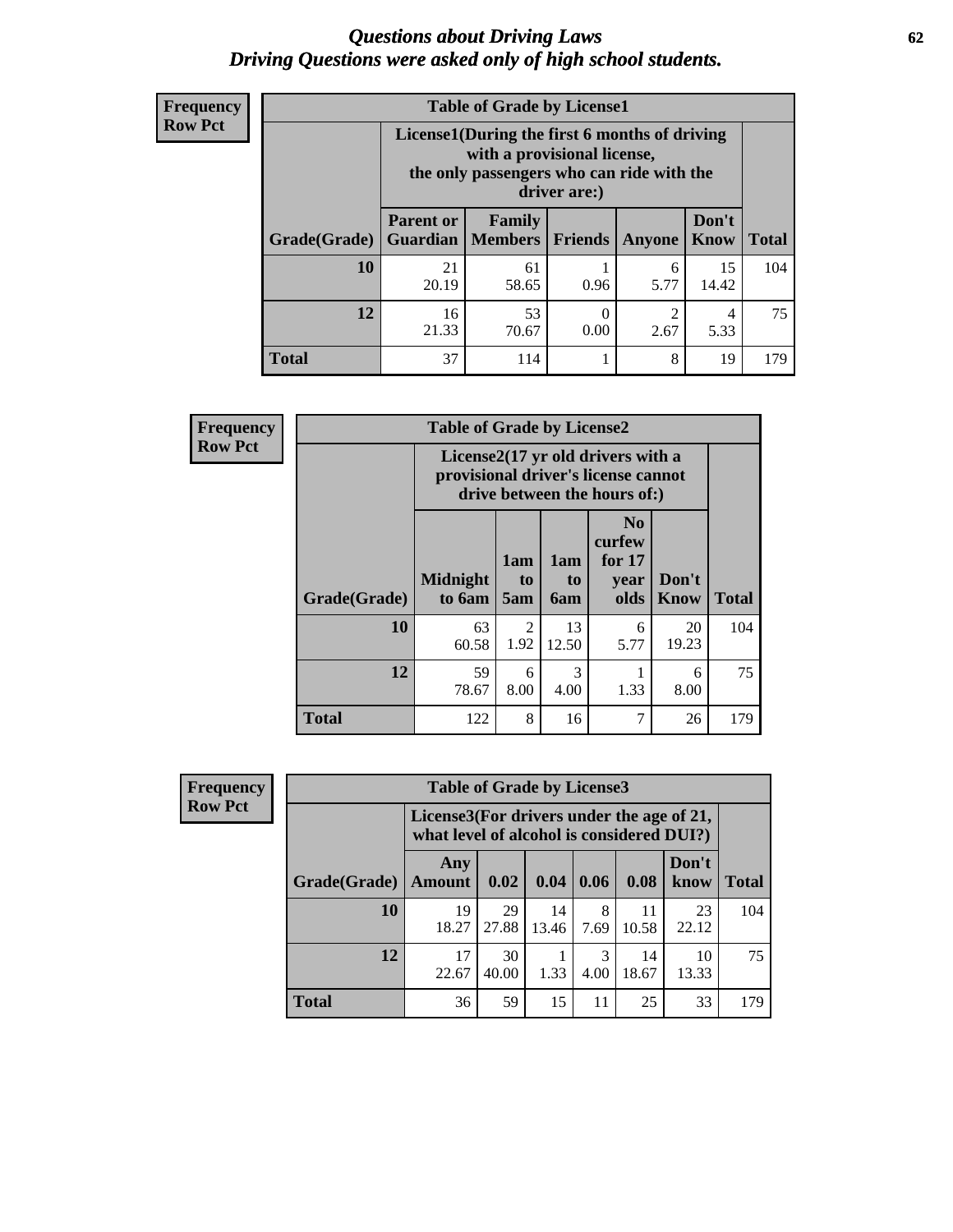# *Questions about Driving Laws*
## *Driving Questions were asked only of high school students.*

**Frequency**
**Row Pct**

| Table of Grade by License1 | | | | | | |
|---|---|---|---|---|---|---|
| | License1(During the first 6 months of driving with a provisional license, the only passengers who can ride with the driver are:) | | | | | |
| Grade(Grade) | Parent or Guardian | Family Members | Friends | Anyone | Don't Know | Total |
| **10** | 21<br>20.19 | 61<br>58.65 | 1<br>0.96 | 6<br>5.77 | 15<br>14.42 | 104 |
| **12** | 16<br>21.33 | 53<br>70.67 | 0<br>0.00 | 2<br>2.67 | 4<br>5.33 | 75 |
| **Total** | 37 | 114 | 1 | 8 | 19 | 179 |

**Frequency**
**Row Pct**

| Table of Grade by License2 | | | | | | |
|---|---|---|---|---|---|---|
| | License2(17 yr old drivers with a provisional driver's license cannot drive between the hours of:) | | | | | |
| Grade(Grade) | Midnight to 6am | 1am to 5am | 1am to 6am | No curfew for 17 year olds | Don't Know | Total |
| **10** | 63<br>60.58 | 2<br>1.92 | 13<br>12.50 | 6<br>5.77 | 20<br>19.23 | 104 |
| **12** | 59<br>78.67 | 6<br>8.00 | 3<br>4.00 | 1<br>1.33 | 6<br>8.00 | 75 |
| **Total** | 122 | 8 | 16 | 7 | 26 | 179 |

**Frequency**
**Row Pct**

| Table of Grade by License3 | | | | | | | |
|---|---|---|---|---|---|---|---|
| | License3(For drivers under the age of 21, what level of alcohol is considered DUI?) | | | | | | |
| Grade(Grade) | Any Amount | 0.02 | 0.04 | 0.06 | 0.08 | Don't know | Total |
| **10** | 19<br>18.27 | 29<br>27.88 | 14<br>13.46 | 8<br>7.69 | 11<br>10.58 | 23<br>22.12 | 104 |
| **12** | 17<br>22.67 | 30<br>40.00 | 1<br>1.33 | 3<br>4.00 | 14<br>18.67 | 10<br>13.33 | 75 |
| **Total** | 36 | 59 | 15 | 11 | 25 | 33 | 179 |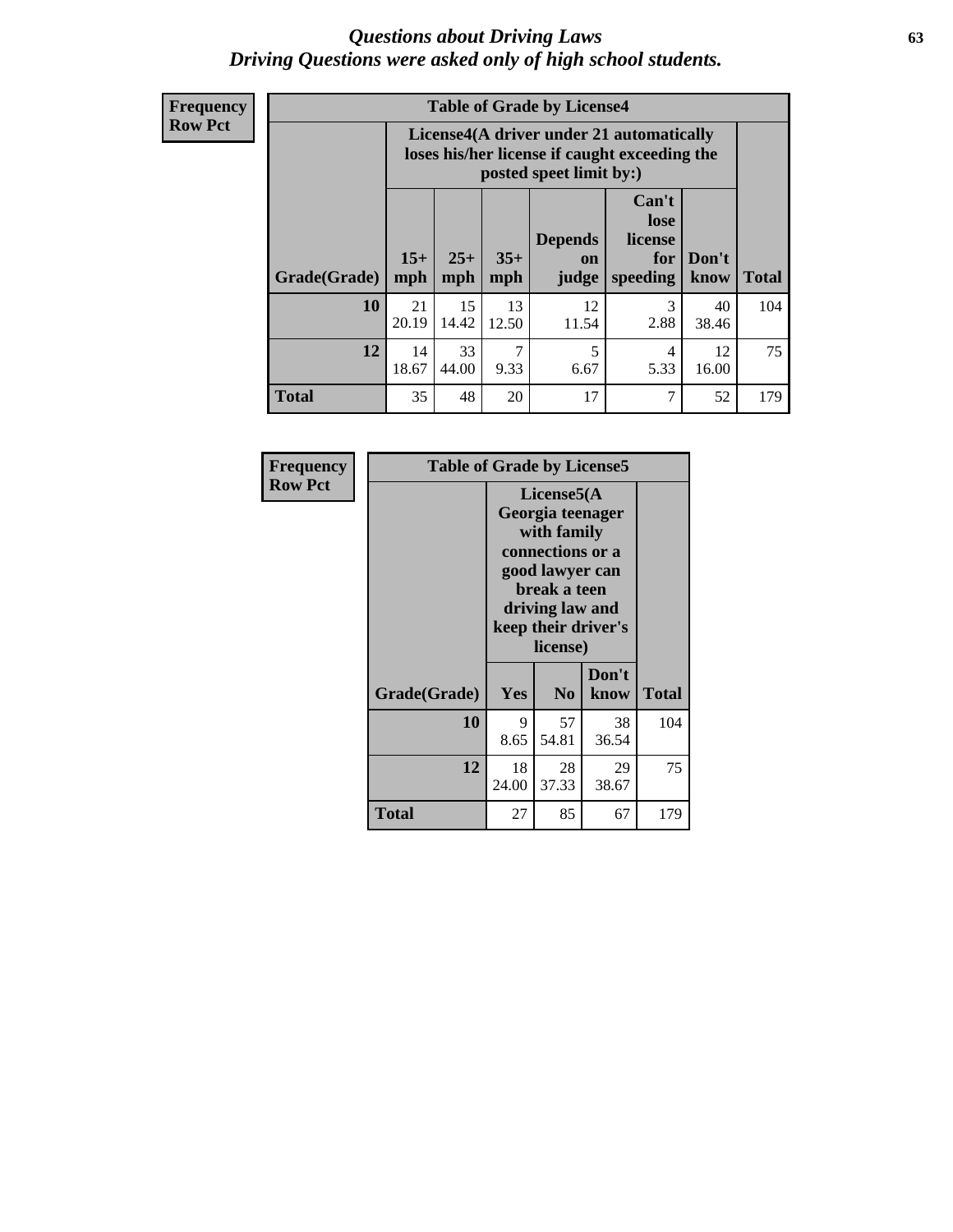# Questions about Driving Laws
## Driving Questions were asked only of high school students.

**Frequency**
**Row Pct**

**Table of Grade by License4**

| Grade(Grade) | License4(A driver under 21 automatically loses his/her license if caught exceeding the posted speet limit by:) | | | | | | Total |
|---|---|---|---|---|---|---|---|
| | 15+ mph | 25+ mph | 35+ mph | Depends on judge | Can't lose license for speeding | Don't know | |
| **10** | 21<br>20.19 | 15<br>14.42 | 13<br>12.50 | 12<br>11.54 | 3<br>2.88 | 40<br>38.46 | 104 |
| **12** | 14<br>18.67 | 33<br>44.00 | 7<br>9.33 | 5<br>6.67 | 4<br>5.33 | 12<br>16.00 | 75 |
| **Total** | 35 | 48 | 20 | 17 | 7 | 52 | 179 |

**Frequency**
**Row Pct**

**Table of Grade by License5**

| Grade(Grade) | License5(A Georgia teenager with family connections or a good lawyer can break a teen driving law and keep their driver's license) | | | Total |
|---|---|---|---|---|
| | Yes | No | Don't know | |
| **10** | 9<br>8.65 | 57<br>54.81 | 38<br>36.54 | 104 |
| **12** | 18<br>24.00 | 28<br>37.33 | 29<br>38.67 | 75 |
| **Total** | 27 | 85 | 67 | 179 |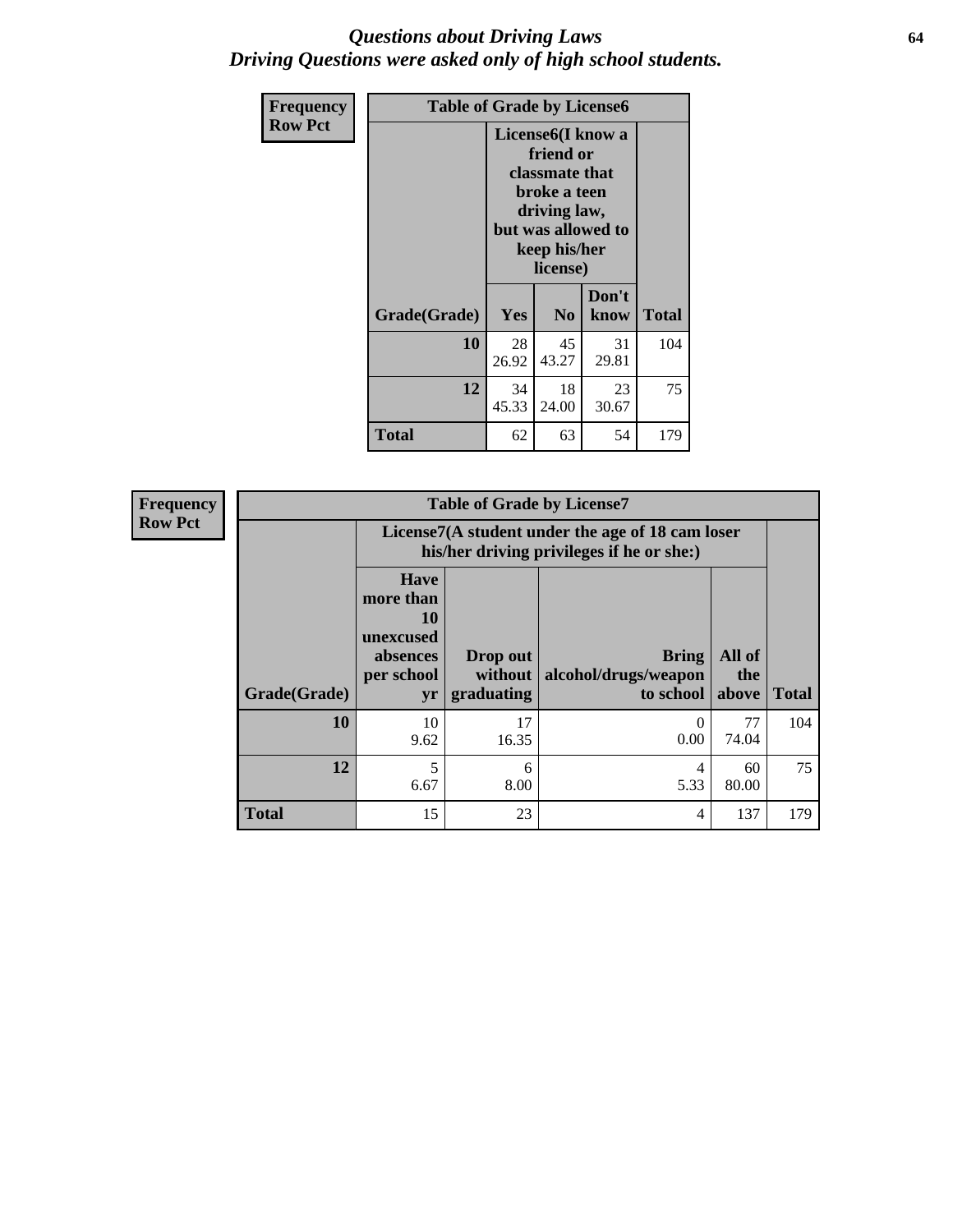# *Questions about Driving Laws*
# *Driving Questions were asked only of high school students.*

**Frequency**
**Row Pct**

**Table of Grade by License6**

| Grade(Grade) | License6(I know a friend or classmate that broke a teen driving law, but was allowed to keep his/her license) | | | Total |
|---|---|---|---|---|
| | Yes | No | Don't know | |
| 10 | 28<br>26.92 | 45<br>43.27 | 31<br>29.81 | 104 |
| 12 | 34<br>45.33 | 18<br>24.00 | 23<br>30.67 | 75 |
| Total | 62 | 63 | 54 | 179 |

**Frequency**
**Row Pct**

**Table of Grade by License7**

| Grade(Grade) | License7(A student under the age of 18 cam loser his/her driving privileges if he or she:) | | | | Total |
|---|---|---|---|---|---|
| | Have more than 10 unexcused absences per school yr | Drop out without graduating | Bring alcohol/drugs/weapon to school | All of the above | |
| 10 | 10<br>9.62 | 17<br>16.35 | 0<br>0.00 | 77<br>74.04 | 104 |
| 12 | 5<br>6.67 | 6<br>8.00 | 4<br>5.33 | 60<br>80.00 | 75 |
| Total | 15 | 23 | 4 | 137 | 179 |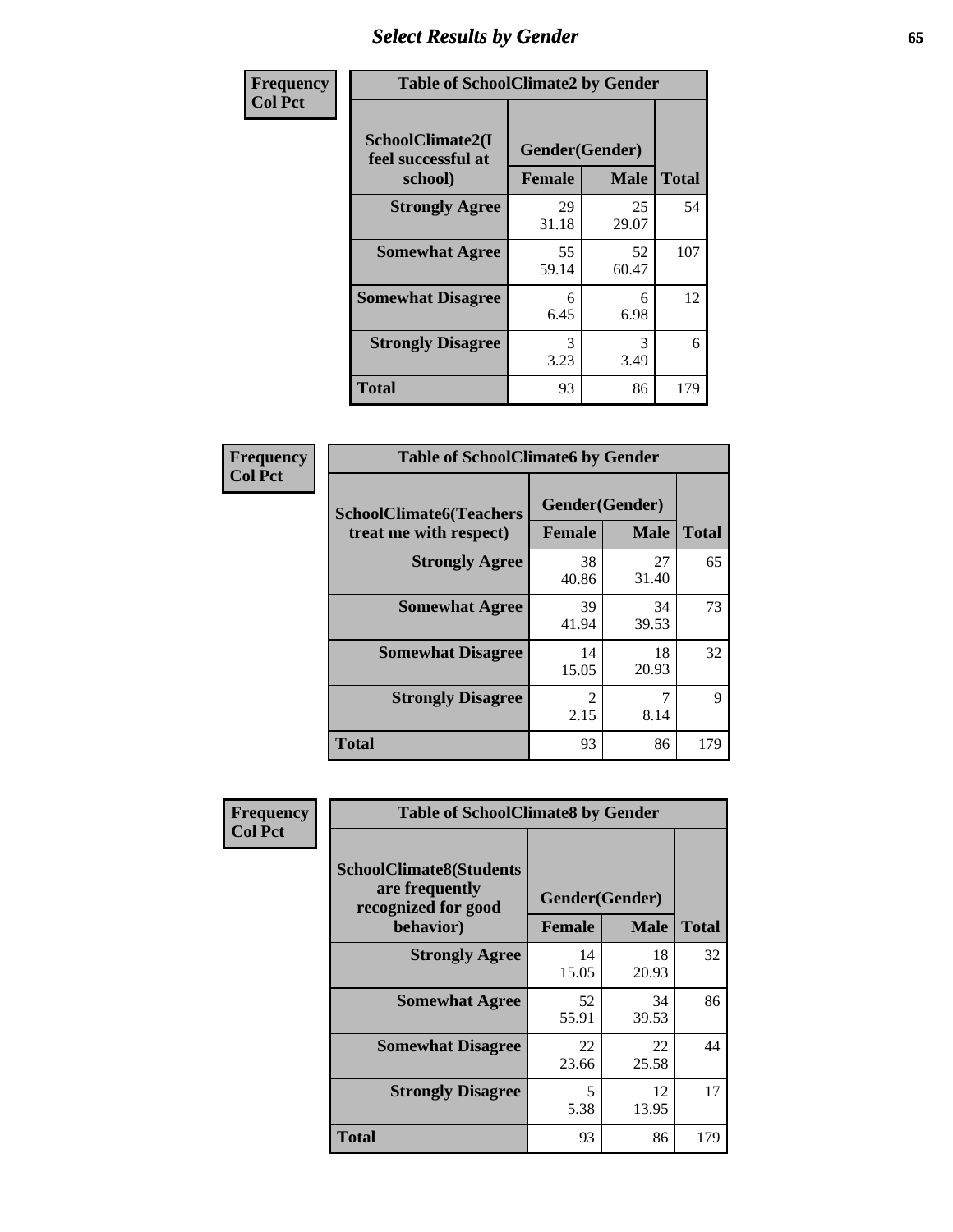# Select Results by Gender

**Frequency / Col Pct**

| Table of SchoolClimate2 by Gender | | | |
|---|---|---|---|
| SchoolClimate2(I feel successful at school) | Gender(Gender) | | |
| | Female | Male | Total |
| Strongly Agree | 29<br>31.18 | 25<br>29.07 | 54 |
| Somewhat Agree | 55<br>59.14 | 52<br>60.47 | 107 |
| Somewhat Disagree | 6<br>6.45 | 6<br>6.98 | 12 |
| Strongly Disagree | 3<br>3.23 | 3<br>3.49 | 6 |
| Total | 93 | 86 | 179 |

**Frequency / Col Pct**

| Table of SchoolClimate6 by Gender | | | |
|---|---|---|---|
| SchoolClimate6(Teachers treat me with respect) | Gender(Gender) | | |
| | Female | Male | Total |
| Strongly Agree | 38<br>40.86 | 27<br>31.40 | 65 |
| Somewhat Agree | 39<br>41.94 | 34<br>39.53 | 73 |
| Somewhat Disagree | 14<br>15.05 | 18<br>20.93 | 32 |
| Strongly Disagree | 2<br>2.15 | 7<br>8.14 | 9 |
| Total | 93 | 86 | 179 |

**Frequency / Col Pct**

| Table of SchoolClimate8 by Gender | | | |
|---|---|---|---|
| SchoolClimate8(Students are frequently recognized for good behavior) | Gender(Gender) | | |
| | Female | Male | Total |
| Strongly Agree | 14<br>15.05 | 18<br>20.93 | 32 |
| Somewhat Agree | 52<br>55.91 | 34<br>39.53 | 86 |
| Somewhat Disagree | 22<br>23.66 | 22<br>25.58 | 44 |
| Strongly Disagree | 5<br>5.38 | 12<br>13.95 | 17 |
| Total | 93 | 86 | 179 |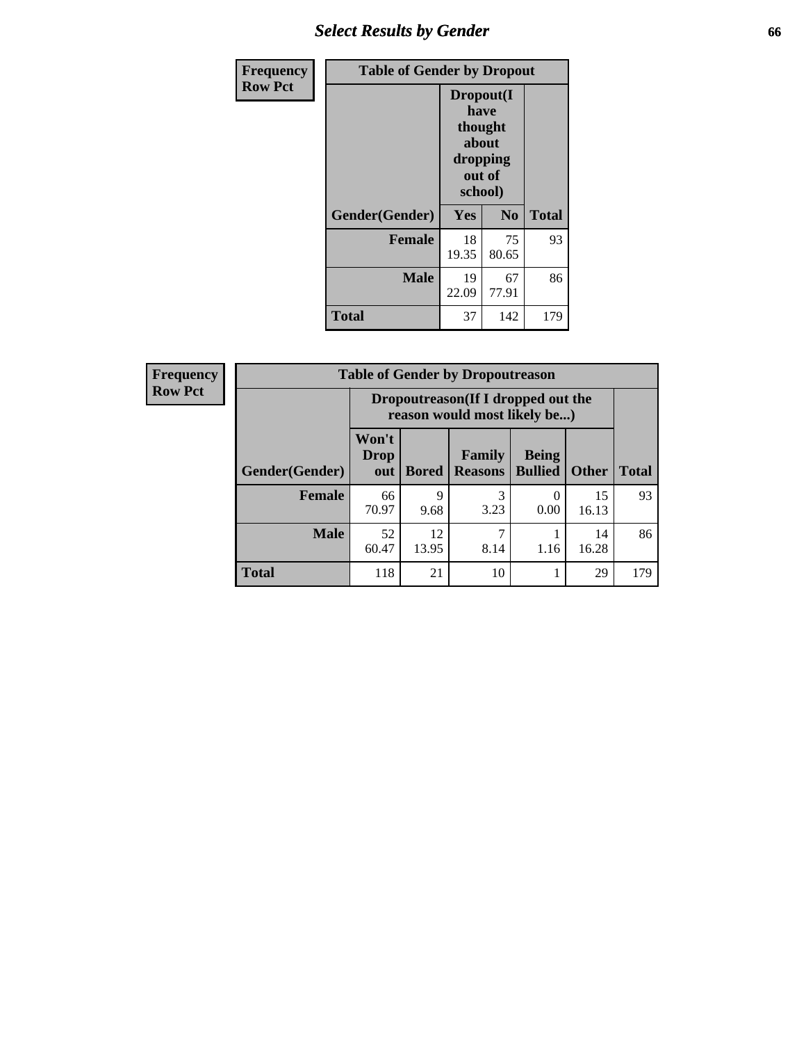| Frequency<br>Row Pct | Table of Gender by Dropout | | |
|---|---|---|---|
| | Dropout(I have thought about dropping out of school) | | |
| Gender(Gender) | Yes | No | Total |
| **Female** | 18<br>19.35 | 75<br>80.65 | 93 |
| **Male** | 19<br>22.09 | 67<br>77.91 | 86 |
| **Total** | 37 | 142 | 179 |

| Frequency<br>Row Pct | Table of Gender by Dropoutreason | | | | | |
|---|---|---|---|---|---|---|
| | Dropoutreason(If I dropped out the reason would most likely be...) | | | | | |
| Gender(Gender) | Won't Drop out | Bored | Family Reasons | Being Bullied | Other | Total |
| **Female** | 66<br>70.97 | 9<br>9.68 | 3<br>3.23 | 0<br>0.00 | 15<br>16.13 | 93 |
| **Male** | 52<br>60.47 | 12<br>13.95 | 7<br>8.14 | 1<br>1.16 | 14<br>16.28 | 86 |
| **Total** | 118 | 21 | 10 | 1 | 29 | 179 |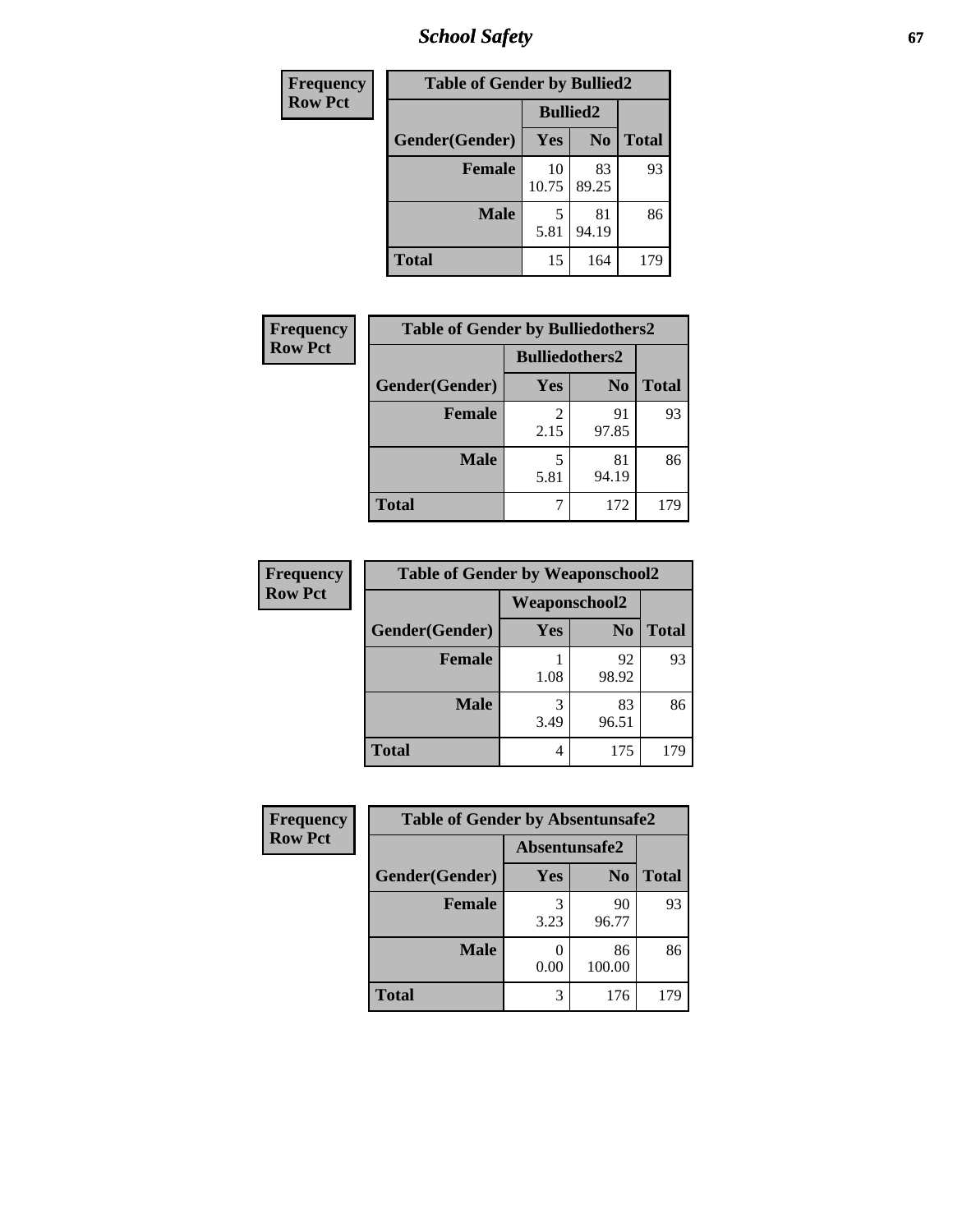| Frequency Row Pct | Table of Gender by Bullied2 | | |
|---|---|---|---|
| | Bullied2 | | |
| Gender(Gender) | Yes | No | Total |
| Female | 10<br>10.75 | 83<br>89.25 | 93 |
| Male | 5<br>5.81 | 81<br>94.19 | 86 |
| Total | 15 | 164 | 179 |

| Frequency Row Pct | Table of Gender by Bulliedothers2 | | |
|---|---|---|---|
| | Bulliedothers2 | | |
| Gender(Gender) | Yes | No | Total |
| Female | 2<br>2.15 | 91<br>97.85 | 93 |
| Male | 5<br>5.81 | 81<br>94.19 | 86 |
| Total | 7 | 172 | 179 |

| Frequency Row Pct | Table of Gender by Weaponschool2 | | |
|---|---|---|---|
| | Weaponschool2 | | |
| Gender(Gender) | Yes | No | Total |
| Female | 1<br>1.08 | 92<br>98.92 | 93 |
| Male | 3<br>3.49 | 83<br>96.51 | 86 |
| Total | 4 | 175 | 179 |

| Frequency Row Pct | Table of Gender by Absentunsafe2 | | |
|---|---|---|---|
| | Absentunsafe2 | | |
| Gender(Gender) | Yes | No | Total |
| Female | 3<br>3.23 | 90<br>96.77 | 93 |
| Male | 0<br>0.00 | 86<br>100.00 | 86 |
| Total | 3 | 176 | 179 |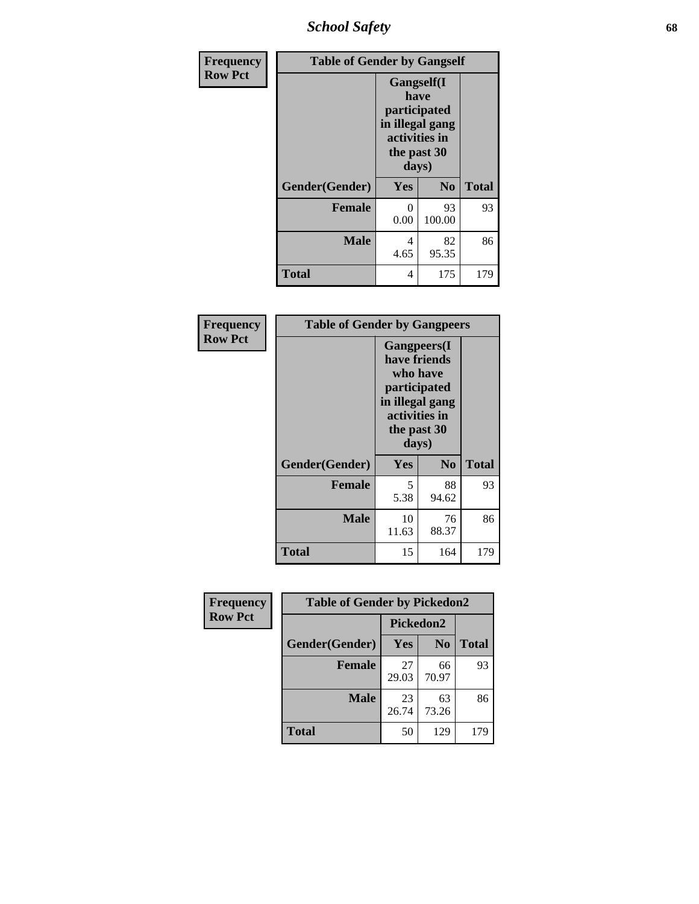| Frequency Row Pct | Table of Gender by Gangself | | |
|---|---|---|---|
| | Gangself(I have participated in illegal gang activities in the past 30 days) | | |
| Gender(Gender) | Yes | No | Total |
| Female | 0<br>0.00 | 93<br>100.00 | 93 |
| Male | 4<br>4.65 | 82<br>95.35 | 86 |
| Total | 4 | 175 | 179 |

| Frequency Row Pct | Table of Gender by Gangpeers | | |
|---|---|---|---|
| | Gangpeers(I have friends who have participated in illegal gang activities in the past 30 days) | | |
| Gender(Gender) | Yes | No | Total |
| Female | 5<br>5.38 | 88<br>94.62 | 93 |
| Male | 10<br>11.63 | 76<br>88.37 | 86 |
| Total | 15 | 164 | 179 |

| Frequency Row Pct | Table of Gender by Pickedon2 | | |
|---|---|---|---|
| | Pickedon2 | | |
| Gender(Gender) | Yes | No | Total |
| Female | 27<br>29.03 | 66<br>70.97 | 93 |
| Male | 23<br>26.74 | 63<br>73.26 | 86 |
| Total | 50 | 129 | 179 |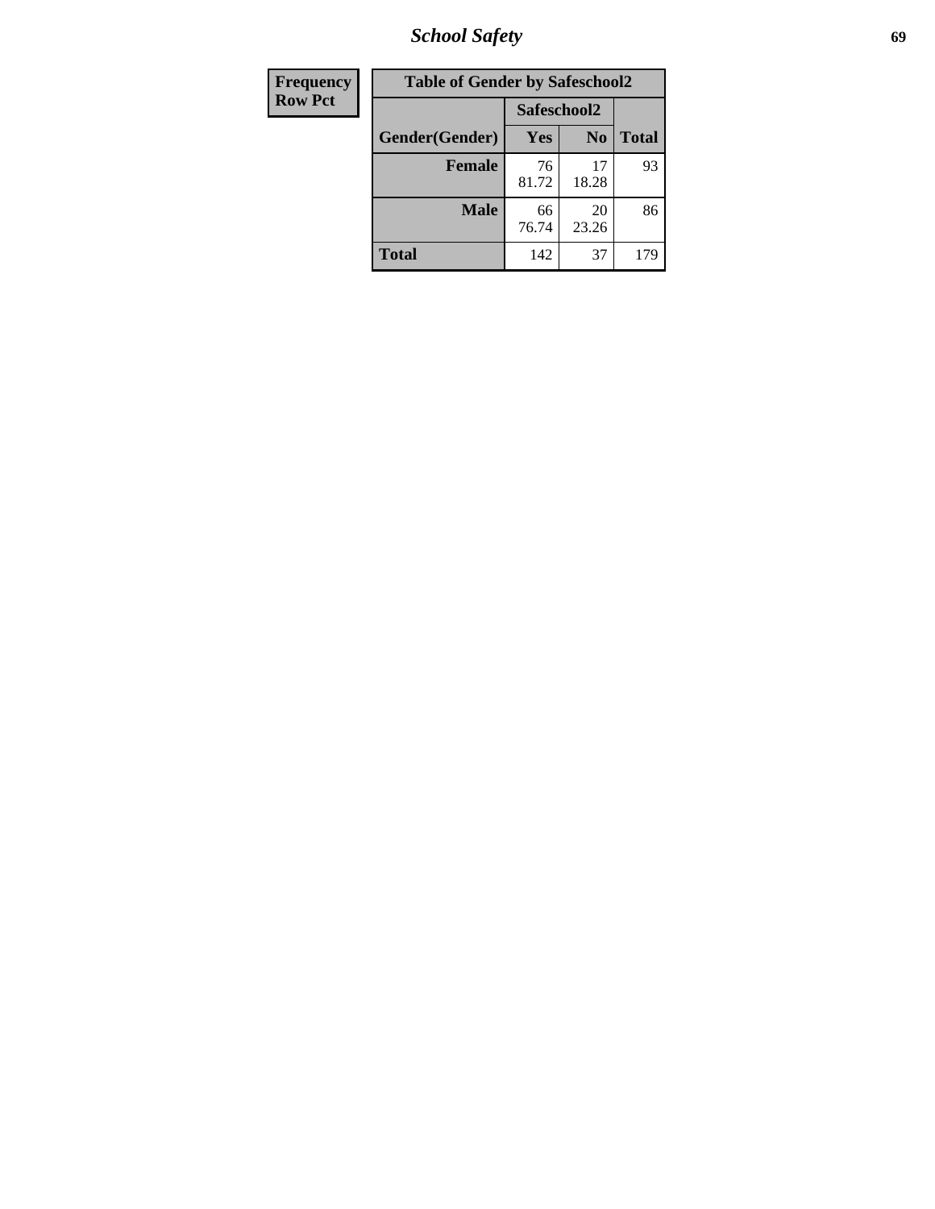| Frequency |
|---|
| Row Pct |

| Table of Gender by Safeschool2 | | | |
|---|---|---|---|
| | Safeschool2 | | |
| Gender(Gender) | Yes | No | Total |
| Female | 76<br>81.72 | 17<br>18.28 | 93 |
| Male | 66<br>76.74 | 20<br>23.26 | 86 |
| Total | 142 | 37 | 179 |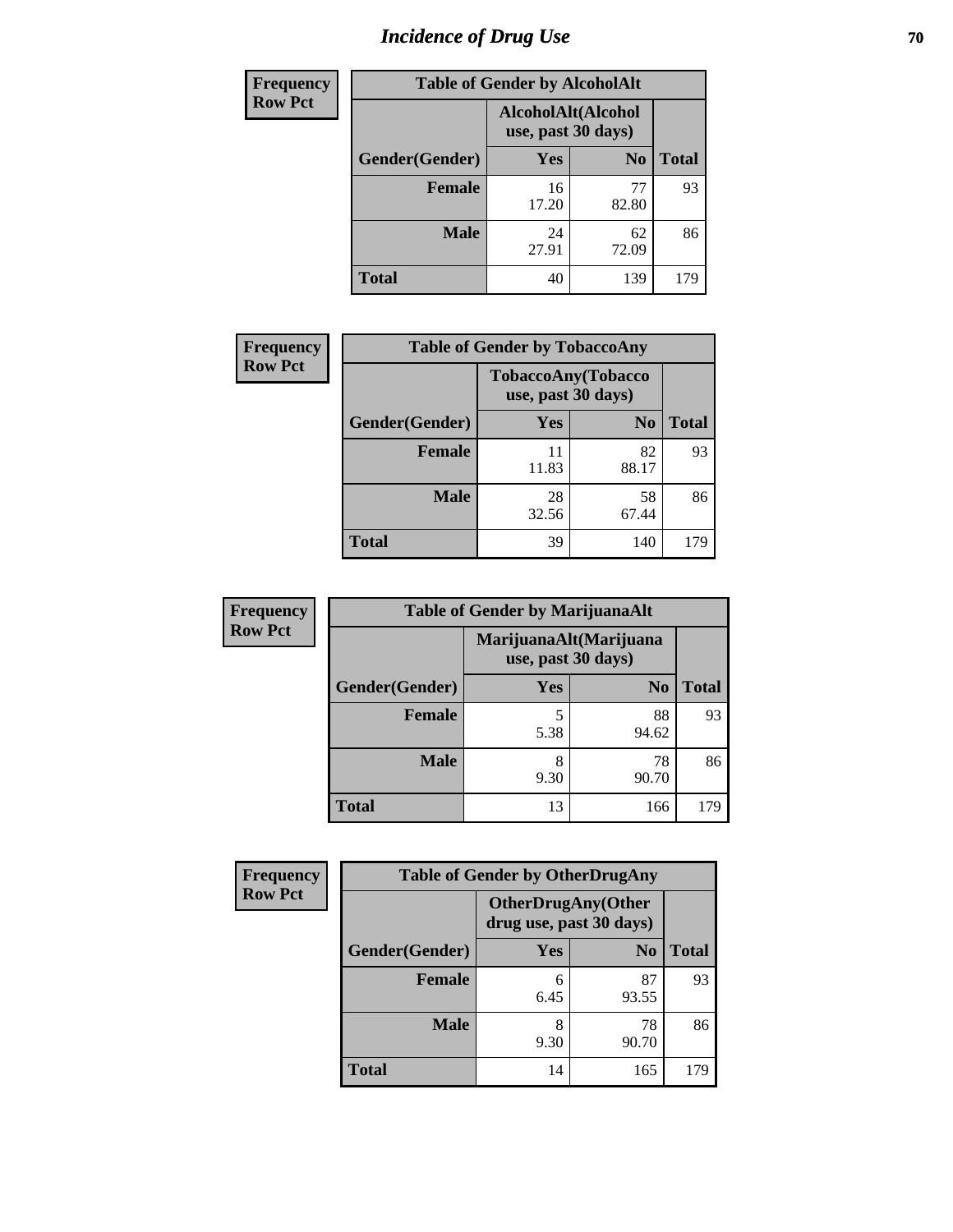# Incidence of Drug Use

**Frequency**
**Row Pct**

| Table of Gender by AlcoholAlt | | | |
|---|---|---|---|
| | AlcoholAlt(Alcohol use, past 30 days) | | |
| Gender(Gender) | Yes | No | Total |
| Female | 16<br>17.20 | 77<br>82.80 | 93 |
| Male | 24<br>27.91 | 62<br>72.09 | 86 |
| Total | 40 | 139 | 179 |

**Frequency**
**Row Pct**

| Table of Gender by TobaccoAny | | | |
|---|---|---|---|
| | TobaccoAny(Tobacco use, past 30 days) | | |
| Gender(Gender) | Yes | No | Total |
| Female | 11<br>11.83 | 82<br>88.17 | 93 |
| Male | 28<br>32.56 | 58<br>67.44 | 86 |
| Total | 39 | 140 | 179 |

**Frequency**
**Row Pct**

| Table of Gender by MarijuanaAlt | | | |
|---|---|---|---|
| | MarijuanaAlt(Marijuana use, past 30 days) | | |
| Gender(Gender) | Yes | No | Total |
| Female | 5<br>5.38 | 88<br>94.62 | 93 |
| Male | 8<br>9.30 | 78<br>90.70 | 86 |
| Total | 13 | 166 | 179 |

**Frequency**
**Row Pct**

| Table of Gender by OtherDrugAny | | | |
|---|---|---|---|
| | OtherDrugAny(Other drug use, past 30 days) | | |
| Gender(Gender) | Yes | No | Total |
| Female | 6<br>6.45 | 87<br>93.55 | 93 |
| Male | 8<br>9.30 | 78<br>90.70 | 86 |
| Total | 14 | 165 | 179 |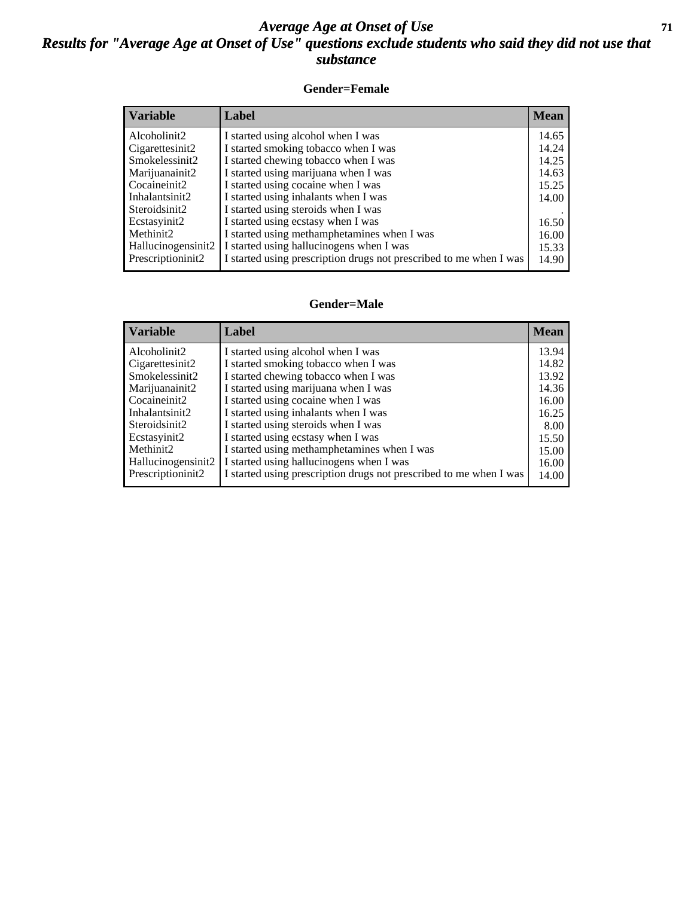# *Average Age at Onset of Use*

## *Results for "Average Age at Onset of Use" questions exclude students who said they did not use that substance*

### Gender=Female

| Variable | Label | Mean |
|---|---|---|
| Alcoholinit2 | I started using alcohol when I was | 14.65 |
| Cigarettesinit2 | I started smoking tobacco when I was | 14.24 |
| Smokelessinit2 | I started chewing tobacco when I was | 14.25 |
| Marijuanainit2 | I started using marijuana when I was | 14.63 |
| Cocaineinit2 | I started using cocaine when I was | 15.25 |
| Inhalantsinit2 | I started using inhalants when I was | 14.00 |
| Steroidsinit2 | I started using steroids when I was | . |
| Ecstasyinit2 | I started using ecstasy when I was | 16.50 |
| Methinit2 | I started using methamphetamines when I was | 16.00 |
| Hallucinogensinit2 | I started using hallucinogens when I was | 15.33 |
| Prescriptioninit2 | I started using prescription drugs not prescribed to me when I was | 14.90 |

### Gender=Male

| Variable | Label | Mean |
|---|---|---|
| Alcoholinit2 | I started using alcohol when I was | 13.94 |
| Cigarettesinit2 | I started smoking tobacco when I was | 14.82 |
| Smokelessinit2 | I started chewing tobacco when I was | 13.92 |
| Marijuanainit2 | I started using marijuana when I was | 14.36 |
| Cocaineinit2 | I started using cocaine when I was | 16.00 |
| Inhalantsinit2 | I started using inhalants when I was | 16.25 |
| Steroidsinit2 | I started using steroids when I was | 8.00 |
| Ecstasyinit2 | I started using ecstasy when I was | 15.50 |
| Methinit2 | I started using methamphetamines when I was | 15.00 |
| Hallucinogensinit2 | I started using hallucinogens when I was | 16.00 |
| Prescriptioninit2 | I started using prescription drugs not prescribed to me when I was | 14.00 |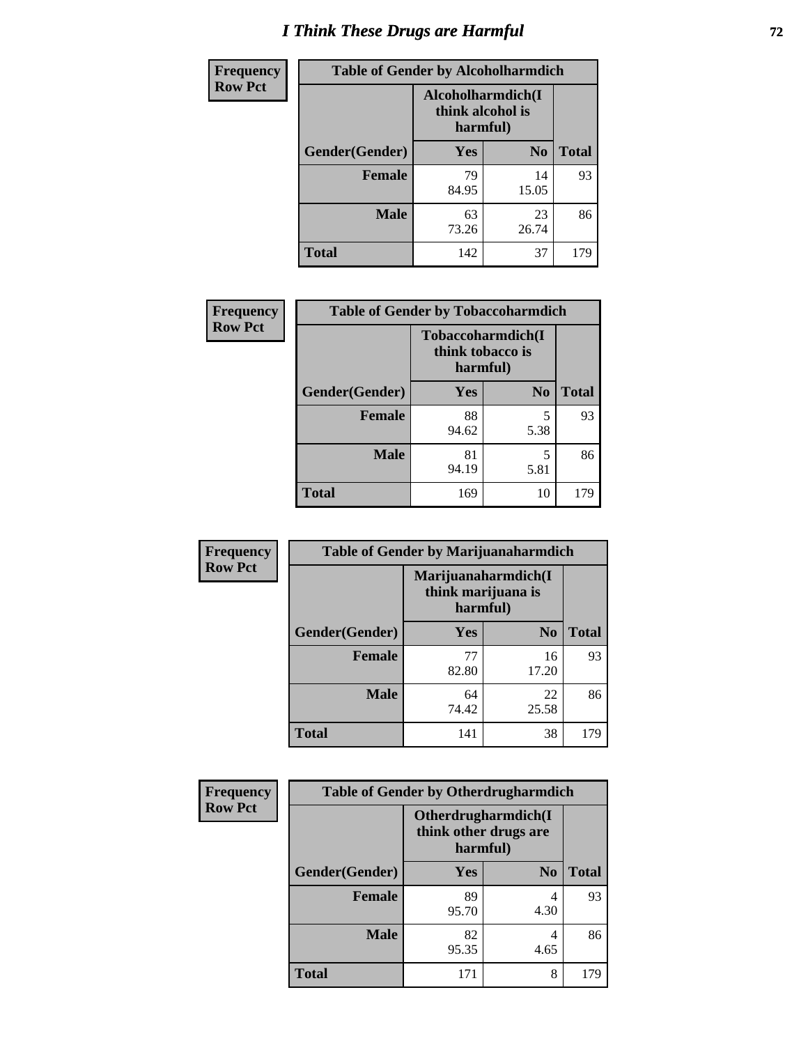# I Think These Drugs are Harmful

**Frequency**
**Row Pct**

| Table of Gender by Alcoholharmdich | | | |
|---|---|---|---|
| | Alcoholharmdich(I think alcohol is harmful) | | |
| Gender(Gender) | Yes | No | Total |
| Female | 79<br>84.95 | 14<br>15.05 | 93 |
| Male | 63<br>73.26 | 23<br>26.74 | 86 |
| Total | 142 | 37 | 179 |

**Frequency**
**Row Pct**

| Table of Gender by Tobaccoharmdich | | | |
|---|---|---|---|
| | Tobaccoharmdich(I think tobacco is harmful) | | |
| Gender(Gender) | Yes | No | Total |
| Female | 88<br>94.62 | 5<br>5.38 | 93 |
| Male | 81<br>94.19 | 5<br>5.81 | 86 |
| Total | 169 | 10 | 179 |

**Frequency**
**Row Pct**

| Table of Gender by Marijuanaharmdich | | | |
|---|---|---|---|
| | Marijuanaharmdich(I think marijuana is harmful) | | |
| Gender(Gender) | Yes | No | Total |
| Female | 77<br>82.80 | 16<br>17.20 | 93 |
| Male | 64<br>74.42 | 22<br>25.58 | 86 |
| Total | 141 | 38 | 179 |

**Frequency**
**Row Pct**

| Table of Gender by Otherdrugharmdich | | | |
|---|---|---|---|
| | Otherdrugharmdich(I think other drugs are harmful) | | |
| Gender(Gender) | Yes | No | Total |
| Female | 89<br>95.70 | 4<br>4.30 | 93 |
| Male | 82<br>95.35 | 4<br>4.65 | 86 |
| Total | 171 | 8 | 179 |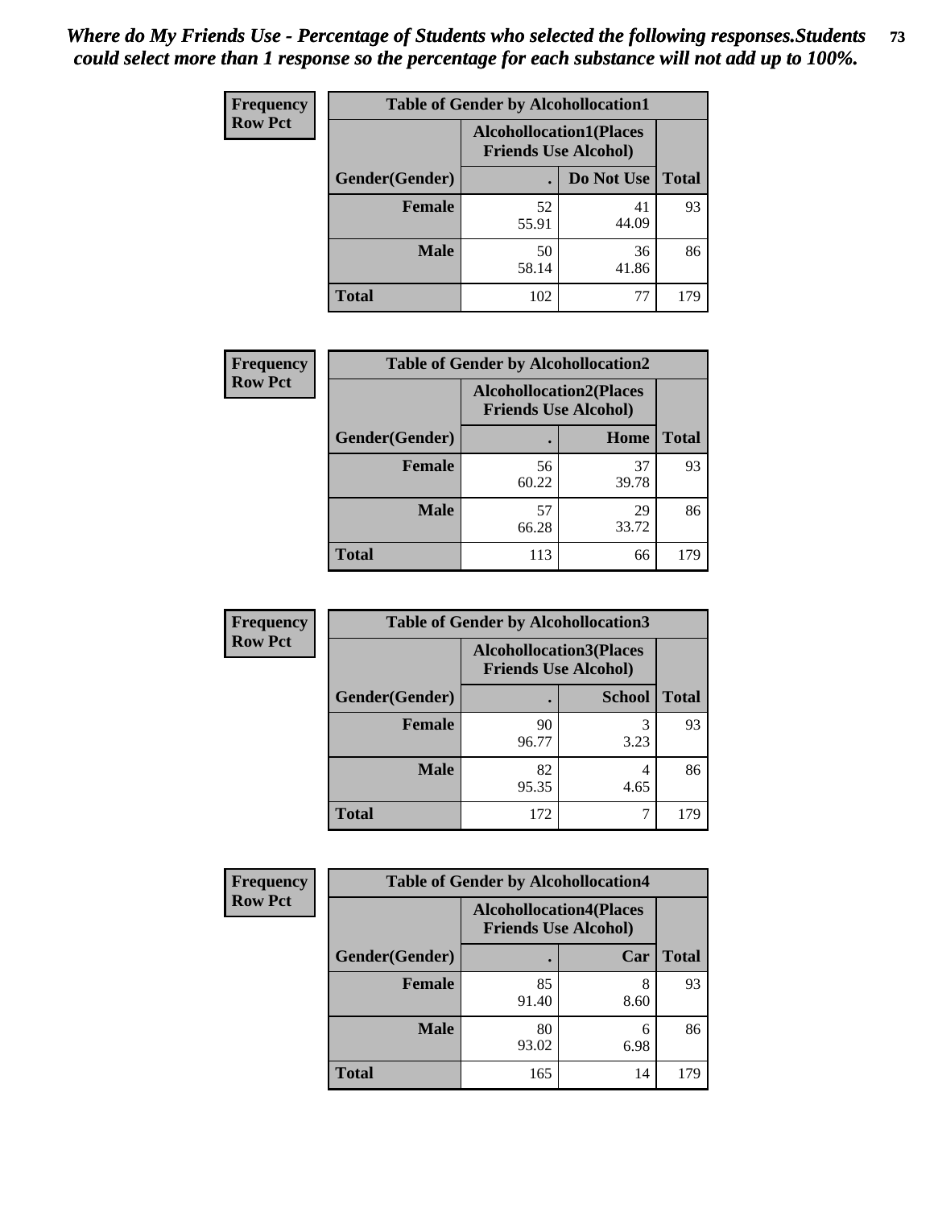*Where do My Friends Use - Percentage of Students who selected the following responses.Students could select more than 1 response so the percentage for each substance will not add up to 100%.*

**Frequency**
**Row Pct**

| Table of Gender by Alcohollocation1 | | | |
|---|---|---|---|
| | Alcohollocation1(Places Friends Use Alcohol) | | |
| Gender(Gender) | . | Do Not Use | Total |
| Female | 52<br>55.91 | 41<br>44.09 | 93 |
| Male | 50<br>58.14 | 36<br>41.86 | 86 |
| Total | 102 | 77 | 179 |

**Frequency**
**Row Pct**

| Table of Gender by Alcohollocation2 | | | |
|---|---|---|---|
| | Alcohollocation2(Places Friends Use Alcohol) | | |
| Gender(Gender) | . | Home | Total |
| Female | 56<br>60.22 | 37<br>39.78 | 93 |
| Male | 57<br>66.28 | 29<br>33.72 | 86 |
| Total | 113 | 66 | 179 |

**Frequency**
**Row Pct**

| Table of Gender by Alcohollocation3 | | | |
|---|---|---|---|
| | Alcohollocation3(Places Friends Use Alcohol) | | |
| Gender(Gender) | . | School | Total |
| Female | 90<br>96.77 | 3<br>3.23 | 93 |
| Male | 82<br>95.35 | 4<br>4.65 | 86 |
| Total | 172 | 7 | 179 |

**Frequency**
**Row Pct**

| Table of Gender by Alcohollocation4 | | | |
|---|---|---|---|
| | Alcohollocation4(Places Friends Use Alcohol) | | |
| Gender(Gender) | . | Car | Total |
| Female | 85<br>91.40 | 8<br>8.60 | 93 |
| Male | 80<br>93.02 | 6<br>6.98 | 86 |
| Total | 165 | 14 | 179 |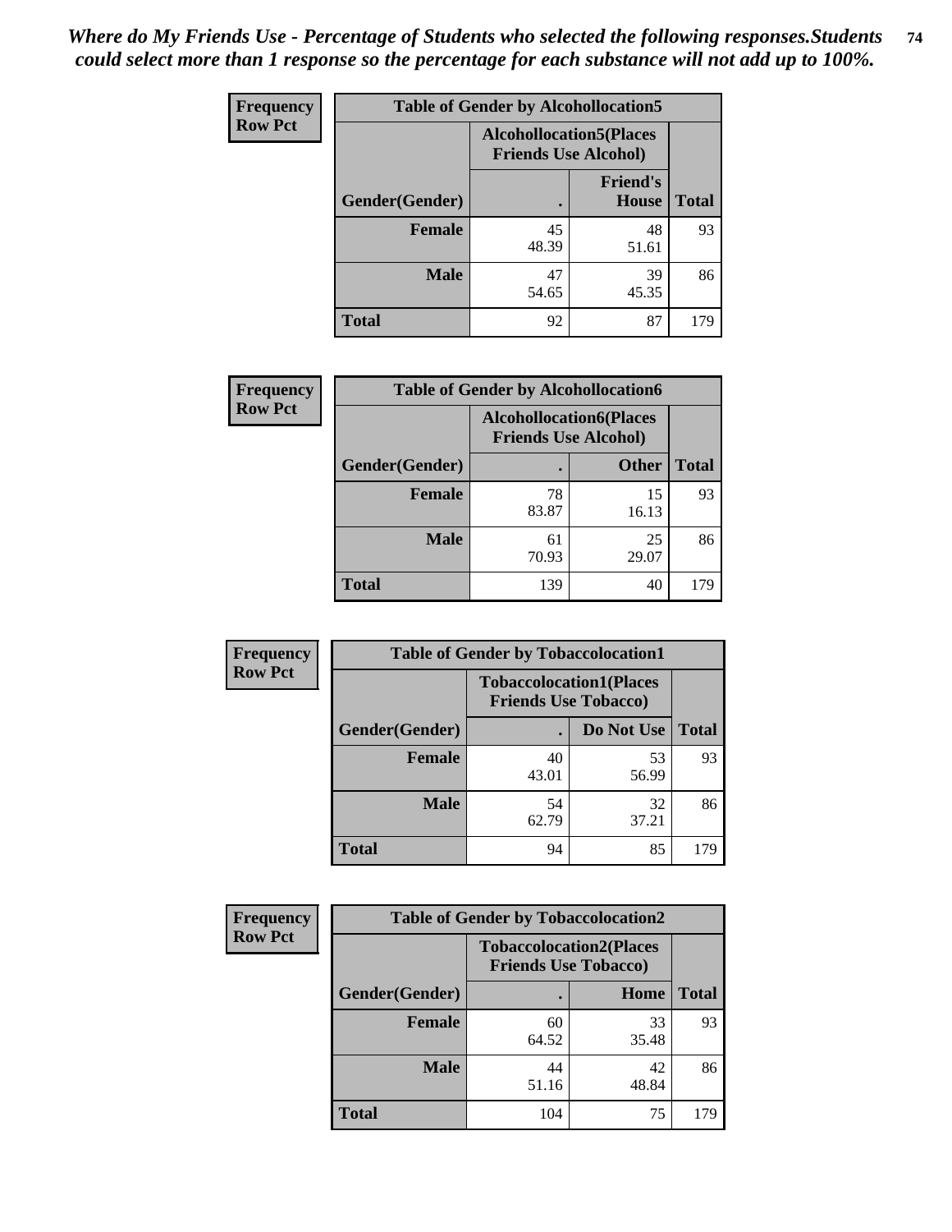*Where do My Friends Use - Percentage of Students who selected the following responses.Students could select more than 1 response so the percentage for each substance will not add up to 100%.*

**Frequency**
**Row Pct**

| Table of Gender by Alcohollocation5 | | | |
|---|---|---|---|
| | Alcohollocation5(Places Friends Use Alcohol) | | |
| Gender(Gender) | . | Friend's House | Total |
| **Female** | 45<br>48.39 | 48<br>51.61 | 93 |
| **Male** | 47<br>54.65 | 39<br>45.35 | 86 |
| **Total** | 92 | 87 | 179 |

**Frequency**
**Row Pct**

| Table of Gender by Alcohollocation6 | | | |
|---|---|---|---|
| | Alcohollocation6(Places Friends Use Alcohol) | | |
| Gender(Gender) | . | Other | Total |
| **Female** | 78<br>83.87 | 15<br>16.13 | 93 |
| **Male** | 61<br>70.93 | 25<br>29.07 | 86 |
| **Total** | 139 | 40 | 179 |

**Frequency**
**Row Pct**

| Table of Gender by Tobaccolocation1 | | | |
|---|---|---|---|
| | Tobaccolocation1(Places Friends Use Tobacco) | | |
| Gender(Gender) | . | Do Not Use | Total |
| **Female** | 40<br>43.01 | 53<br>56.99 | 93 |
| **Male** | 54<br>62.79 | 32<br>37.21 | 86 |
| **Total** | 94 | 85 | 179 |

**Frequency**
**Row Pct**

| Table of Gender by Tobaccolocation2 | | | |
|---|---|---|---|
| | Tobaccolocation2(Places Friends Use Tobacco) | | |
| Gender(Gender) | . | Home | Total |
| **Female** | 60<br>64.52 | 33<br>35.48 | 93 |
| **Male** | 44<br>51.16 | 42<br>48.84 | 86 |
| **Total** | 104 | 75 | 179 |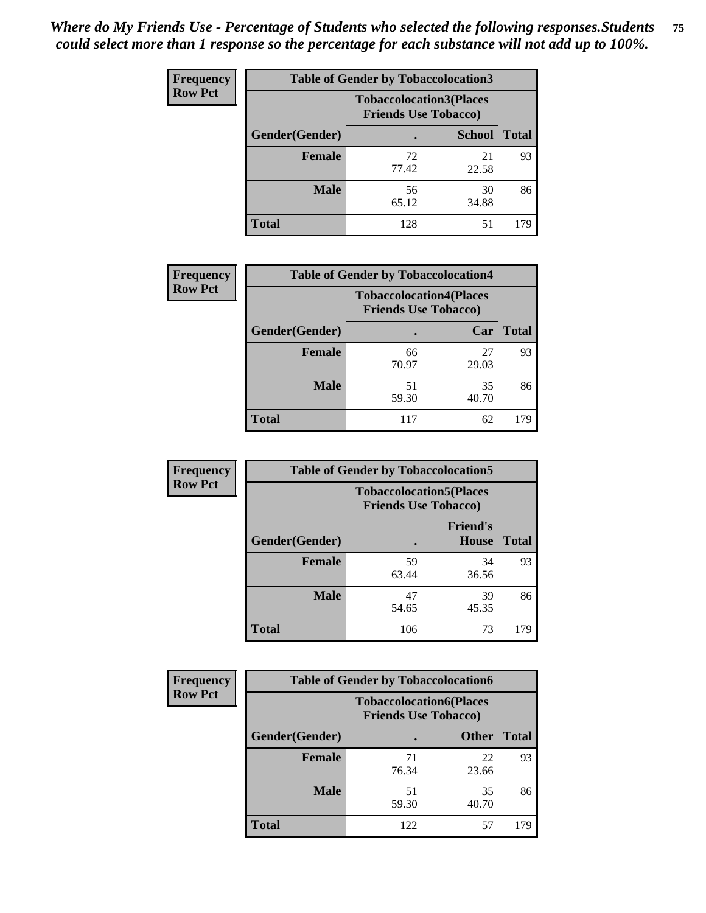*Where do My Friends Use - Percentage of Students who selected the following responses.Students could select more than 1 response so the percentage for each substance will not add up to 100%.*

**Frequency Row Pct**

| Table of Gender by Tobaccolocation3 | | | |
|---|---|---|---|
| | Tobaccolocation3(Places Friends Use Tobacco) | | |
| Gender(Gender) | . | School | Total |
| Female | 72<br>77.42 | 21<br>22.58 | 93 |
| Male | 56<br>65.12 | 30<br>34.88 | 86 |
| Total | 128 | 51 | 179 |

**Frequency Row Pct**

| Table of Gender by Tobaccolocation4 | | | |
|---|---|---|---|
| | Tobaccolocation4(Places Friends Use Tobacco) | | |
| Gender(Gender) | . | Car | Total |
| Female | 66<br>70.97 | 27<br>29.03 | 93 |
| Male | 51<br>59.30 | 35<br>40.70 | 86 |
| Total | 117 | 62 | 179 |

**Frequency Row Pct**

| Table of Gender by Tobaccolocation5 | | | |
|---|---|---|---|
| | Tobaccolocation5(Places Friends Use Tobacco) | | |
| Gender(Gender) | . | Friend's House | Total |
| Female | 59<br>63.44 | 34<br>36.56 | 93 |
| Male | 47<br>54.65 | 39<br>45.35 | 86 |
| Total | 106 | 73 | 179 |

**Frequency Row Pct**

| Table of Gender by Tobaccolocation6 | | | |
|---|---|---|---|
| | Tobaccolocation6(Places Friends Use Tobacco) | | |
| Gender(Gender) | . | Other | Total |
| Female | 71<br>76.34 | 22<br>23.66 | 93 |
| Male | 51<br>59.30 | 35<br>40.70 | 86 |
| Total | 122 | 57 | 179 |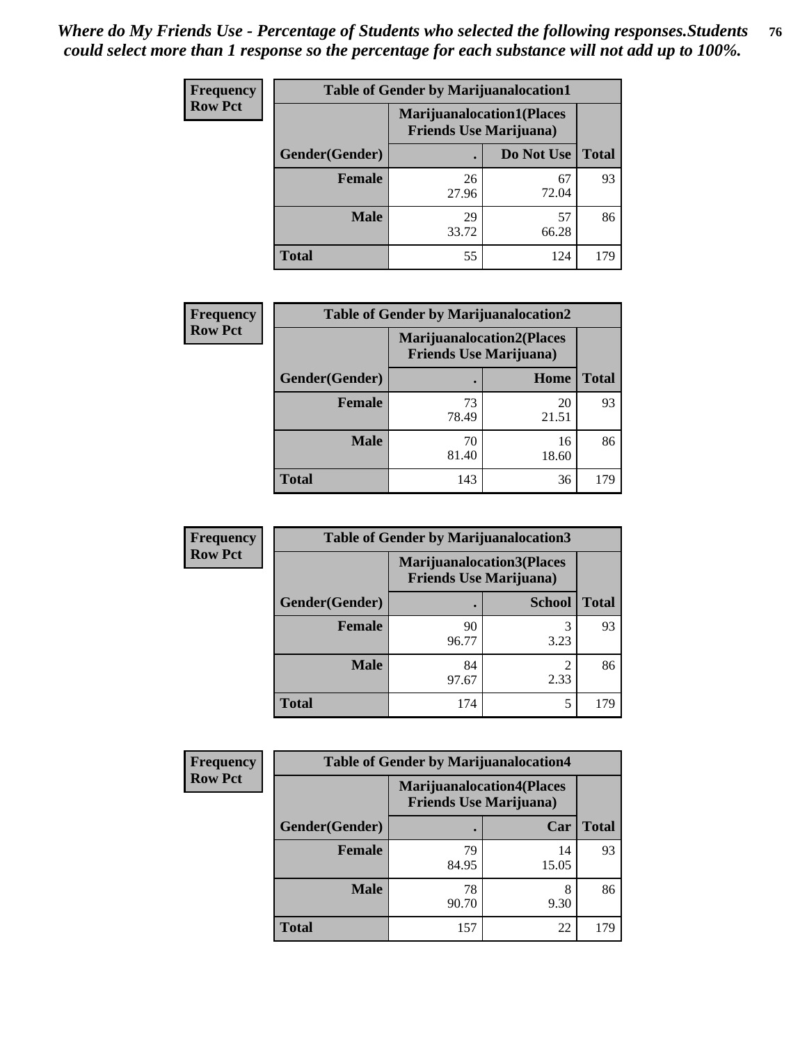*Where do My Friends Use - Percentage of Students who selected the following responses.Students could select more than 1 response so the percentage for each substance will not add up to 100%.*

**Frequency**
**Row Pct**

| Table of Gender by Marijuanalocation1 | | | |
|---|---|---|---|
| | Marijuanalocation1(Places Friends Use Marijuana) | | |
| Gender(Gender) | . | Do Not Use | Total |
| **Female** | 26<br>27.96 | 67<br>72.04 | 93 |
| **Male** | 29<br>33.72 | 57<br>66.28 | 86 |
| **Total** | 55 | 124 | 179 |

**Frequency**
**Row Pct**

| Table of Gender by Marijuanalocation2 | | | |
|---|---|---|---|
| | Marijuanalocation2(Places Friends Use Marijuana) | | |
| Gender(Gender) | . | Home | Total |
| **Female** | 73<br>78.49 | 20<br>21.51 | 93 |
| **Male** | 70<br>81.40 | 16<br>18.60 | 86 |
| **Total** | 143 | 36 | 179 |

**Frequency**
**Row Pct**

| Table of Gender by Marijuanalocation3 | | | |
|---|---|---|---|
| | Marijuanalocation3(Places Friends Use Marijuana) | | |
| Gender(Gender) | . | School | Total |
| **Female** | 90<br>96.77 | 3<br>3.23 | 93 |
| **Male** | 84<br>97.67 | 2<br>2.33 | 86 |
| **Total** | 174 | 5 | 179 |

**Frequency**
**Row Pct**

| Table of Gender by Marijuanalocation4 | | | |
|---|---|---|---|
| | Marijuanalocation4(Places Friends Use Marijuana) | | |
| Gender(Gender) | . | Car | Total |
| **Female** | 79<br>84.95 | 14<br>15.05 | 93 |
| **Male** | 78<br>90.70 | 8<br>9.30 | 86 |
| **Total** | 157 | 22 | 179 |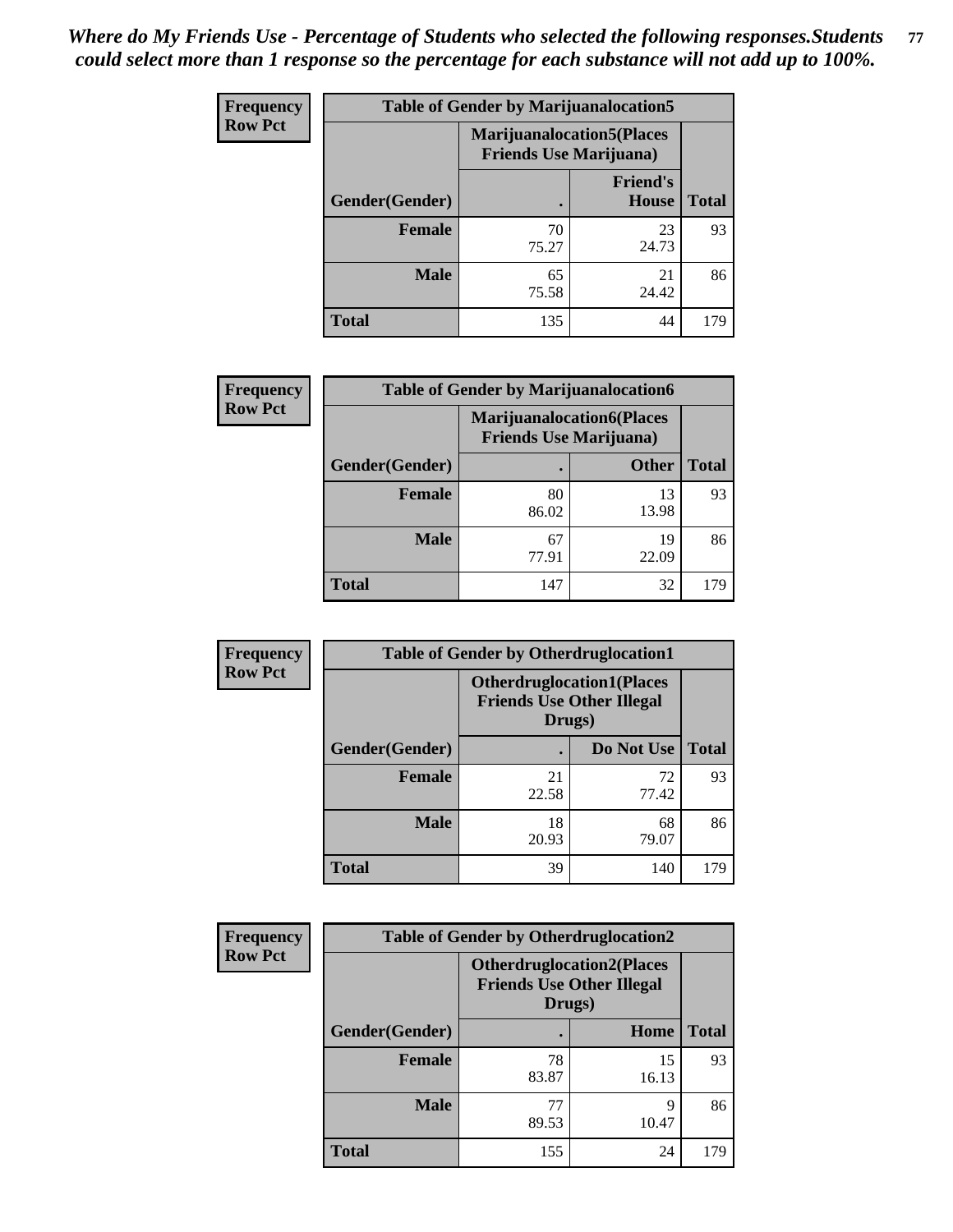*Where do My Friends Use - Percentage of Students who selected the following responses.Students could select more than 1 response so the percentage for each substance will not add up to 100%.*

**Frequency**
**Row Pct**

| Table of Gender by Marijuanalocation5 | | | |
|---|---|---|---|
| | Marijuanalocation5(Places Friends Use Marijuana) | | |
| Gender(Gender) | . | Friend's House | Total |
| **Female** | 70<br>75.27 | 23<br>24.73 | 93 |
| **Male** | 65<br>75.58 | 21<br>24.42 | 86 |
| **Total** | 135 | 44 | 179 |

**Frequency**
**Row Pct**

| Table of Gender by Marijuanalocation6 | | | |
|---|---|---|---|
| | Marijuanalocation6(Places Friends Use Marijuana) | | |
| Gender(Gender) | . | Other | Total |
| **Female** | 80<br>86.02 | 13<br>13.98 | 93 |
| **Male** | 67<br>77.91 | 19<br>22.09 | 86 |
| **Total** | 147 | 32 | 179 |

**Frequency**
**Row Pct**

| Table of Gender by Otherdruglocation1 | | | |
|---|---|---|---|
| | Otherdruglocation1(Places Friends Use Other Illegal Drugs) | | |
| Gender(Gender) | . | Do Not Use | Total |
| **Female** | 21<br>22.58 | 72<br>77.42 | 93 |
| **Male** | 18<br>20.93 | 68<br>79.07 | 86 |
| **Total** | 39 | 140 | 179 |

**Frequency**
**Row Pct**

| Table of Gender by Otherdruglocation2 | | | |
|---|---|---|---|
| | Otherdruglocation2(Places Friends Use Other Illegal Drugs) | | |
| Gender(Gender) | . | Home | Total |
| **Female** | 78<br>83.87 | 15<br>16.13 | 93 |
| **Male** | 77<br>89.53 | 9<br>10.47 | 86 |
| **Total** | 155 | 24 | 179 |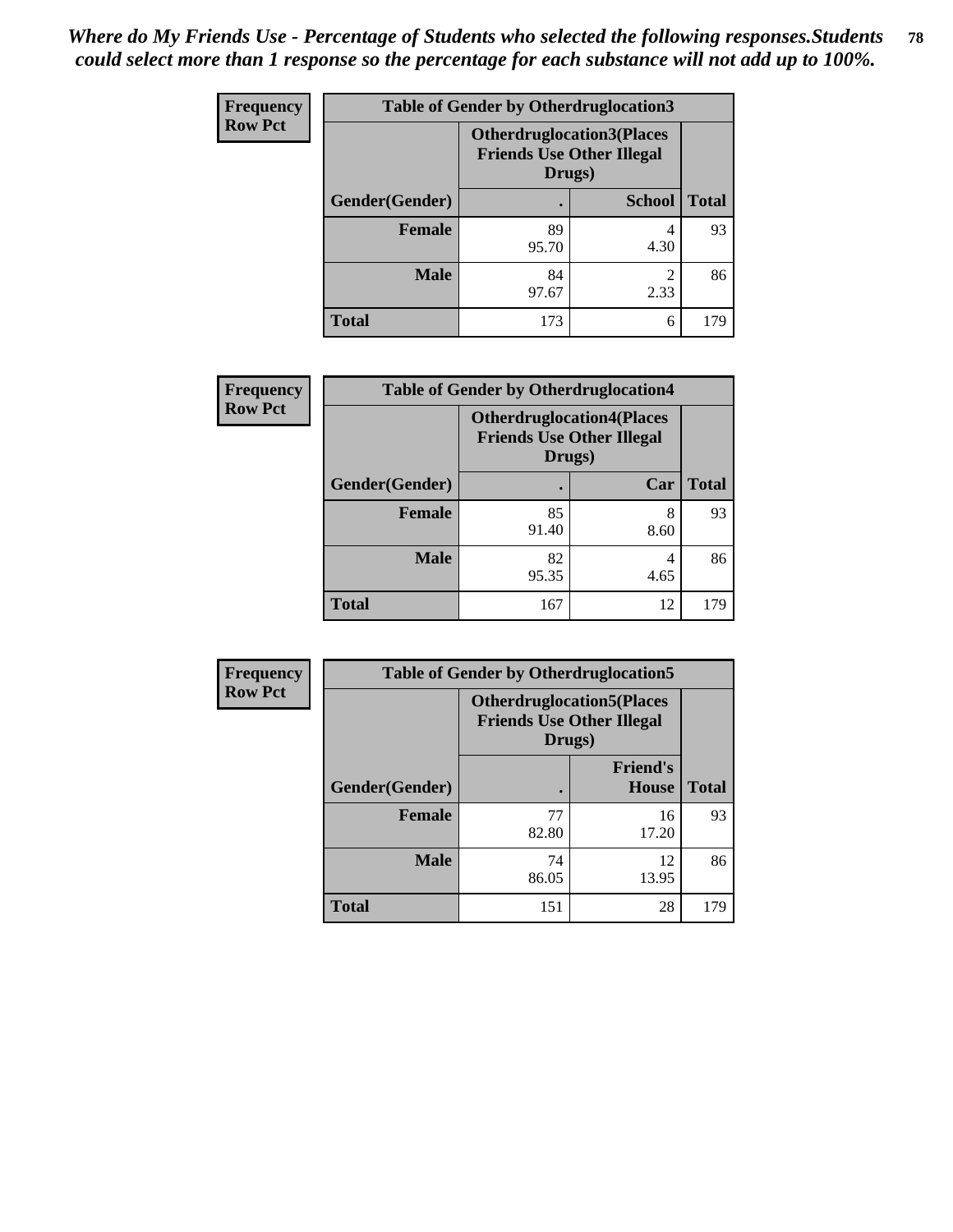*Where do My Friends Use - Percentage of Students who selected the following responses.Students could select more than 1 response so the percentage for each substance will not add up to 100%.*

| Frequency Row Pct | Table of Gender by Otherdruglocation3 | | |
|---|---|---|---|
| | Otherdruglocation3(Places Friends Use Other Illegal Drugs) | | |
| Gender(Gender) | . | School | Total |
| Female | 89<br>95.70 | 4<br>4.30 | 93 |
| Male | 84<br>97.67 | 2<br>2.33 | 86 |
| Total | 173 | 6 | 179 |

| Frequency Row Pct | Table of Gender by Otherdruglocation4 | | |
|---|---|---|---|
| | Otherdruglocation4(Places Friends Use Other Illegal Drugs) | | |
| Gender(Gender) | . | Car | Total |
| Female | 85<br>91.40 | 8<br>8.60 | 93 |
| Male | 82<br>95.35 | 4<br>4.65 | 86 |
| Total | 167 | 12 | 179 |

| Frequency Row Pct | Table of Gender by Otherdruglocation5 | | |
|---|---|---|---|
| | Otherdruglocation5(Places Friends Use Other Illegal Drugs) | | |
| Gender(Gender) | . | Friend's House | Total |
| Female | 77<br>82.80 | 16<br>17.20 | 93 |
| Male | 74<br>86.05 | 12<br>13.95 | 86 |
| Total | 151 | 28 | 179 |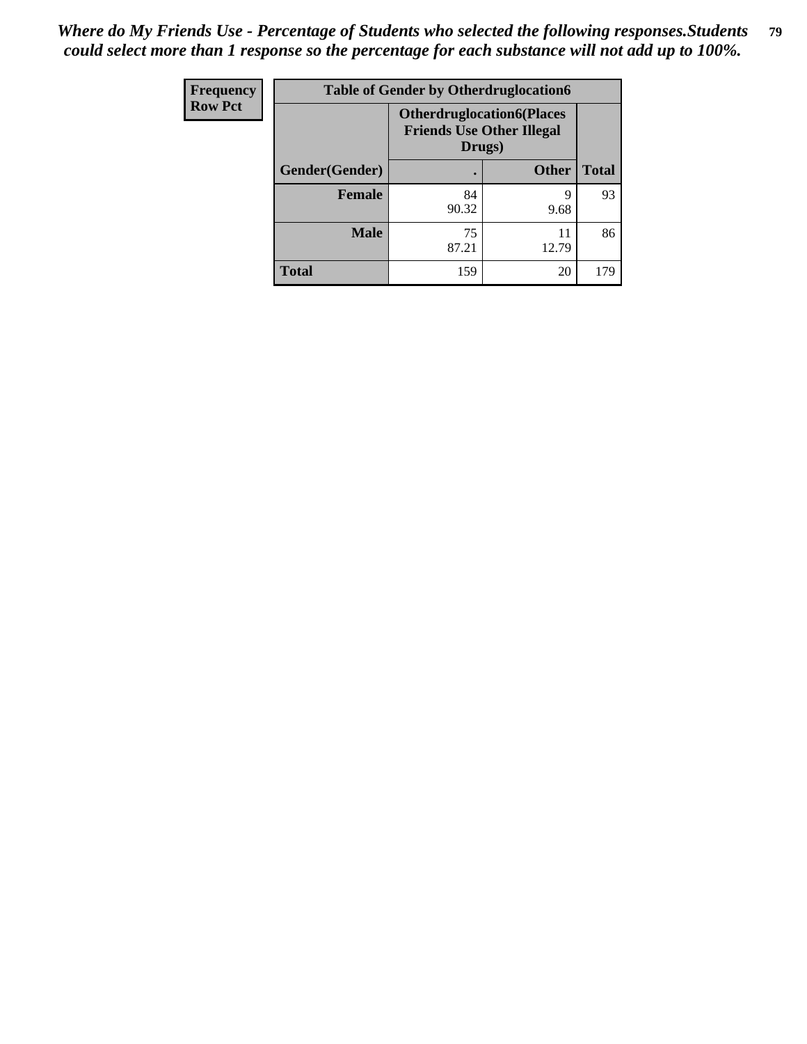*Where do My Friends Use - Percentage of Students who selected the following responses.Students could select more than 1 response so the percentage for each substance will not add up to 100%.*

| Frequency Row Pct | Table of Gender by Otherdruglocation6 | | |
|---|---|---|---|
| | Otherdruglocation6(Places Friends Use Other Illegal Drugs) | | |
| Gender(Gender) | . | Other | Total |
| Female | 84<br>90.32 | 9<br>9.68 | 93 |
| Male | 75<br>87.21 | 11<br>12.79 | 86 |
| Total | 159 | 20 | 179 |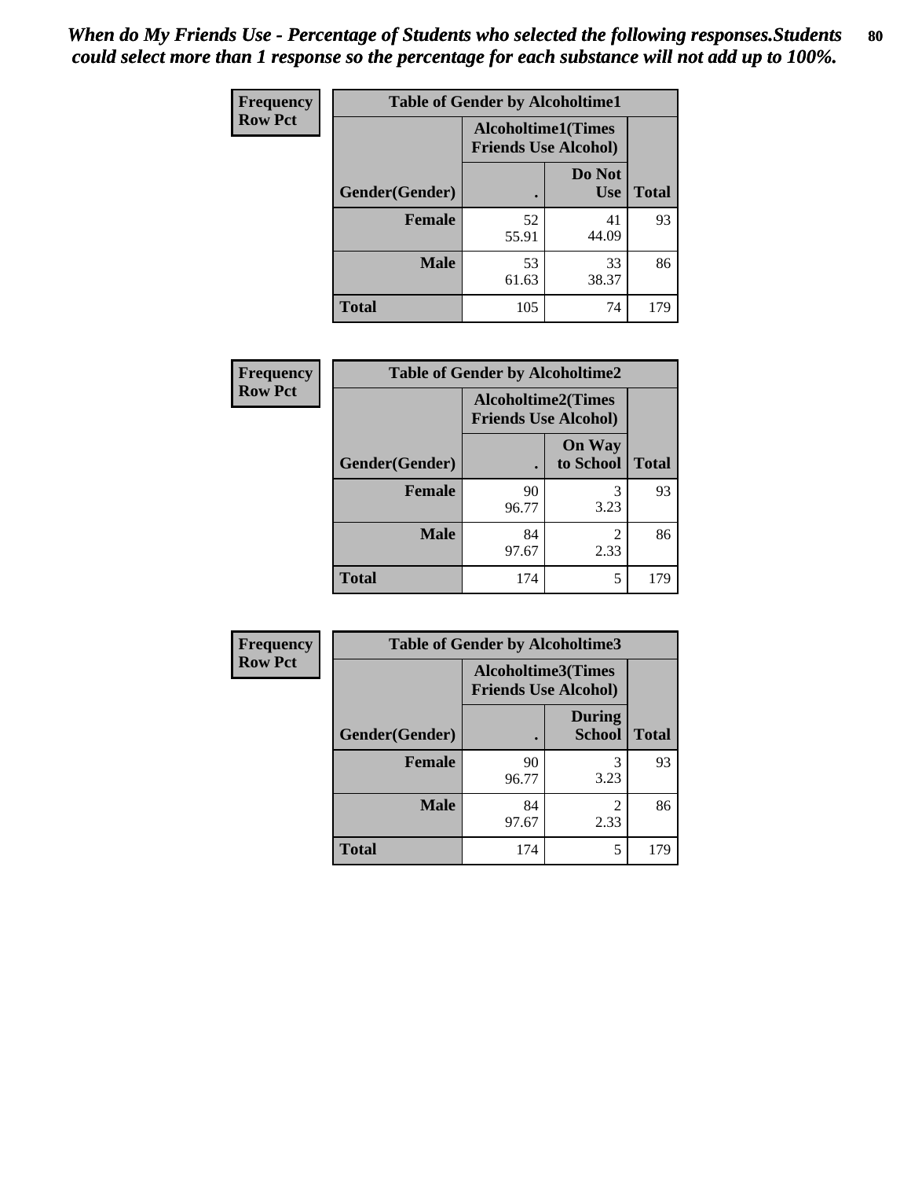*When do My Friends Use - Percentage of Students who selected the following responses.Students could select more than 1 response so the percentage for each substance will not add up to 100%.*

**Frequency**
**Row Pct**

| Table of Gender by Alcoholtime1 | | | |
|---|---|---|---|
| | Alcoholtime1(Times Friends Use Alcohol) | | |
| Gender(Gender) | . | Do Not Use | Total |
| **Female** | 52<br>55.91 | 41<br>44.09 | 93 |
| **Male** | 53<br>61.63 | 33<br>38.37 | 86 |
| **Total** | 105 | 74 | 179 |

**Frequency**
**Row Pct**

| Table of Gender by Alcoholtime2 | | | |
|---|---|---|---|
| | Alcoholtime2(Times Friends Use Alcohol) | | |
| Gender(Gender) | . | On Way to School | Total |
| **Female** | 90<br>96.77 | 3<br>3.23 | 93 |
| **Male** | 84<br>97.67 | 2<br>2.33 | 86 |
| **Total** | 174 | 5 | 179 |

**Frequency**
**Row Pct**

| Table of Gender by Alcoholtime3 | | | |
|---|---|---|---|
| | Alcoholtime3(Times Friends Use Alcohol) | | |
| Gender(Gender) | . | During School | Total |
| **Female** | 90<br>96.77 | 3<br>3.23 | 93 |
| **Male** | 84<br>97.67 | 2<br>2.33 | 86 |
| **Total** | 174 | 5 | 179 |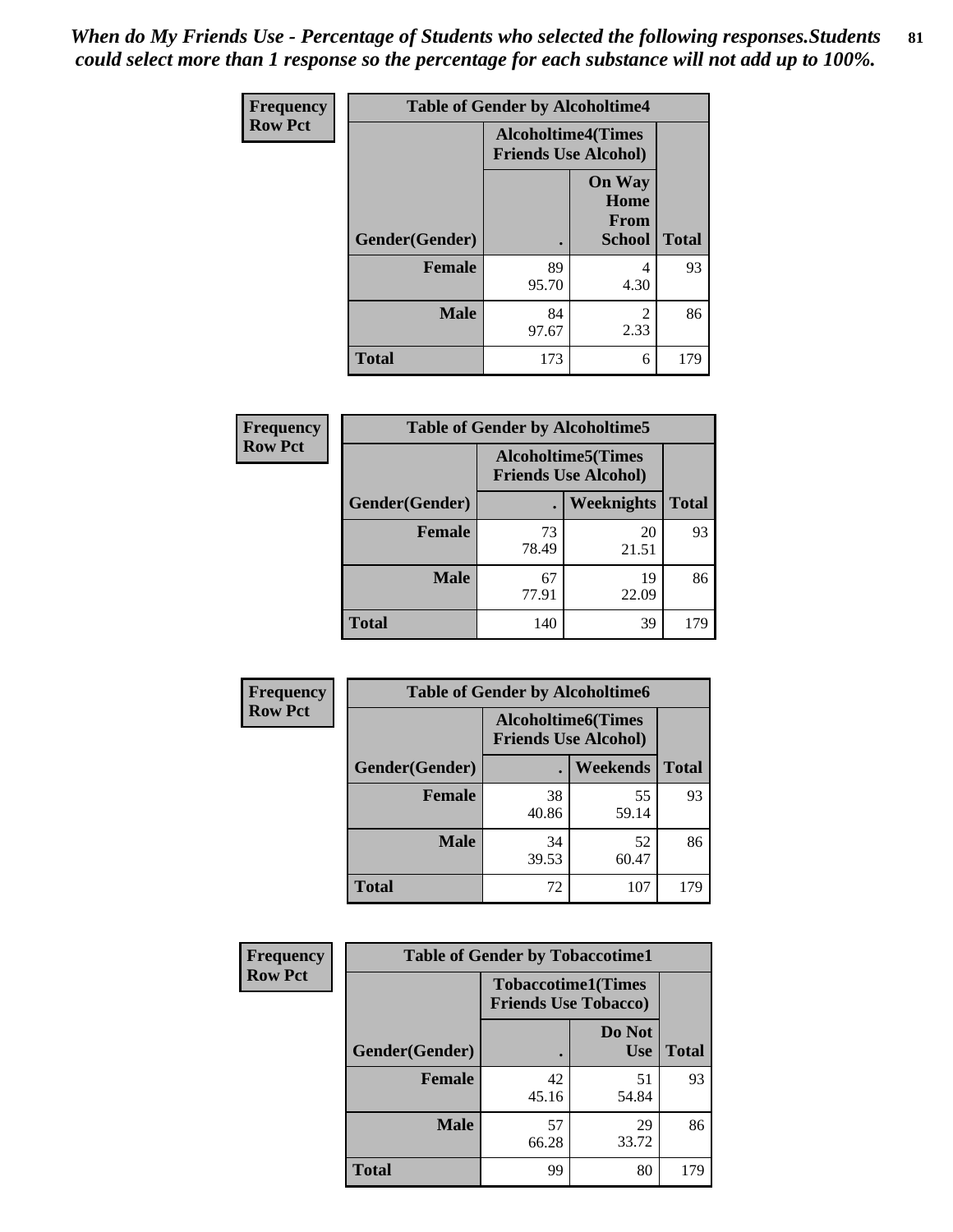*When do My Friends Use - Percentage of Students who selected the following responses.Students could select more than 1 response so the percentage for each substance will not add up to 100%.*

**Frequency**
**Row Pct**

| Table of Gender by Alcoholtime4 | | | |
|---|---|---|---|
| | Alcoholtime4(Times Friends Use Alcohol) | | |
| Gender(Gender) | . | On Way Home From School | Total |
| **Female** | 89<br>95.70 | 4<br>4.30 | 93 |
| **Male** | 84<br>97.67 | 2<br>2.33 | 86 |
| **Total** | 173 | 6 | 179 |

**Frequency**
**Row Pct**

| Table of Gender by Alcoholtime5 | | | |
|---|---|---|---|
| | Alcoholtime5(Times Friends Use Alcohol) | | |
| Gender(Gender) | . | Weeknights | Total |
| **Female** | 73<br>78.49 | 20<br>21.51 | 93 |
| **Male** | 67<br>77.91 | 19<br>22.09 | 86 |
| **Total** | 140 | 39 | 179 |

**Frequency**
**Row Pct**

| Table of Gender by Alcoholtime6 | | | |
|---|---|---|---|
| | Alcoholtime6(Times Friends Use Alcohol) | | |
| Gender(Gender) | . | Weekends | Total |
| **Female** | 38<br>40.86 | 55<br>59.14 | 93 |
| **Male** | 34<br>39.53 | 52<br>60.47 | 86 |
| **Total** | 72 | 107 | 179 |

**Frequency**
**Row Pct**

| Table of Gender by Tobaccotime1 | | | |
|---|---|---|---|
| | Tobaccotime1(Times Friends Use Tobacco) | | |
| Gender(Gender) | . | Do Not Use | Total |
| **Female** | 42<br>45.16 | 51<br>54.84 | 93 |
| **Male** | 57<br>66.28 | 29<br>33.72 | 86 |
| **Total** | 99 | 80 | 179 |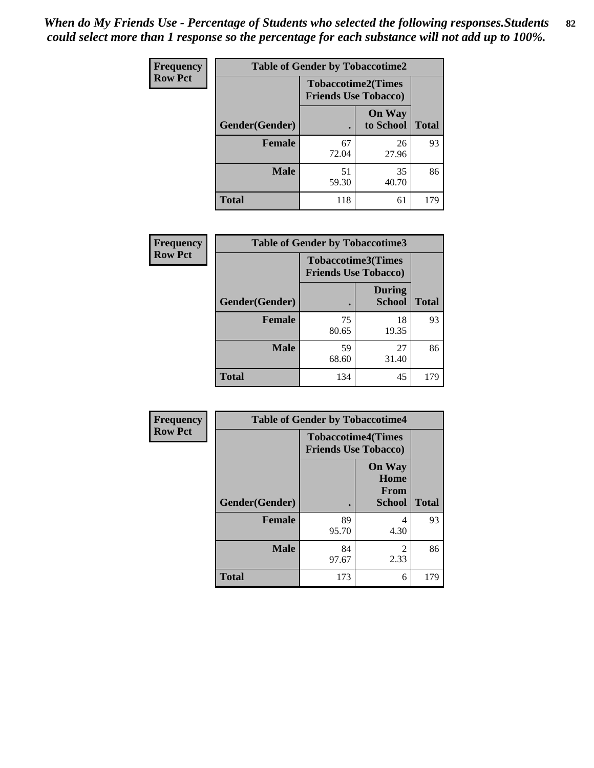*When do My Friends Use - Percentage of Students who selected the following responses.Students could select more than 1 response so the percentage for each substance will not add up to 100%.*

**Frequency**
**Row Pct**

| Table of Gender by Tobaccotime2 | | | |
|---|---|---|---|
| | Tobaccotime2(Times Friends Use Tobacco) | | |
| Gender(Gender) | . | On Way to School | Total |
| **Female** | 67<br>72.04 | 26<br>27.96 | 93 |
| **Male** | 51<br>59.30 | 35<br>40.70 | 86 |
| **Total** | 118 | 61 | 179 |

**Frequency**
**Row Pct**

| Table of Gender by Tobaccotime3 | | | |
|---|---|---|---|
| | Tobaccotime3(Times Friends Use Tobacco) | | |
| Gender(Gender) | . | During School | Total |
| **Female** | 75<br>80.65 | 18<br>19.35 | 93 |
| **Male** | 59<br>68.60 | 27<br>31.40 | 86 |
| **Total** | 134 | 45 | 179 |

**Frequency**
**Row Pct**

| Table of Gender by Tobaccotime4 | | | |
|---|---|---|---|
| | Tobaccotime4(Times Friends Use Tobacco) | | |
| Gender(Gender) | . | On Way Home From School | Total |
| **Female** | 89<br>95.70 | 4<br>4.30 | 93 |
| **Male** | 84<br>97.67 | 2<br>2.33 | 86 |
| **Total** | 173 | 6 | 179 |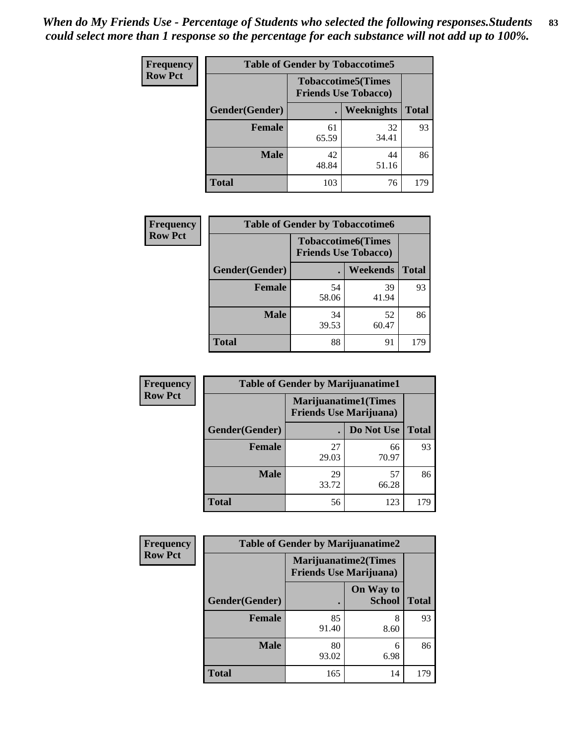*When do My Friends Use - Percentage of Students who selected the following responses.Students could select more than 1 response so the percentage for each substance will not add up to 100%.*

**Frequency**
**Row Pct**

| Table of Gender by Tobaccotime5 | | | |
|---|---|---|---|
| | Tobaccotime5(Times Friends Use Tobacco) | | |
| Gender(Gender) | . | Weeknights | Total |
| **Female** | 61<br>65.59 | 32<br>34.41 | 93 |
| **Male** | 42<br>48.84 | 44<br>51.16 | 86 |
| **Total** | 103 | 76 | 179 |

**Frequency**
**Row Pct**

| Table of Gender by Tobaccotime6 | | | |
|---|---|---|---|
| | Tobaccotime6(Times Friends Use Tobacco) | | |
| Gender(Gender) | . | Weekends | Total |
| **Female** | 54<br>58.06 | 39<br>41.94 | 93 |
| **Male** | 34<br>39.53 | 52<br>60.47 | 86 |
| **Total** | 88 | 91 | 179 |

**Frequency**
**Row Pct**

| Table of Gender by Marijuanatime1 | | | |
|---|---|---|---|
| | Marijuanatime1(Times Friends Use Marijuana) | | |
| Gender(Gender) | . | Do Not Use | Total |
| **Female** | 27<br>29.03 | 66<br>70.97 | 93 |
| **Male** | 29<br>33.72 | 57<br>66.28 | 86 |
| **Total** | 56 | 123 | 179 |

**Frequency**
**Row Pct**

| Table of Gender by Marijuanatime2 | | | |
|---|---|---|---|
| | Marijuanatime2(Times Friends Use Marijuana) | | |
| Gender(Gender) | . | On Way to School | Total |
| **Female** | 85<br>91.40 | 8<br>8.60 | 93 |
| **Male** | 80<br>93.02 | 6<br>6.98 | 86 |
| **Total** | 165 | 14 | 179 |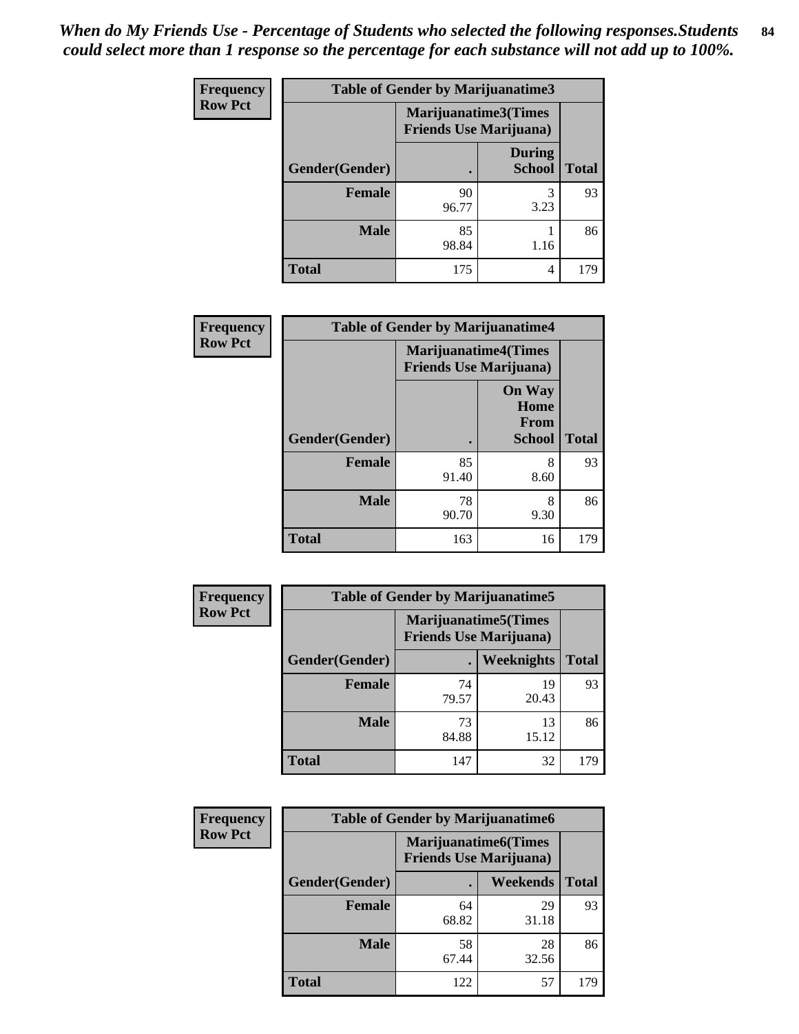*When do My Friends Use - Percentage of Students who selected the following responses.Students could select more than 1 response so the percentage for each substance will not add up to 100%.*

**Frequency**
**Row Pct**

| Table of Gender by Marijuanatime3 | | | |
|---|---|---|---|
| | Marijuanatime3(Times Friends Use Marijuana) | | |
| Gender(Gender) | . | During School | Total |
| **Female** | 90<br>96.77 | 3<br>3.23 | 93 |
| **Male** | 85<br>98.84 | 1<br>1.16 | 86 |
| **Total** | 175 | 4 | 179 |

**Frequency**
**Row Pct**

| Table of Gender by Marijuanatime4 | | | |
|---|---|---|---|
| | Marijuanatime4(Times Friends Use Marijuana) | | |
| Gender(Gender) | . | On Way Home From School | Total |
| **Female** | 85<br>91.40 | 8<br>8.60 | 93 |
| **Male** | 78<br>90.70 | 8<br>9.30 | 86 |
| **Total** | 163 | 16 | 179 |

**Frequency**
**Row Pct**

| Table of Gender by Marijuanatime5 | | | |
|---|---|---|---|
| | Marijuanatime5(Times Friends Use Marijuana) | | |
| Gender(Gender) | . | Weeknights | Total |
| **Female** | 74<br>79.57 | 19<br>20.43 | 93 |
| **Male** | 73<br>84.88 | 13<br>15.12 | 86 |
| **Total** | 147 | 32 | 179 |

**Frequency**
**Row Pct**

| Table of Gender by Marijuanatime6 | | | |
|---|---|---|---|
| | Marijuanatime6(Times Friends Use Marijuana) | | |
| Gender(Gender) | . | Weekends | Total |
| **Female** | 64<br>68.82 | 29<br>31.18 | 93 |
| **Male** | 58<br>67.44 | 28<br>32.56 | 86 |
| **Total** | 122 | 57 | 179 |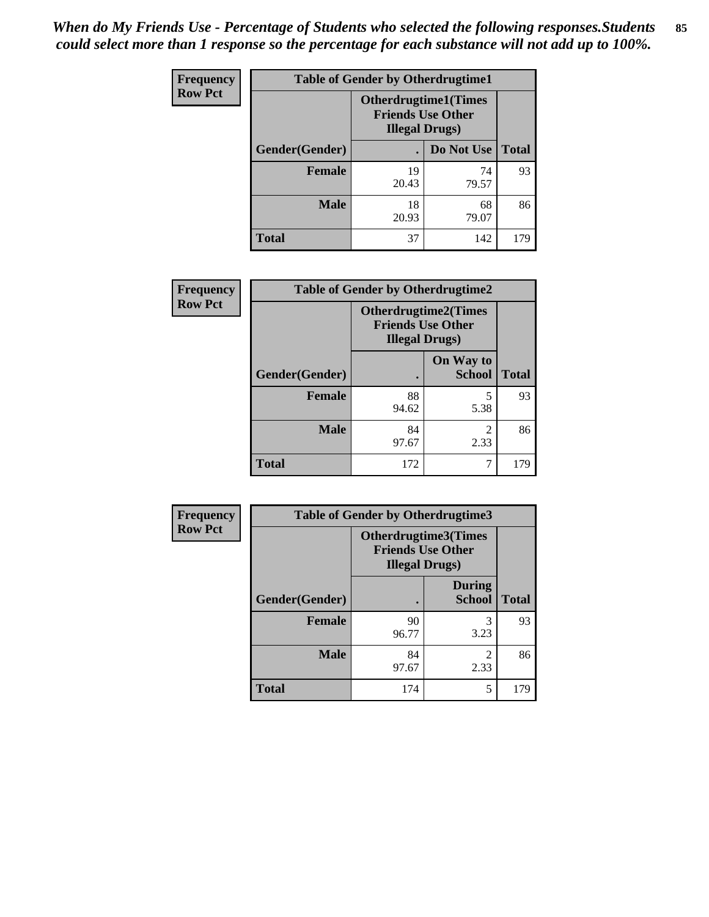*When do My Friends Use - Percentage of Students who selected the following responses.Students could select more than 1 response so the percentage for each substance will not add up to 100%.*

**Frequency**
**Row Pct**

| Table of Gender by Otherdrugtime1 | | | |
|---|---|---|---|
| | Otherdrugtime1(Times Friends Use Other Illegal Drugs) | | |
| Gender(Gender) | . | Do Not Use | Total |
| **Female** | 19<br>20.43 | 74<br>79.57 | 93 |
| **Male** | 18<br>20.93 | 68<br>79.07 | 86 |
| **Total** | 37 | 142 | 179 |

**Frequency**
**Row Pct**

| Table of Gender by Otherdrugtime2 | | | |
|---|---|---|---|
| | Otherdrugtime2(Times Friends Use Other Illegal Drugs) | | |
| Gender(Gender) | . | On Way to School | Total |
| **Female** | 88<br>94.62 | 5<br>5.38 | 93 |
| **Male** | 84<br>97.67 | 2<br>2.33 | 86 |
| **Total** | 172 | 7 | 179 |

**Frequency**
**Row Pct**

| Table of Gender by Otherdrugtime3 | | | |
|---|---|---|---|
| | Otherdrugtime3(Times Friends Use Other Illegal Drugs) | | |
| Gender(Gender) | . | During School | Total |
| **Female** | 90<br>96.77 | 3<br>3.23 | 93 |
| **Male** | 84<br>97.67 | 2<br>2.33 | 86 |
| **Total** | 174 | 5 | 179 |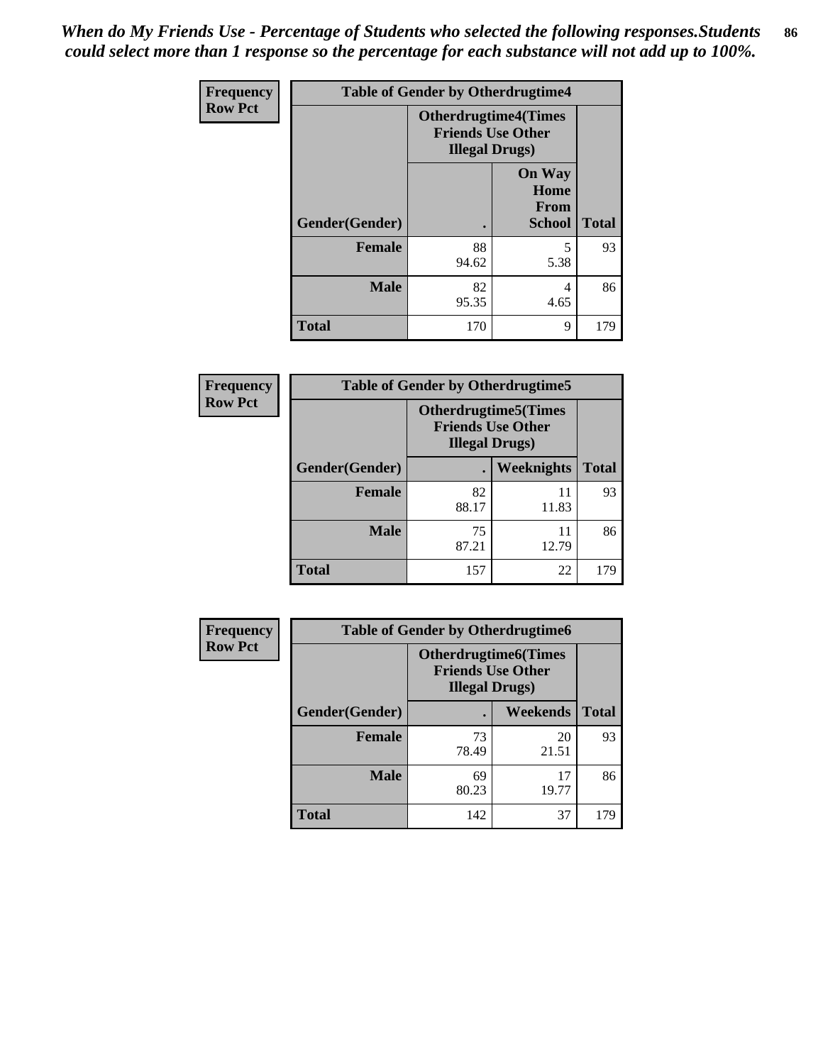*When do My Friends Use - Percentage of Students who selected the following responses.Students could select more than 1 response so the percentage for each substance will not add up to 100%.*

| Frequency Row Pct | Table of Gender by Otherdrugtime4 | | |
|---|---|---|---|
| | Otherdrugtime4(Times Friends Use Other Illegal Drugs) | | |
| Gender(Gender) | . | On Way Home From School | Total |
| Female | 88<br>94.62 | 5<br>5.38 | 93 |
| Male | 82<br>95.35 | 4<br>4.65 | 86 |
| Total | 170 | 9 | 179 |

| Frequency Row Pct | Table of Gender by Otherdrugtime5 | | |
|---|---|---|---|
| | Otherdrugtime5(Times Friends Use Other Illegal Drugs) | | |
| Gender(Gender) | . | Weeknights | Total |
| Female | 82<br>88.17 | 11<br>11.83 | 93 |
| Male | 75<br>87.21 | 11<br>12.79 | 86 |
| Total | 157 | 22 | 179 |

| Frequency Row Pct | Table of Gender by Otherdrugtime6 | | |
|---|---|---|---|
| | Otherdrugtime6(Times Friends Use Other Illegal Drugs) | | |
| Gender(Gender) | . | Weekends | Total |
| Female | 73<br>78.49 | 20<br>21.51 | 93 |
| Male | 69<br>80.23 | 17<br>19.77 | 86 |
| Total | 142 | 37 | 179 |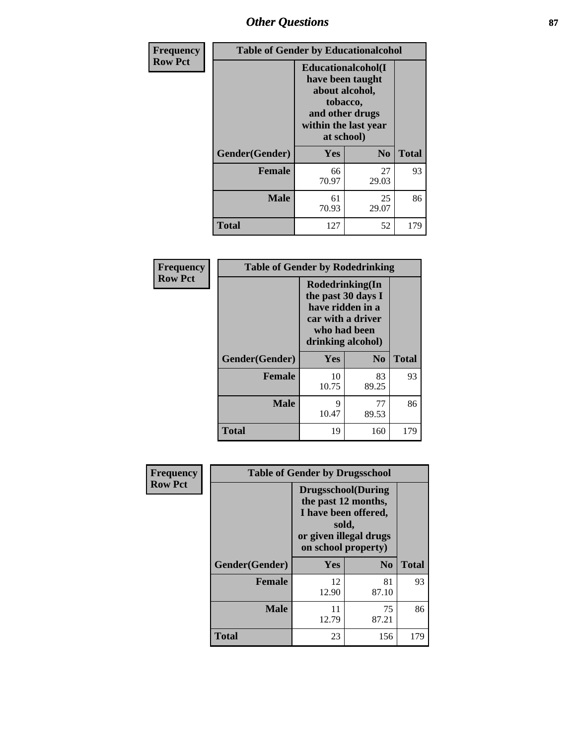| Frequency<br>Row Pct | Table of Gender by Educationalcohol | | |
|---|---|---|---|
| | Educationalcohol(I have been taught about alcohol, tobacco, and other drugs within the last year at school) | | |
| Gender(Gender) | Yes | No | Total |
| Female | 66<br>70.97 | 27<br>29.03 | 93 |
| Male | 61<br>70.93 | 25<br>29.07 | 86 |
| Total | 127 | 52 | 179 |

| Frequency<br>Row Pct | Table of Gender by Rodedrinking | | |
|---|---|---|---|
| | Rodedrinking(In the past 30 days I have ridden in a car with a driver who had been drinking alcohol) | | |
| Gender(Gender) | Yes | No | Total |
| Female | 10<br>10.75 | 83<br>89.25 | 93 |
| Male | 9<br>10.47 | 77<br>89.53 | 86 |
| Total | 19 | 160 | 179 |

| Frequency<br>Row Pct | Table of Gender by Drugsschool | | |
|---|---|---|---|
| | Drugsschool(During the past 12 months, I have been offered, sold, or given illegal drugs on school property) | | |
| Gender(Gender) | Yes | No | Total |
| Female | 12<br>12.90 | 81<br>87.10 | 93 |
| Male | 11<br>12.79 | 75<br>87.21 | 86 |
| Total | 23 | 156 | 179 |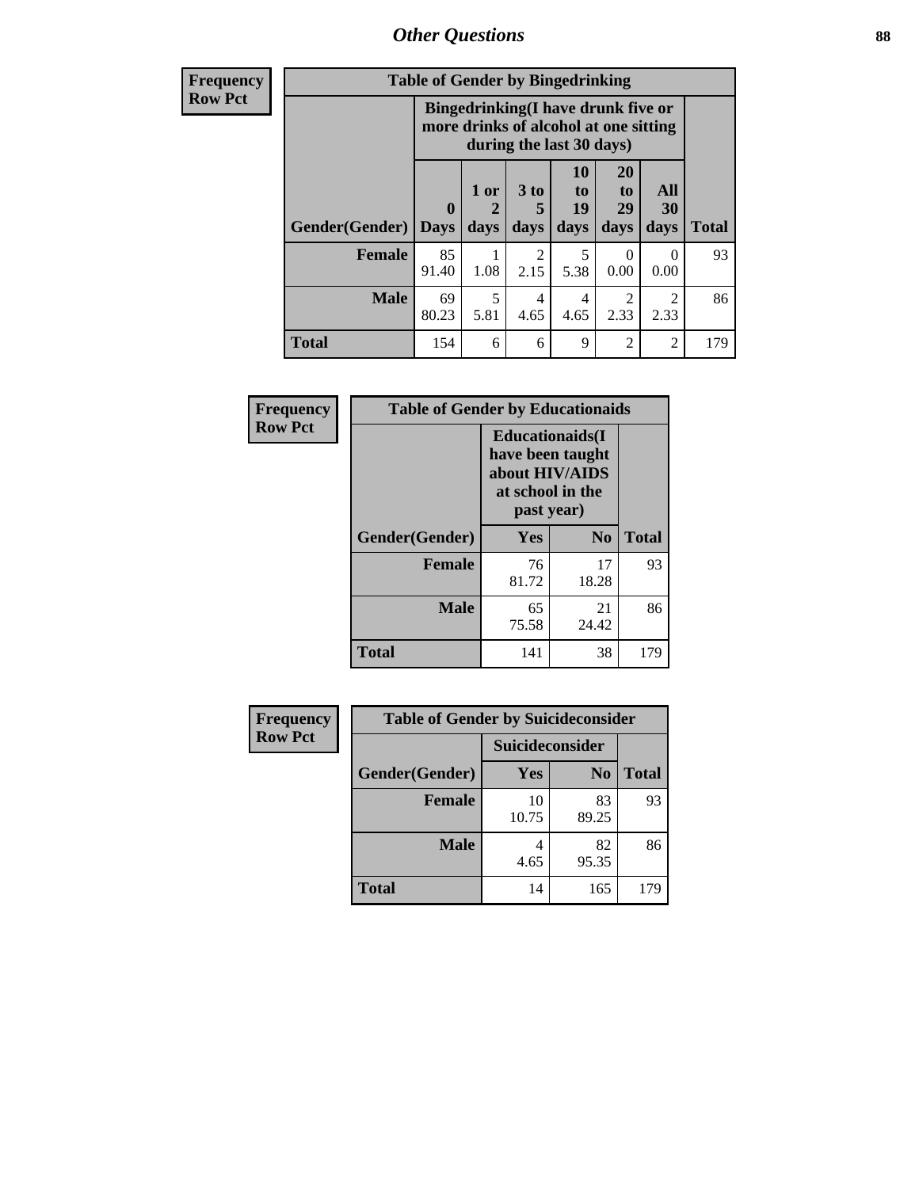# Other Questions

**Frequency**
**Row Pct**

| Table of Gender by Bingedrinking | | | | | | | |
|---|---|---|---|---|---|---|---|
| | Bingedrinking(I have drunk five or more drinks of alcohol at one sitting during the last 30 days) | | | | | | |
| Gender(Gender) | 0 Days | 1 or 2 days | 3 to 5 days | 10 to 19 days | 20 to 29 days | All 30 days | Total |
| Female | 85<br>91.40 | 1<br>1.08 | 2<br>2.15 | 5<br>5.38 | 0<br>0.00 | 0<br>0.00 | 93 |
| Male | 69<br>80.23 | 5<br>5.81 | 4<br>4.65 | 4<br>4.65 | 2<br>2.33 | 2<br>2.33 | 86 |
| Total | 154 | 6 | 6 | 9 | 2 | 2 | 179 |

**Frequency**
**Row Pct**

| Table of Gender by Educationaids | | | |
|---|---|---|---|
| | Educationaids(I have been taught about HIV/AIDS at school in the past year) | | |
| Gender(Gender) | Yes | No | Total |
| Female | 76<br>81.72 | 17<br>18.28 | 93 |
| Male | 65<br>75.58 | 21<br>24.42 | 86 |
| Total | 141 | 38 | 179 |

**Frequency**
**Row Pct**

| Table of Gender by Suicideconsider | | | |
|---|---|---|---|
| | Suicideconsider | | |
| Gender(Gender) | Yes | No | Total |
| Female | 10<br>10.75 | 83<br>89.25 | 93 |
| Male | 4<br>4.65 | 82<br>95.35 | 86 |
| Total | 14 | 165 | 179 |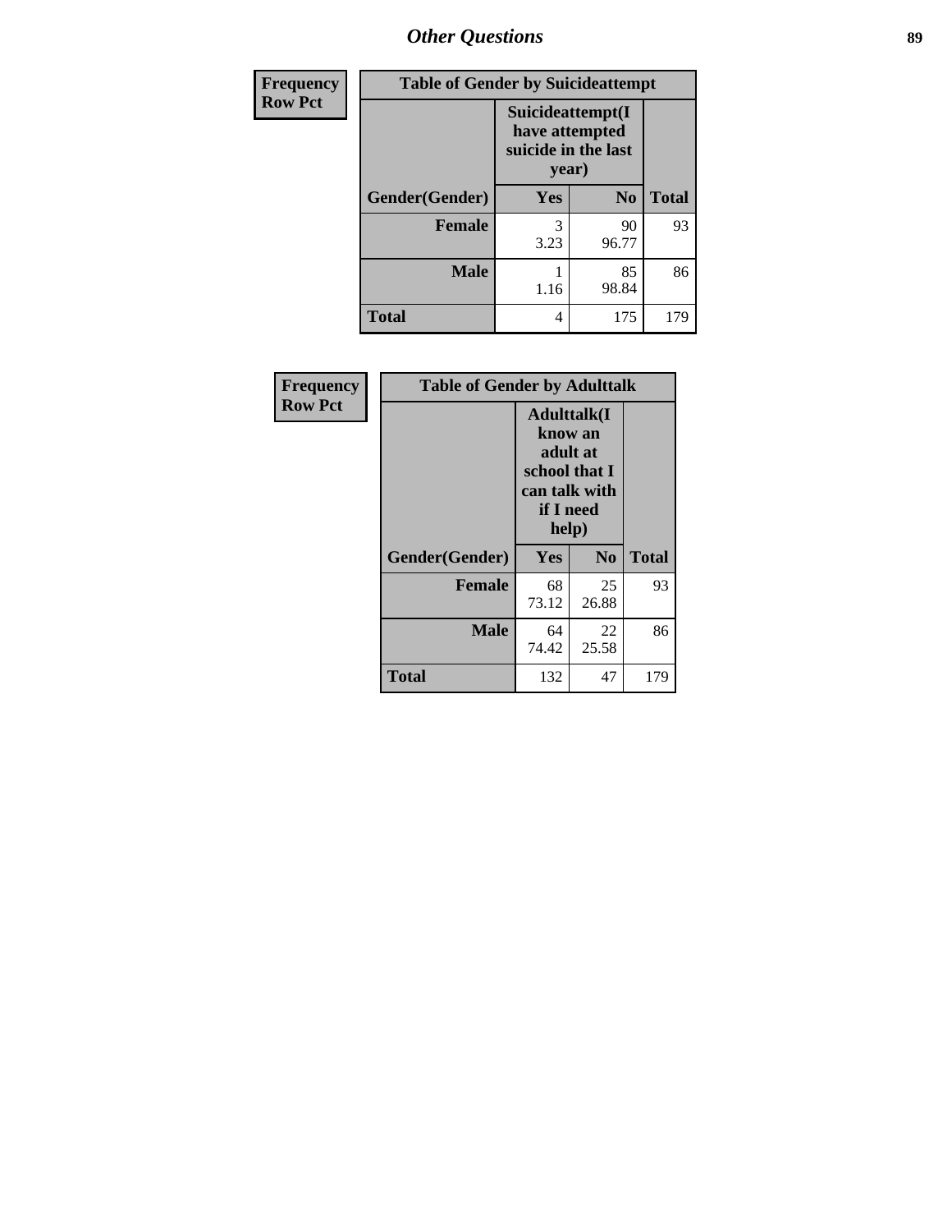## Other Questions

| Frequency<br>Row Pct | Table of Gender by Suicideattempt | | |
|---|---|---|---|
| | Suicideattempt(I have attempted suicide in the last year) | | |
| Gender(Gender) | Yes | No | Total |
| Female | 3<br>3.23 | 90<br>96.77 | 93 |
| Male | 1<br>1.16 | 85<br>98.84 | 86 |
| Total | 4 | 175 | 179 |

| Frequency<br>Row Pct | Table of Gender by Adulttalk | | |
|---|---|---|---|
| | Adulttalk(I know an adult at school that I can talk with if I need help) | | |
| Gender(Gender) | Yes | No | Total |
| Female | 68<br>73.12 | 25<br>26.88 | 93 |
| Male | 64<br>74.42 | 22<br>25.58 | 86 |
| Total | 132 | 47 | 179 |